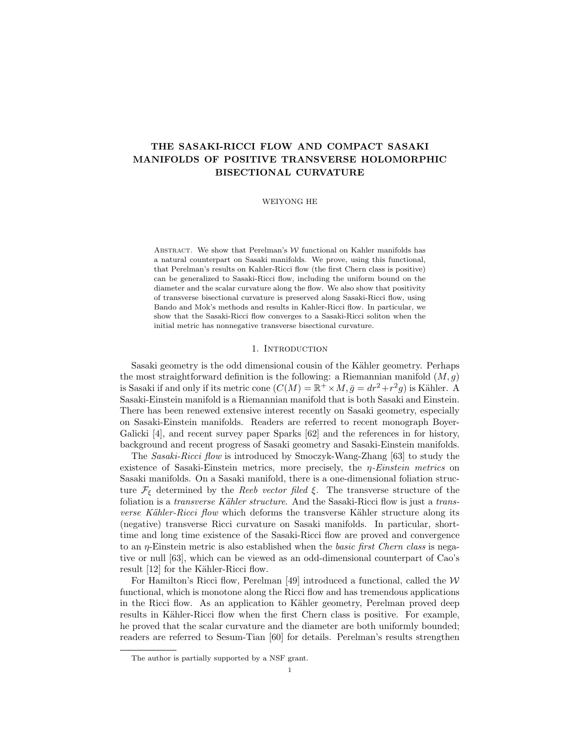# THE SASAKI-RICCI FLOW AND COMPACT SASAKI MANIFOLDS OF POSITIVE TRANSVERSE HOLOMORPHIC BISECTIONAL CURVATURE

WEIYONG HE

Abstract. We show that Perelman's $\mathcal{W}$ functional on Kahler manifolds has a natural counterpart on Sasaki manifolds. We prove, using this functional, that Perelman's results on Kahler-Ricci flow (the first Chern class is positive) can be generalized to Sasaki-Ricci flow, including the uniform bound on the diameter and the scalar curvature along the flow. We also show that positivity of transverse bisectional curvature is preserved along Sasaki-Ricci flow, using Bando and Mok's methods and results in Kahler-Ricci flow. In particular, we show that the Sasaki-Ricci flow converges to a Sasaki-Ricci soliton when the initial metric has nonnegative transverse bisectional curvature.

## 1. Introduction

Sasaki geometry is the odd dimensional cousin of the Kähler geometry. Perhaps the most straightforward definition is the following: a Riemannian manifold $(M, g)$ is Sasaki if and only if its metric cone $(C(M) = \mathbb{R}^+ \times M, \bar{g} = dr^2 + r^2 g)$ is Kähler. A Sasaki-Einstein manifold is a Riemannian manifold that is both Sasaki and Einstein. There has been renewed extensive interest recently on Sasaki geometry, especially on Sasaki-Einstein manifolds. Readers are referred to recent monograph Boyer-Galicki [4], and recent survey paper Sparks [62] and the references in for history, background and recent progress of Sasaki geometry and Sasaki-Einstein manifolds.

The *Sasaki-Ricci flow* is introduced by Smoczyk-Wang-Zhang [63] to study the existence of Sasaki-Einstein metrics, more precisely, the *$\eta$-Einstein metrics* on Sasaki manifolds. On a Sasaki manifold, there is a one-dimensional foliation structure $\mathcal{F}_\xi$ determined by the *Reeb vector filed* $\xi$. The transverse structure of the foliation is a *transverse Kähler structure*. And the Sasaki-Ricci flow is just a *transverse Kähler-Ricci flow* which deforms the transverse Kähler structure along its (negative) transverse Ricci curvature on Sasaki manifolds. In particular, short-time and long time existence of the Sasaki-Ricci flow are proved and convergence to an $\eta$-Einstein metric is also established when the *basic first Chern class* is negative or null [63], which can be viewed as an odd-dimensional counterpart of Cao's result [12] for the Kähler-Ricci flow.

For Hamilton's Ricci flow, Perelman [49] introduced a functional, called the $\mathcal{W}$ functional, which is monotone along the Ricci flow and has tremendous applications in the Ricci flow. As an application to Kähler geometry, Perelman proved deep results in Kähler-Ricci flow when the first Chern class is positive. For example, he proved that the scalar curvature and the diameter are both uniformly bounded; readers are referred to Sesum-Tian [60] for details. Perelman's results strengthen

The author is partially supported by a NSF grant.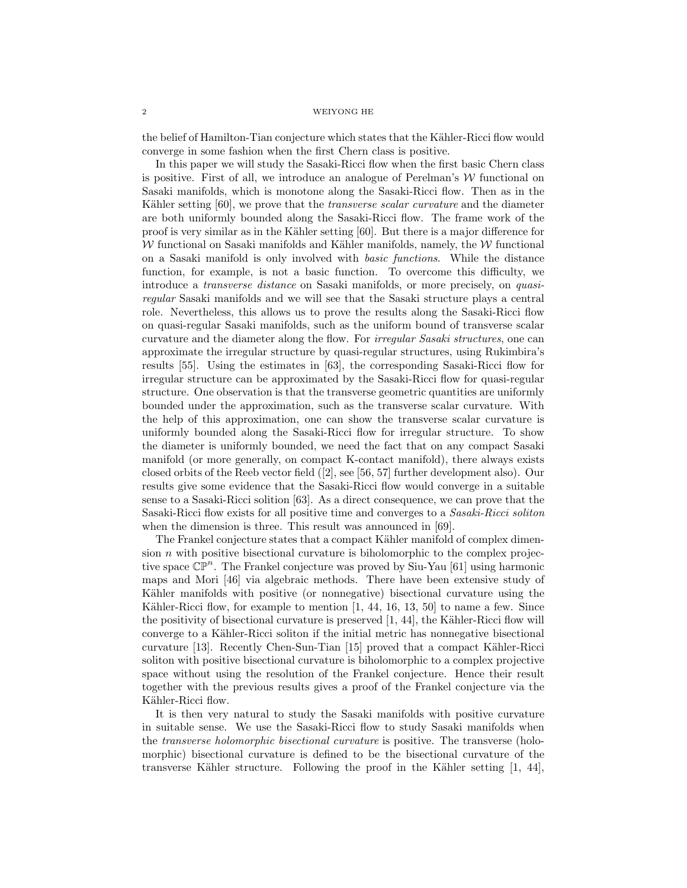the belief of Hamilton-Tian conjecture which states that the Kähler-Ricci flow would converge in some fashion when the first Chern class is positive.

In this paper we will study the Sasaki-Ricci flow when the first basic Chern class is positive. First of all, we introduce an analogue of Perelman's $\mathcal{W}$ functional on Sasaki manifolds, which is monotone along the Sasaki-Ricci flow. Then as in the Kähler setting [60], we prove that the *transverse scalar curvature* and the diameter are both uniformly bounded along the Sasaki-Ricci flow. The frame work of the proof is very similar as in the Kähler setting [60]. But there is a major difference for $\mathcal{W}$ functional on Sasaki manifolds and Kähler manifolds, namely, the $\mathcal{W}$ functional on a Sasaki manifold is only involved with *basic functions*. While the distance function, for example, is not a basic function. To overcome this difficulty, we introduce a *transverse distance* on Sasaki manifolds, or more precisely, on *quasi-regular* Sasaki manifolds and we will see that the Sasaki structure plays a central role. Nevertheless, this allows us to prove the results along the Sasaki-Ricci flow on quasi-regular Sasaki manifolds, such as the uniform bound of transverse scalar curvature and the diameter along the flow. For *irregular Sasaki structures*, one can approximate the irregular structure by quasi-regular structures, using Rukimbira's results [55]. Using the estimates in [63], the corresponding Sasaki-Ricci flow for irregular structure can be approximated by the Sasaki-Ricci flow for quasi-regular structure. One observation is that the transverse geometric quantities are uniformly bounded under the approximation, such as the transverse scalar curvature. With the help of this approximation, one can show the transverse scalar curvature is uniformly bounded along the Sasaki-Ricci flow for irregular structure. To show the diameter is uniformly bounded, we need the fact that on any compact Sasaki manifold (or more generally, on compact K-contact manifold), there always exists closed orbits of the Reeb vector field ([2], see [56, 57] further development also). Our results give some evidence that the Sasaki-Ricci flow would converge in a suitable sense to a Sasaki-Ricci solition [63]. As a direct consequence, we can prove that the Sasaki-Ricci flow exists for all positive time and converges to a *Sasaki-Ricci soliton* when the dimension is three. This result was announced in [69].

The Frankel conjecture states that a compact Kähler manifold of complex dimension $n$ with positive bisectional curvature is biholomorphic to the complex projective space $\mathbb{CP}^n$. The Frankel conjecture was proved by Siu-Yau [61] using harmonic maps and Mori [46] via algebraic methods. There have been extensive study of Kähler manifolds with positive (or nonnegative) bisectional curvature using the Kähler-Ricci flow, for example to mention [1, 44, 16, 13, 50] to name a few. Since the positivity of bisectional curvature is preserved [1, 44], the Kähler-Ricci flow will converge to a Kähler-Ricci soliton if the initial metric has nonnegative bisectional curvature [13]. Recently Chen-Sun-Tian [15] proved that a compact Kähler-Ricci soliton with positive bisectional curvature is biholomorphic to a complex projective space without using the resolution of the Frankel conjecture. Hence their result together with the previous results gives a proof of the Frankel conjecture via the Kähler-Ricci flow.

It is then very natural to study the Sasaki manifolds with positive curvature in suitable sense. We use the Sasaki-Ricci flow to study Sasaki manifolds when the *transverse holomorphic bisectional curvature* is positive. The transverse (holomorphic) bisectional curvature is defined to be the bisectional curvature of the transverse Kähler structure. Following the proof in the Kähler setting [1, 44],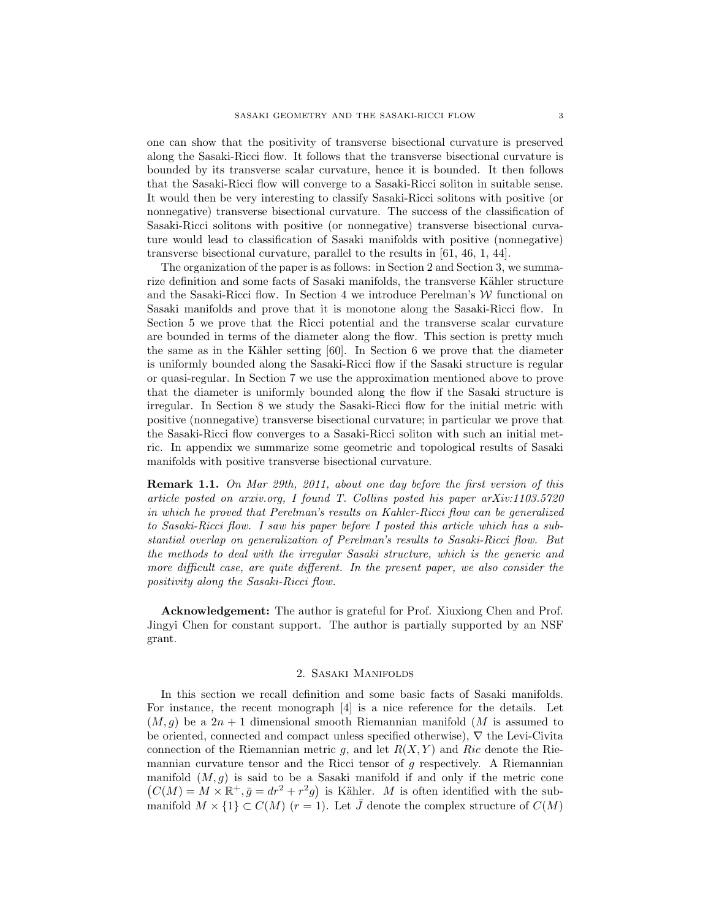one can show that the positivity of transverse bisectional curvature is preserved along the Sasaki-Ricci flow. It follows that the transverse bisectional curvature is bounded by its transverse scalar curvature, hence it is bounded. It then follows that the Sasaki-Ricci flow will converge to a Sasaki-Ricci soliton in suitable sense. It would then be very interesting to classify Sasaki-Ricci solitons with positive (or nonnegative) transverse bisectional curvature. The success of the classification of Sasaki-Ricci solitons with positive (or nonnegative) transverse bisectional curvature would lead to classification of Sasaki manifolds with positive (nonnegative) transverse bisectional curvature, parallel to the results in [61, 46, 1, 44].

The organization of the paper is as follows: in Section 2 and Section 3, we summarize definition and some facts of Sasaki manifolds, the transverse Kähler structure and the Sasaki-Ricci flow. In Section 4 we introduce Perelman's $\mathcal{W}$ functional on Sasaki manifolds and prove that it is monotone along the Sasaki-Ricci flow. In Section 5 we prove that the Ricci potential and the transverse scalar curvature are bounded in terms of the diameter along the flow. This section is pretty much the same as in the Kähler setting [60]. In Section 6 we prove that the diameter is uniformly bounded along the Sasaki-Ricci flow if the Sasaki structure is regular or quasi-regular. In Section 7 we use the approximation mentioned above to prove that the diameter is uniformly bounded along the flow if the Sasaki structure is irregular. In Section 8 we study the Sasaki-Ricci flow for the initial metric with positive (nonnegative) transverse bisectional curvature; in particular we prove that the Sasaki-Ricci flow converges to a Sasaki-Ricci soliton with such an initial metric. In appendix we summarize some geometric and topological results of Sasaki manifolds with positive transverse bisectional curvature.

**Remark 1.1.** *On Mar 29th, 2011, about one day before the first version of this article posted on arxiv.org, I found T. Collins posted his paper arXiv:1103.5720 in which he proved that Perelman's results on Kahler-Ricci flow can be generalized to Sasaki-Ricci flow. I saw his paper before I posted this article which has a substantial overlap on generalization of Perelman's results to Sasaki-Ricci flow. But the methods to deal with the irregular Sasaki structure, which is the generic and more difficult case, are quite different. In the present paper, we also consider the positivity along the Sasaki-Ricci flow.*

**Acknowledgement:** The author is grateful for Prof. Xiuxiong Chen and Prof. Jingyi Chen for constant support. The author is partially supported by an NSF grant.

## 2. Sasaki Manifolds

In this section we recall definition and some basic facts of Sasaki manifolds. For instance, the recent monograph [4] is a nice reference for the details. Let $(M, g)$ be a $2n+1$ dimensional smooth Riemannian manifold ($M$ is assumed to be oriented, connected and compact unless specified otherwise), $\nabla$ the Levi-Civita connection of the Riemannian metric $g$, and let $R(X, Y)$ and $Ric$ denote the Riemannian curvature tensor and the Ricci tensor of $g$ respectively. A Riemannian manifold $(M, g)$ is said to be a Sasaki manifold if and only if the metric cone $\left(C(M) = M \times \mathbb{R}^+, \bar{g} = dr^2 + r^2 g\right)$ is Kähler. $M$ is often identified with the submanifold $M \times \{1\} \subset C(M)$ $(r = 1)$. Let $\bar{J}$ denote the complex structure of $C(M)$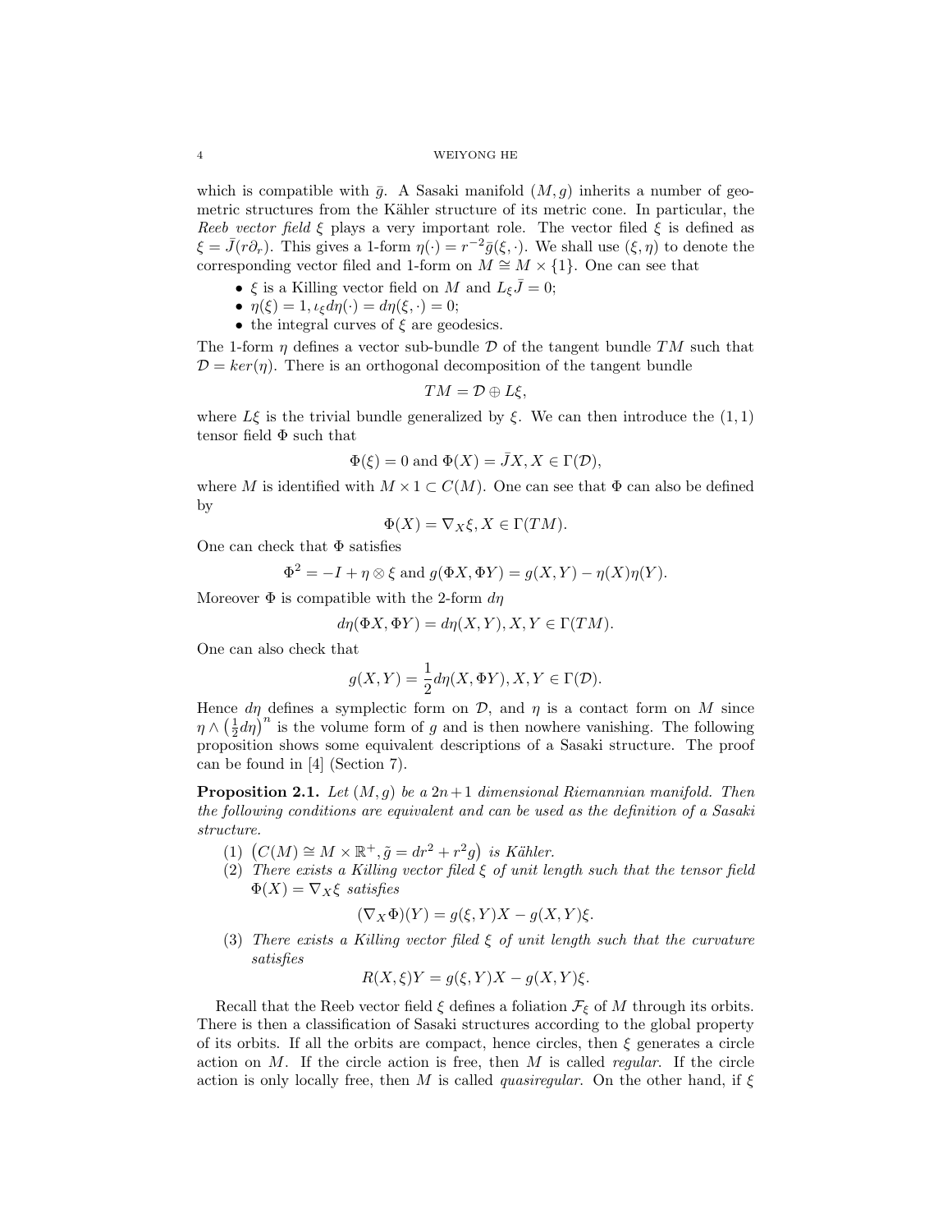which is compatible with $\bar{g}$. A Sasaki manifold $(M, g)$ inherits a number of geometric structures from the Kähler structure of its metric cone. In particular, the *Reeb vector field* $\xi$ plays a very important role. The vector filed $\xi$ is defined as $\xi = \bar{J}(r\partial_r)$. This gives a 1-form $\eta(\cdot) = r^{-2}\bar{g}(\xi, \cdot)$. We shall use $(\xi, \eta)$ to denote the corresponding vector filed and 1-form on $M \cong M \times \{1\}$. One can see that

- $\xi$ is a Killing vector field on $M$ and $L_\xi \bar{J} = 0$;
- $\eta(\xi) = 1, \iota_\xi d\eta(\cdot) = d\eta(\xi, \cdot) = 0$;
- the integral curves of $\xi$ are geodesics.

The 1-form $\eta$ defines a vector sub-bundle $\mathcal{D}$ of the tangent bundle $TM$ such that $\mathcal{D} = ker(\eta)$. There is an orthogonal decomposition of the tangent bundle

$$TM = \mathcal{D} \oplus L\xi,$$

where $L\xi$ is the trivial bundle generalized by $\xi$. We can then introduce the $(1,1)$ tensor field $\Phi$ such that

$$\Phi(\xi) = 0 \text{ and } \Phi(X) = \bar{J}X, X \in \Gamma(\mathcal{D}),$$

where $M$ is identified with $M \times 1 \subset C(M)$. One can see that $\Phi$ can also be defined by

$$\Phi(X) = \nabla_X \xi, X \in \Gamma(TM).$$

One can check that $\Phi$ satisfies

$$\Phi^2 = -I + \eta \otimes \xi \text{ and } g(\Phi X, \Phi Y) = g(X, Y) - \eta(X)\eta(Y).$$

Moreover $\Phi$ is compatible with the 2-form $d\eta$

$$d\eta(\Phi X, \Phi Y) = d\eta(X, Y), X, Y \in \Gamma(TM).$$

One can also check that

$$g(X, Y) = \frac{1}{2} d\eta(X, \Phi Y), X, Y \in \Gamma(\mathcal{D}).$$

Hence $d\eta$ defines a symplectic form on $\mathcal{D}$, and $\eta$ is a contact form on $M$ since $\eta \wedge \left(\frac{1}{2}d\eta\right)^n$ is the volume form of $g$ and is then nowhere vanishing. The following proposition shows some equivalent descriptions of a Sasaki structure. The proof can be found in [4] (Section 7).

**Proposition 2.1.** *Let $(M, g)$ be a $2n+1$ dimensional Riemannian manifold. Then the following conditions are equivalent and can be used as the definition of a Sasaki structure.*

1. $\left(C(M) \cong M \times \mathbb{R}^+, \tilde{g} = dr^2 + r^2 g\right)$ *is Kähler.*
2. *There exists a Killing vector filed $\xi$ of unit length such that the tensor field $\Phi(X) = \nabla_X \xi$ satisfies*
$$(\nabla_X \Phi)(Y) = g(\xi, Y)X - g(X, Y)\xi.$$
3. *There exists a Killing vector filed $\xi$ of unit length such that the curvature satisfies*
$$R(X, \xi)Y = g(\xi, Y)X - g(X, Y)\xi.$$

Recall that the Reeb vector field $\xi$ defines a foliation $\mathcal{F}_\xi$ of $M$ through its orbits. There is then a classification of Sasaki structures according to the global property of its orbits. If all the orbits are compact, hence circles, then $\xi$ generates a circle action on $M$. If the circle action is free, then $M$ is called *regular*. If the circle action is only locally free, then $M$ is called *quasiregular*. On the other hand, if $\xi$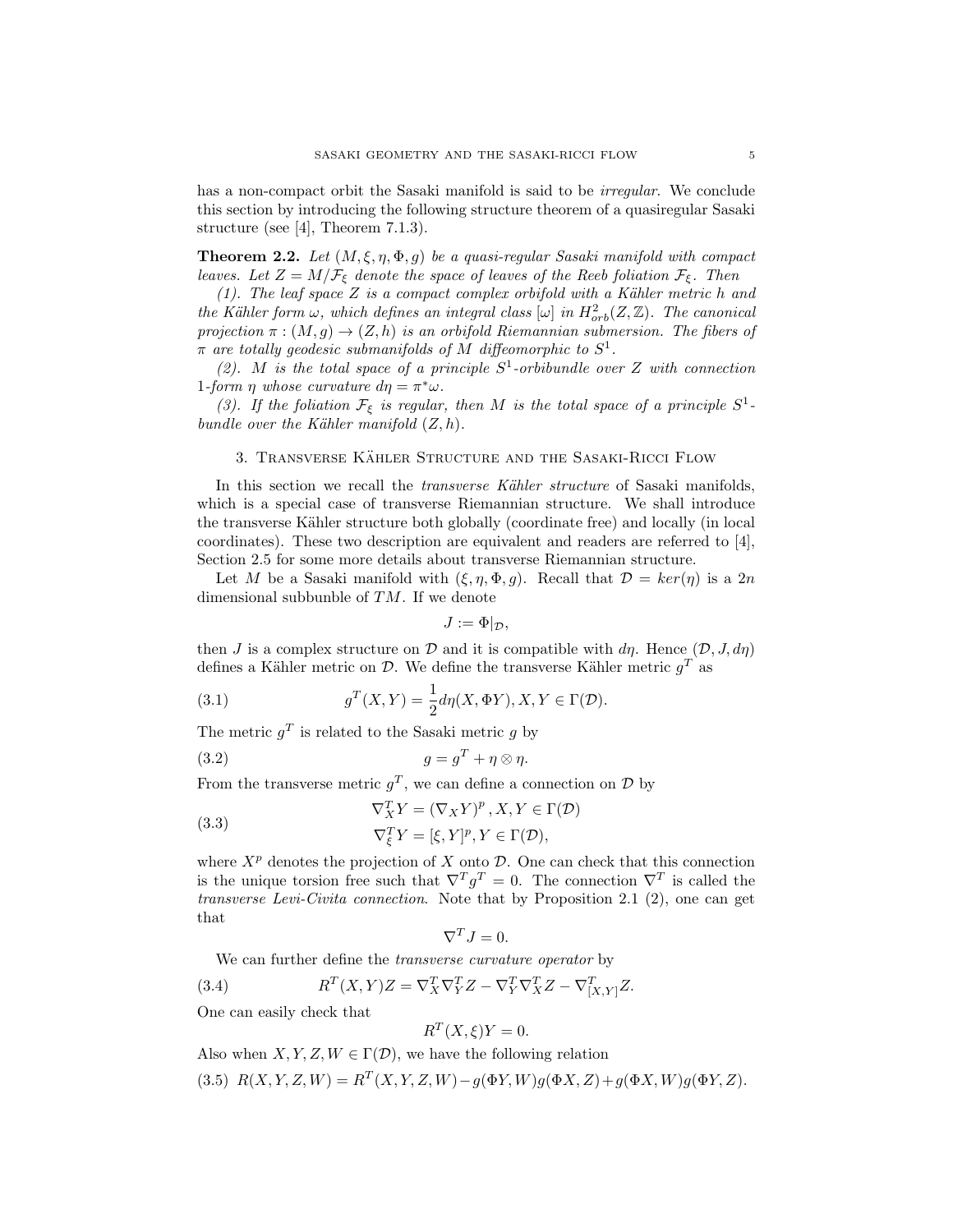has a non-compact orbit the Sasaki manifold is said to be *irregular*. We conclude this section by introducing the following structure theorem of a quasiregular Sasaki structure (see [4], Theorem 7.1.3).

**Theorem 2.2.** *Let $(M, \xi, \eta, \Phi, g)$ be a quasi-regular Sasaki manifold with compact leaves. Let $Z = M/\mathcal{F}_\xi$ denote the space of leaves of the Reeb foliation $\mathcal{F}_\xi$. Then*

*(1). The leaf space $Z$ is a compact complex orbifold with a Kähler metric $h$ and the Kähler form $\omega$, which defines an integral class $[\omega]$ in $H^2_{orb}(Z, \mathbb{Z})$. The canonical projection $\pi : (M, g) \to (Z, h)$ is an orbifold Riemannian submersion. The fibers of $\pi$ are totally geodesic submanifolds of $M$ diffeomorphic to $S^1$.*

*(2). $M$ is the total space of a principle $S^1$-orbibundle over $Z$ with connection 1-form $\eta$ whose curvature $d\eta = \pi^*\omega$.*

*(3). If the foliation $\mathcal{F}_\xi$ is regular, then $M$ is the total space of a principle $S^1$-bundle over the Kähler manifold $(Z, h)$.*

## 3. Transverse Kähler Structure and the Sasaki-Ricci Flow

In this section we recall the *transverse Kähler structure* of Sasaki manifolds, which is a special case of transverse Riemannian structure. We shall introduce the transverse Kähler structure both globally (coordinate free) and locally (in local coordinates). These two description are equivalent and readers are referred to [4], Section 2.5 for some more details about transverse Riemannian structure.

Let $M$ be a Sasaki manifold with $(\xi, \eta, \Phi, g)$. Recall that $\mathcal{D} = ker(\eta)$ is a $2n$ dimensional subbunble of $TM$. If we denote

$$J := \Phi|_{\mathcal{D}},$$

then $J$ is a complex structure on $\mathcal{D}$ and it is compatible with $d\eta$. Hence $(\mathcal{D}, J, d\eta)$ defines a Kähler metric on $\mathcal{D}$. We define the transverse Kähler metric $g^T$ as

$$g^T(X, Y) = \frac{1}{2} d\eta(X, \Phi Y), X, Y \in \Gamma(\mathcal{D}). \tag{3.1}$$

The metric $g^T$ is related to the Sasaki metric $g$ by

$$g = g^T + \eta \otimes \eta. \tag{3.2}$$

From the transverse metric $g^T$, we can define a connection on $\mathcal{D}$ by

$$\begin{aligned} \nabla^T_X Y &= (\nabla_X Y)^p, X, Y \in \Gamma(\mathcal{D}) \\ \nabla^T_\xi Y &= [\xi, Y]^p, Y \in \Gamma(\mathcal{D}), \end{aligned} \tag{3.3}$$

where $X^p$ denotes the projection of $X$ onto $\mathcal{D}$. One can check that this connection is the unique torsion free such that $\nabla^T g^T = 0$. The connection $\nabla^T$ is called the *transverse Levi-Civita connection*. Note that by Proposition 2.1 (2), one can get that

$$\nabla^T J = 0.$$

We can further define the *transverse curvature operator* by

$$R^T(X, Y)Z = \nabla^T_X \nabla^T_Y Z - \nabla^T_Y \nabla^T_X Z - \nabla^T_{[X,Y]} Z. \tag{3.4}$$

One can easily check that

$$R^T(X, \xi)Y = 0.$$

Also when $X, Y, Z, W \in \Gamma(\mathcal{D})$, we have the following relation

$$R(X, Y, Z, W) = R^T(X, Y, Z, W) - g(\Phi Y, W)g(\Phi X, Z) + g(\Phi X, W)g(\Phi Y, Z). \tag{3.5}$$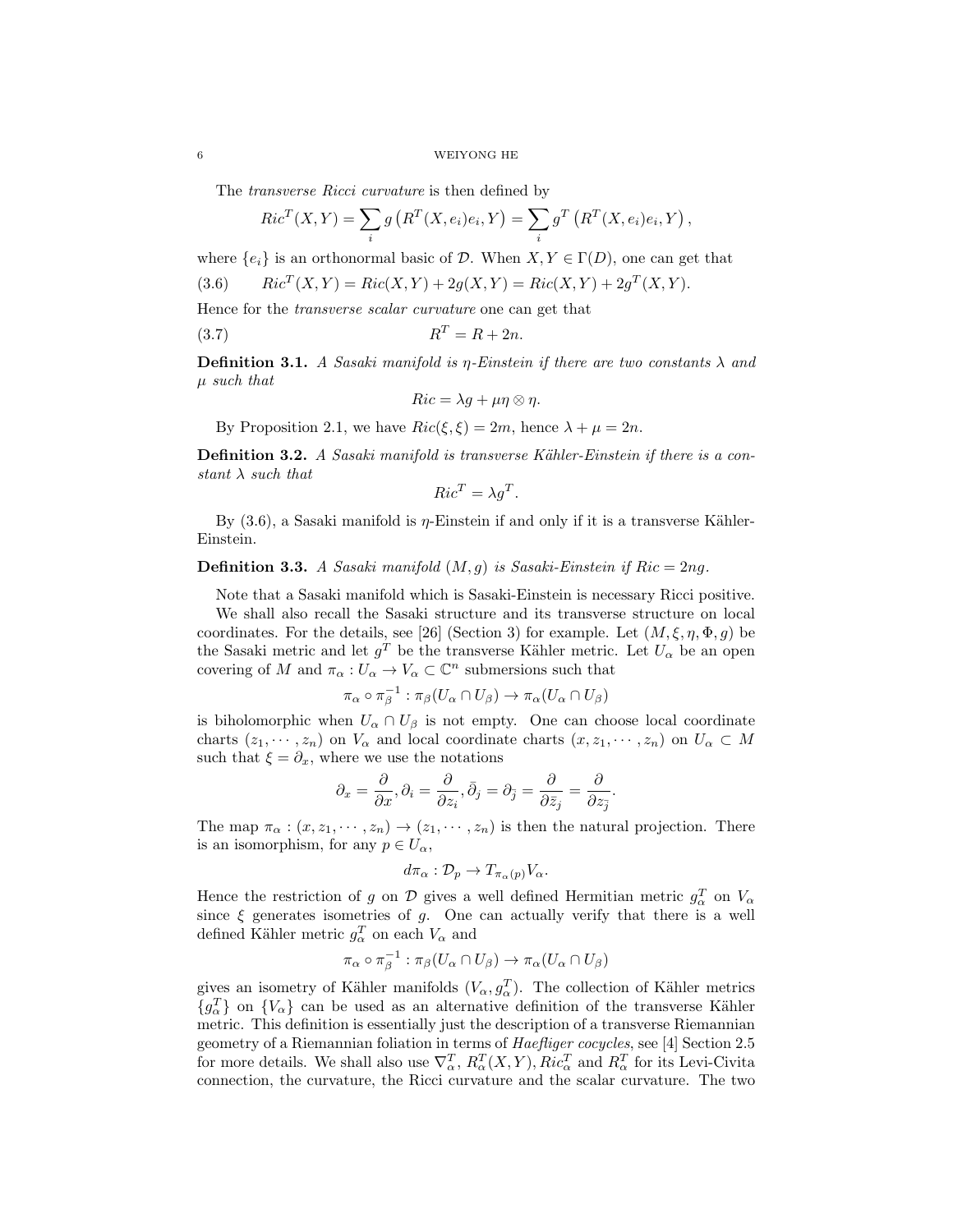The *transverse Ricci curvature* is then defined by

$$Ric^T(X,Y) = \sum_i g\left(R^T(X,e_i)e_i, Y\right) = \sum_i g^T\left(R^T(X,e_i)e_i, Y\right),$$

where $\{e_i\}$ is an orthonormal basic of $\mathcal{D}$. When $X, Y \in \Gamma(D)$, one can get that

$$Ric^T(X,Y) = Ric(X,Y) + 2g(X,Y) = Ric(X,Y) + 2g^T(X,Y). \tag{3.6}$$

Hence for the *transverse scalar curvature* one can get that

$$R^T = R + 2n. \tag{3.7}$$

**Definition 3.1.** *A Sasaki manifold is $\eta$-Einstein if there are two constants $\lambda$ and $\mu$ such that*

$$Ric = \lambda g + \mu \eta \otimes \eta.$$

By Proposition 2.1, we have $Ric(\xi,\xi) = 2m$, hence $\lambda + \mu = 2n$.

**Definition 3.2.** *A Sasaki manifold is transverse Kähler-Einstein if there is a constant $\lambda$ such that*

$$Ric^T = \lambda g^T.$$

By (3.6), a Sasaki manifold is $\eta$-Einstein if and only if it is a transverse Kähler-Einstein.

**Definition 3.3.** *A Sasaki manifold $(M, g)$ is Sasaki-Einstein if $Ric = 2ng$.*

Note that a Sasaki manifold which is Sasaki-Einstein is necessary Ricci positive.

We shall also recall the Sasaki structure and its transverse structure on local coordinates. For the details, see [26] (Section 3) for example. Let $(M, \xi, \eta, \Phi, g)$ be the Sasaki metric and let $g^T$ be the transverse Kähler metric. Let $U_\alpha$ be an open covering of $M$ and $\pi_\alpha : U_\alpha \to V_\alpha \subset \mathbb{C}^n$ submersions such that

$$\pi_\alpha \circ \pi_\beta^{-1} : \pi_\beta(U_\alpha \cap U_\beta) \to \pi_\alpha(U_\alpha \cap U_\beta)$$

is biholomorphic when $U_\alpha \cap U_\beta$ is not empty. One can choose local coordinate charts $(z_1, \cdots, z_n)$ on $V_\alpha$ and local coordinate charts $(x, z_1, \cdots, z_n)$ on $U_\alpha \subset M$ such that $\xi = \partial_x$, where we use the notations

$$\partial_x = \frac{\partial}{\partial x}, \partial_i = \frac{\partial}{\partial z_i}, \bar{\partial}_j = \partial_{\bar{j}} = \frac{\partial}{\partial \bar{z}_j} = \frac{\partial}{\partial z_{\bar{j}}}.$$

The map $\pi_\alpha : (x, z_1, \cdots, z_n) \to (z_1, \cdots, z_n)$ is then the natural projection. There is an isomorphism, for any $p \in U_\alpha$,

$$d\pi_\alpha : \mathcal{D}_p \to T_{\pi_\alpha(p)} V_\alpha.$$

Hence the restriction of $g$ on $\mathcal{D}$ gives a well defined Hermitian metric $g_\alpha^T$ on $V_\alpha$ since $\xi$ generates isometries of $g$. One can actually verify that there is a well defined Kähler metric $g_\alpha^T$ on each $V_\alpha$ and

$$\pi_\alpha \circ \pi_\beta^{-1} : \pi_\beta(U_\alpha \cap U_\beta) \to \pi_\alpha(U_\alpha \cap U_\beta)$$

gives an isometry of Kähler manifolds $(V_\alpha, g_\alpha^T)$. The collection of Kähler metrics $\{g_\alpha^T\}$ on $\{V_\alpha\}$ can be used as an alternative definition of the transverse Kähler metric. This definition is essentially just the description of a transverse Riemannian geometry of a Riemannian foliation in terms of *Haefliger cocycles*, see [4] Section 2.5 for more details. We shall also use $\nabla_\alpha^T$, $R_\alpha^T(X,Y)$, $Ric_\alpha^T$ and $R_\alpha^T$ for its Levi-Civita connection, the curvature, the Ricci curvature and the scalar curvature. The two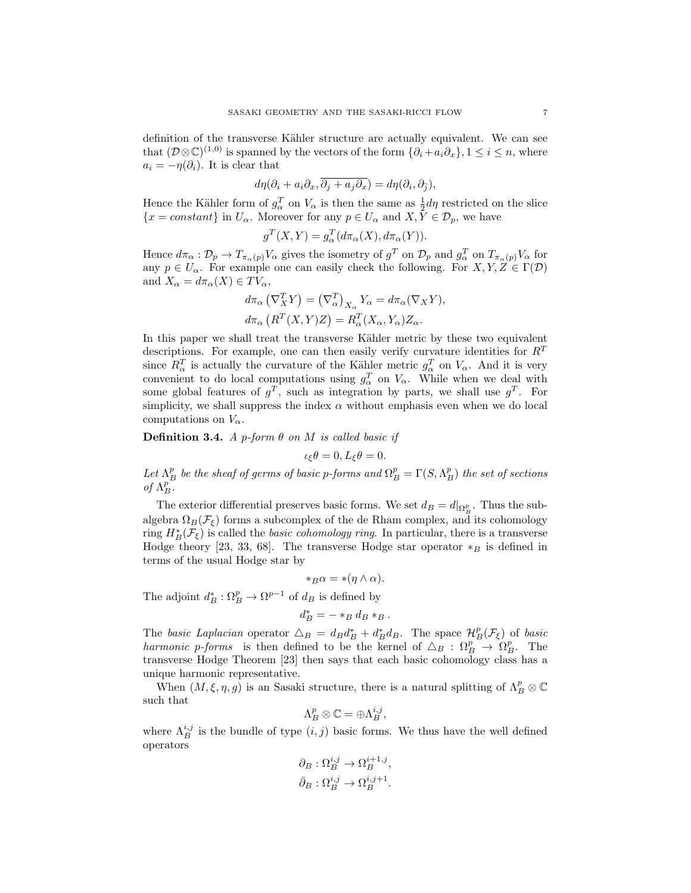definition of the transverse Kähler structure are actually equivalent. We can see that $(\mathcal{D}\otimes\mathbb{C})^{(1,0)}$ is spanned by the vectors of the form $\{\partial_i + a_i\partial_x\}, 1 \le i \le n$, where $a_i = -\eta(\partial_i)$. It is clear that

$$d\eta(\partial_i + a_i\partial_x, \overline{\partial_j + a_j\partial_x}) = d\eta(\partial_i, \partial_{\bar{j}}),$$

Hence the Kähler form of $g^T_\alpha$ on $V_\alpha$ is then the same as $\frac{1}{2}d\eta$ restricted on the slice $\{x = constant\}$ in $U_\alpha$. Moreover for any $p \in U_\alpha$ and $X, Y \in \mathcal{D}_p$, we have

$$g^T(X,Y) = g^T_\alpha(d\pi_\alpha(X), d\pi_\alpha(Y)).$$

Hence $d\pi_\alpha : \mathcal{D}_p \to T_{\pi_\alpha(p)}V_\alpha$ gives the isometry of $g^T$ on $\mathcal{D}_p$ and $g^T_\alpha$ on $T_{\pi_\alpha(p)}V_\alpha$ for any $p \in U_\alpha$. For example one can easily check the following. For $X, Y, Z \in \Gamma(\mathcal{D})$ and $X_\alpha = d\pi_\alpha(X) \in TV_\alpha$,

$$d\pi_\alpha\left(\nabla^T_X Y\right) = \left(\nabla^T_\alpha\right)_{X_\alpha} Y_\alpha = d\pi_\alpha(\nabla_X Y),$$
$$d\pi_\alpha\left(R^T(X,Y)Z\right) = R^T_\alpha(X_\alpha, Y_\alpha)Z_\alpha.$$

In this paper we shall treat the transverse Kähler metric by these two equivalent descriptions. For example, one can then easily verify curvature identities for $R^T$ since $R^T_\alpha$ is actually the curvature of the Kähler metric $g^T_\alpha$ on $V_\alpha$. And it is very convenient to do local computations using $g^T_\alpha$ on $V_\alpha$. While when we deal with some global features of $g^T$, such as integration by parts, we shall use $g^T$. For simplicity, we shall suppress the index $\alpha$ without emphasis even when we do local computations on $V_\alpha$.

**Definition 3.4.** *A $p$-form $\theta$ on $M$ is called basic if*

$$\iota_\xi\theta = 0, L_\xi\theta = 0.$$

*Let $\Lambda^p_B$ be the sheaf of germs of basic $p$-forms and $\Omega^p_B = \Gamma(S, \Lambda^p_B)$ the set of sections of $\Lambda^p_B$.*

The exterior differential preserves basic forms. We set $d_B = d|_{\Omega^p_B}$. Thus the subalgebra $\Omega_B(\mathcal{F}_\xi)$ forms a subcomplex of the de Rham complex, and its cohomology ring $H^*_B(\mathcal{F}_\xi)$ is called the *basic cohomology ring*. In particular, there is a transverse Hodge theory [23, 33, 68]. The transverse Hodge star operator $*_B$ is defined in terms of the usual Hodge star by

$$*_B\alpha = *(\eta \wedge \alpha).$$

The adjoint $d^*_B : \Omega^p_B \to \Omega^{p-1}$ of $d_B$ is defined by

$$d^*_B = - *_B d_B *_B .$$

The *basic Laplacian* operator $\triangle_B = d_B d^*_B + d^*_B d_B$. The space $\mathcal{H}^p_B(\mathcal{F}_\xi)$ of *basic harmonic p-forms* is then defined to be the kernel of $\triangle_B : \Omega^p_B \to \Omega^p_B$. The transverse Hodge Theorem [23] then says that each basic cohomology class has a unique harmonic representative.

When $(M, \xi, \eta, g)$ is an Sasaki structure, there is a natural splitting of $\Lambda^p_B \otimes \mathbb{C}$ such that

$$\Lambda^p_B \otimes \mathbb{C} = \oplus \Lambda^{i,j}_B,$$

where $\Lambda^{i,j}_B$ is the bundle of type $(i,j)$ basic forms. We thus have the well defined operators

$$\partial_B : \Omega^{i,j}_B \to \Omega^{i+1,j}_B,$$
$$\bar{\partial}_B : \Omega^{i,j}_B \to \Omega^{i,j+1}_B.$$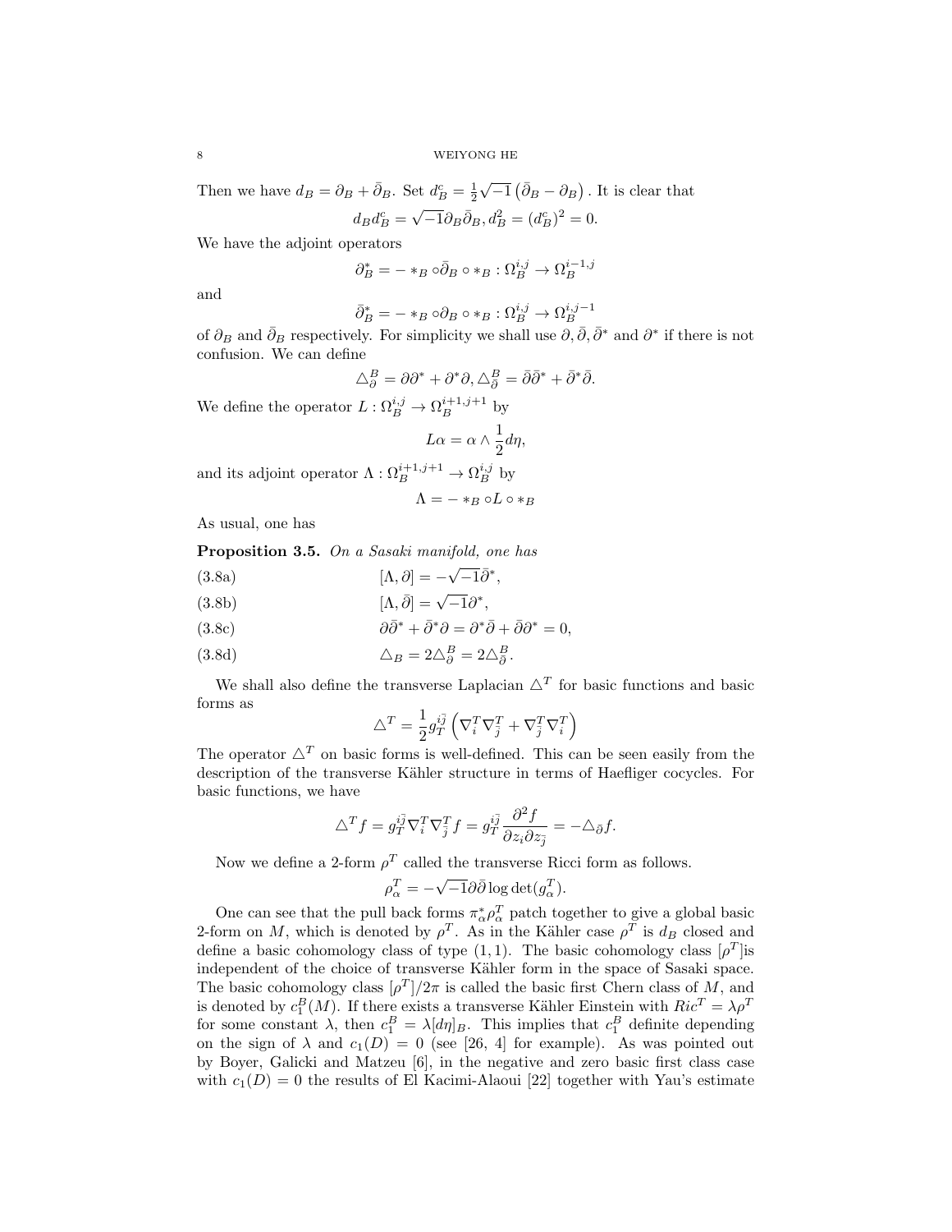Then we have $d_B = \partial_B + \bar{\partial}_B$. Set $d_B^c = \frac{1}{2}\sqrt{-1}\left(\bar{\partial}_B - \partial_B\right)$. It is clear that

$$d_B d_B^c = \sqrt{-1}\partial_B \bar{\partial}_B, d_B^2 = (d_B^c)^2 = 0.$$

We have the adjoint operators

$$\partial_B^* = - *_B \circ \bar{\partial}_B \circ *_B : \Omega_B^{i,j} \to \Omega_B^{i-1,j}$$

and

$$\bar{\partial}_B^* = - *_B \circ \partial_B \circ *_B : \Omega_B^{i,j} \to \Omega_B^{i,j-1}$$

of $\partial_B$ and $\bar{\partial}_B$ respectively. For simplicity we shall use $\partial, \bar{\partial}, \bar{\partial}^*$ and $\partial^*$ if there is not confusion. We can define

$$\triangle_\partial^B = \partial\partial^* + \partial^*\partial, \triangle_{\bar{\partial}}^B = \bar{\partial}\bar{\partial}^* + \bar{\partial}^*\bar{\partial}.$$

We define the operator $L : \Omega_B^{i,j} \to \Omega_B^{i+1,j+1}$ by

$$L\alpha = \alpha \wedge \frac{1}{2} d\eta,$$

and its adjoint operator $\Lambda : \Omega_B^{i+1,j+1} \to \Omega_B^{i,j}$ by

$$\Lambda = - *_B \circ L \circ *_B$$

As usual, one has

**Proposition 3.5.** *On a Sasaki manifold, one has*

$$[\Lambda, \partial] = -\sqrt{-1}\bar{\partial}^*, \tag{3.8a}$$

$$[\Lambda, \bar{\partial}] = \sqrt{-1}\partial^*, \tag{3.8b}$$

$$\partial\bar{\partial}^* + \bar{\partial}^*\partial = \partial^*\bar{\partial} + \bar{\partial}\partial^* = 0, \tag{3.8c}$$

$$\triangle_B = 2\triangle_\partial^B = 2\triangle_{\bar{\partial}}^B. \tag{3.8d}$$

We shall also define the transverse Laplacian $\triangle^T$ for basic functions and basic forms as

$$\triangle^T = \frac{1}{2} g_T^{i\bar{j}} \left( \nabla_i^T \nabla_{\bar{j}}^T + \nabla_{\bar{j}}^T \nabla_i^T \right)$$

The operator $\triangle^T$ on basic forms is well-defined. This can be seen easily from the description of the transverse Kähler structure in terms of Haefliger cocycles. For basic functions, we have

$$\triangle^T f = g_T^{i\bar{j}} \nabla_i^T \nabla_{\bar{j}}^T f = g_T^{i\bar{j}} \frac{\partial^2 f}{\partial z_i \partial z_{\bar{j}}} = -\triangle_{\bar{\partial}} f.$$

Now we define a 2-form $\rho^T$ called the transverse Ricci form as follows.

$$\rho_\alpha^T = -\sqrt{-1}\partial\bar{\partial} \log \det(g_\alpha^T).$$

One can see that the pull back forms $\pi_\alpha^* \rho_\alpha^T$ patch together to give a global basic 2-form on $M$, which is denoted by $\rho^T$. As in the Kähler case $\rho^T$ is $d_B$ closed and define a basic cohomology class of type $(1,1)$. The basic cohomology class $[\rho^T]$is independent of the choice of transverse Kähler form in the space of Sasaki space. The basic cohomology class $[\rho^T]/2\pi$ is called the basic first Chern class of $M$, and is denoted by $c_1^B(M)$. If there exists a transverse Kähler Einstein with $Ric^T = \lambda \rho^T$ for some constant $\lambda$, then $c_1^B = \lambda [d\eta]_B$. This implies that $c_1^B$ definite depending on the sign of $\lambda$ and $c_1(D) = 0$ (see [26, 4] for example). As was pointed out by Boyer, Galicki and Matzeu [6], in the negative and zero basic first class case with $c_1(D) = 0$ the results of El Kacimi-Alaoui [22] together with Yau's estimate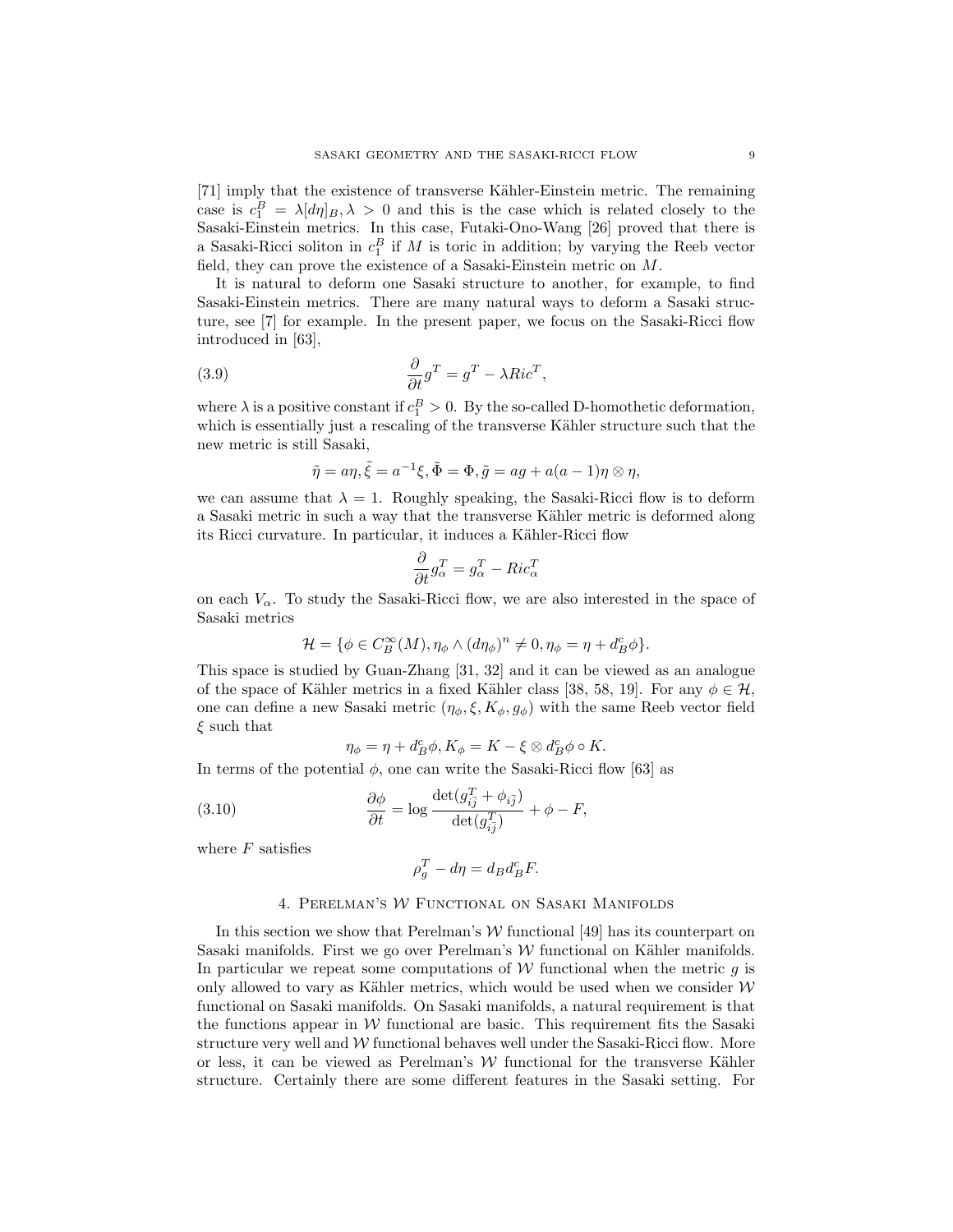[71] imply that the existence of transverse Kähler-Einstein metric. The remaining case is $c_1^B = \lambda[d\eta]_B, \lambda > 0$ and this is the case which is related closely to the Sasaki-Einstein metrics. In this case, Futaki-Ono-Wang [26] proved that there is a Sasaki-Ricci soliton in $c_1^B$ if $M$ is toric in addition; by varying the Reeb vector field, they can prove the existence of a Sasaki-Einstein metric on $M$.

It is natural to deform one Sasaki structure to another, for example, to find Sasaki-Einstein metrics. There are many natural ways to deform a Sasaki structure, see [7] for example. In the present paper, we focus on the Sasaki-Ricci flow introduced in [63],

$$\frac{\partial}{\partial t} g^T = g^T - \lambda Ric^T, \tag{3.9}$$

where $\lambda$ is a positive constant if $c_1^B > 0$. By the so-called D-homothetic deformation, which is essentially just a rescaling of the transverse Kähler structure such that the new metric is still Sasaki,

$$\tilde{\eta} = a\eta, \tilde{\xi} = a^{-1}\xi, \tilde{\Phi} = \Phi, \tilde{g} = ag + a(a-1)\eta \otimes \eta,$$

we can assume that $\lambda = 1$. Roughly speaking, the Sasaki-Ricci flow is to deform a Sasaki metric in such a way that the transverse Kähler metric is deformed along its Ricci curvature. In particular, it induces a Kähler-Ricci flow

$$\frac{\partial}{\partial t} g_\alpha^T = g_\alpha^T - Ric_\alpha^T$$

on each $V_\alpha$. To study the Sasaki-Ricci flow, we are also interested in the space of Sasaki metrics

$$\mathcal{H} = \{\phi \in C_B^\infty(M), \eta_\phi \wedge (d\eta_\phi)^n \neq 0, \eta_\phi = \eta + d_B^c \phi\}.$$

This space is studied by Guan-Zhang [31, 32] and it can be viewed as an analogue of the space of Kähler metrics in a fixed Kähler class [38, 58, 19]. For any $\phi \in \mathcal{H}$, one can define a new Sasaki metric $(\eta_\phi, \xi, K_\phi, g_\phi)$ with the same Reeb vector field $\xi$ such that

$$\eta_\phi = \eta + d_B^c \phi, K_\phi = K - \xi \otimes d_B^c \phi \circ K.$$

In terms of the potential $\phi$, one can write the Sasaki-Ricci flow [63] as

$$\frac{\partial \phi}{\partial t} = \log \frac{\det(g_{i\bar{j}}^T + \phi_{i\bar{j}})}{\det(g_{i\bar{j}}^T)} + \phi - F, \tag{3.10}$$

where $F$ satisfies

$$\rho_g^T - d\eta = d_B d_B^c F.$$

## 4. Perelman's $\mathcal{W}$ Functional on Sasaki Manifolds

In this section we show that Perelman's $\mathcal{W}$ functional [49] has its counterpart on Sasaki manifolds. First we go over Perelman's $\mathcal{W}$ functional on Kähler manifolds. In particular we repeat some computations of $\mathcal{W}$ functional when the metric $g$ is only allowed to vary as Kähler metrics, which would be used when we consider $\mathcal{W}$ functional on Sasaki manifolds. On Sasaki manifolds, a natural requirement is that the functions appear in $\mathcal{W}$ functional are basic. This requirement fits the Sasaki structure very well and $\mathcal{W}$ functional behaves well under the Sasaki-Ricci flow. More or less, it can be viewed as Perelman's $\mathcal{W}$ functional for the transverse Kähler structure. Certainly there are some different features in the Sasaki setting. For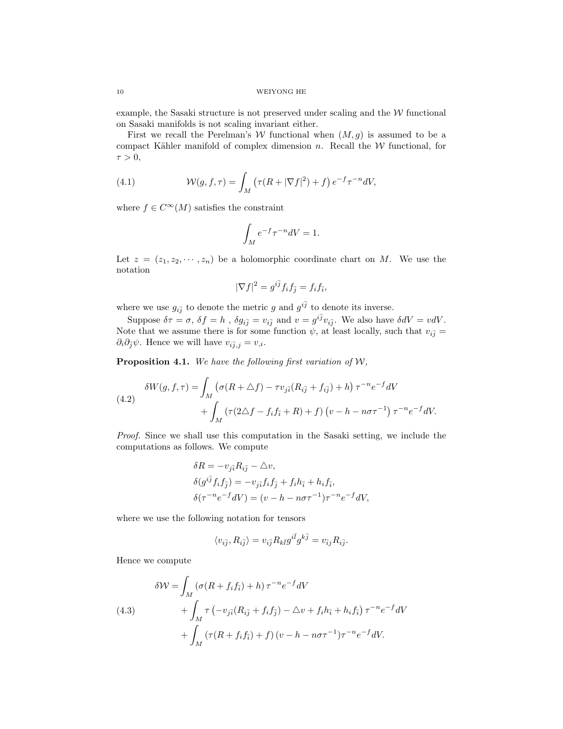example, the Sasaki structure is not preserved under scaling and the $\mathcal{W}$ functional on Sasaki manifolds is not scaling invariant either.

First we recall the Perelman's $\mathcal{W}$ functional when $(M, g)$ is assumed to be a compact Kähler manifold of complex dimension $n$. Recall the $\mathcal{W}$ functional, for $\tau > 0$,

$$\mathcal{W}(g, f, \tau) = \int_M \left(\tau(R + |\nabla f|^2) + f\right) e^{-f} \tau^{-n} dV, \tag{4.1}$$

where $f \in C^\infty(M)$ satisfies the constraint

$$\int_M e^{-f} \tau^{-n} dV = 1.$$

Let $z = (z_1, z_2, \cdots, z_n)$ be a holomorphic coordinate chart on $M$. We use the notation

$$|\nabla f|^2 = g^{i\bar{j}} f_i f_{\bar{j}} = f_i f_{\bar{i}},$$

where we use $g_{i\bar{j}}$ to denote the metric $g$ and $g^{i\bar{j}}$ to denote its inverse.

Suppose $\delta\tau = \sigma$, $\delta f = h$ , $\delta g_{i\bar{j}} = v_{i\bar{j}}$ and $v = g^{i\bar{j}} v_{i\bar{j}}$. We also have $\delta dV = v dV$. Note that we assume there is for some function $\psi$, at least locally, such that $v_{i\bar{j}} = \partial_i \partial_{\bar{j}} \psi$. Hence we will have $v_{i\bar{j}, j} = v_{,i}$.

**Proposition 4.1.** *We have the following first variation of* $\mathcal{W}$*,*

$$\begin{aligned} \delta W(g, f, \tau) = &\int_M \left(\sigma(R + \triangle f) - \tau v_{j\bar{i}}(R_{i\bar{j}} + f_{i\bar{j}}) + h\right) \tau^{-n} e^{-f} dV \\ &+ \int_M \left(\tau(2\triangle f - f_i f_{\bar{i}} + R) + f\right) \left(v - h - n\sigma\tau^{-1}\right) \tau^{-n} e^{-f} dV. \end{aligned} \tag{4.2}$$

*Proof.* Since we shall use this computation in the Sasaki setting, we include the computations as follows. We compute

$$\begin{aligned} &\delta R = -v_{j\bar{i}} R_{i\bar{j}} - \triangle v, \\ &\delta(g^{i\bar{j}} f_i f_{\bar{j}}) = -v_{j\bar{i}} f_i f_{\bar{j}} + f_i h_{\bar{i}} + h_i f_{\bar{i}}, \\ &\delta(\tau^{-n} e^{-f} dV) = (v - h - n\sigma\tau^{-1}) \tau^{-n} e^{-f} dV, \end{aligned}$$

where we use the following notation for tensors

$$\langle v_{i\bar{j}}, R_{i\bar{j}} \rangle = v_{i\bar{j}} R_{k\bar{l}} g^{i\bar{l}} g^{k\bar{j}} = v_{\bar{i}j} R_{i\bar{j}}.$$

Hence we compute

$$\begin{aligned} \delta\mathcal{W} = &\int_M \left(\sigma(R + f_i f_{\bar{i}}) + h\right) \tau^{-n} e^{-f} dV \\ &+ \int_M \tau \left(-v_{j\bar{i}}(R_{i\bar{j}} + f_i f_{\bar{j}}) - \triangle v + f_i h_{\bar{i}} + h_i f_{\bar{i}}\right) \tau^{-n} e^{-f} dV \\ &+ \int_M \left(\tau(R + f_i f_{\bar{i}}) + f\right) (v - h - n\sigma\tau^{-1}) \tau^{-n} e^{-f} dV. \end{aligned} \tag{4.3}$$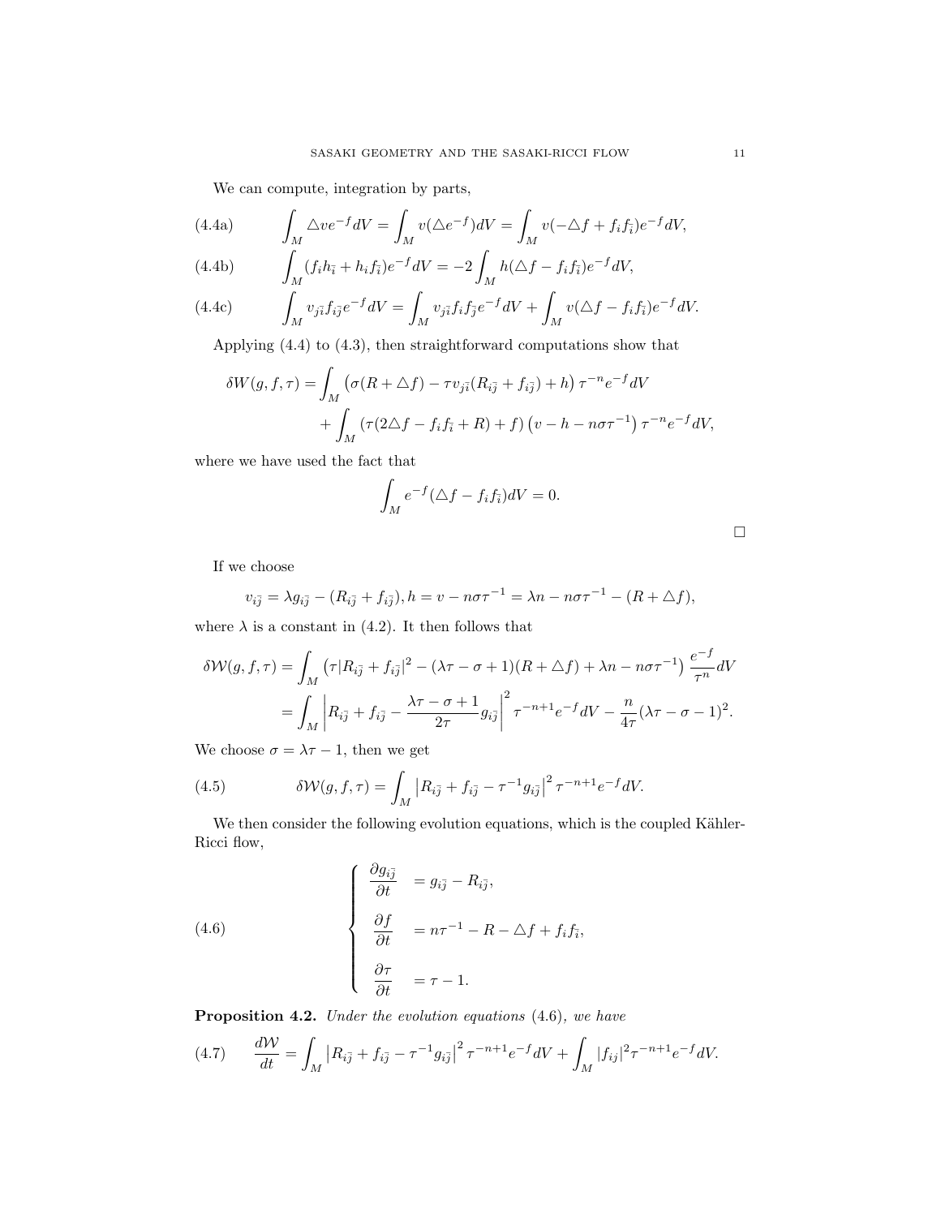We can compute, integration by parts,

$$
\int_M \triangle v e^{-f} dV = \int_M v(\triangle e^{-f}) dV = \int_M v(-\triangle f + f_i f_{\bar{i}}) e^{-f} dV, \tag{4.4a}
$$

$$
\int_M (f_i h_{\bar{i}} + h_i f_{\bar{i}}) e^{-f} dV = -2 \int_M h(\triangle f - f_i f_{\bar{i}}) e^{-f} dV, \tag{4.4b}
$$

$$
\int_M v_{j\bar{i}} f_{i\bar{j}} e^{-f} dV = \int_M v_{j\bar{i}} f_i f_{\bar{j}} e^{-f} dV + \int_M v(\triangle f - f_i f_{\bar{i}}) e^{-f} dV. \tag{4.4c}
$$

Applying (4.4) to (4.3), then straightforward computations show that

$$
\begin{aligned}
\delta W(g, f, \tau) = & \int_M \left(\sigma(R + \triangle f) - \tau v_{j\bar{i}}(R_{i\bar{j}} + f_{i\bar{j}}) + h\right) \tau^{-n} e^{-f} dV \\
& + \int_M \left(\tau(2\triangle f - f_i f_{\bar{i}} + R) + f\right) \left(v - h - n\sigma\tau^{-1}\right) \tau^{-n} e^{-f} dV,
\end{aligned}
$$

where we have used the fact that

$$
\int_M e^{-f}(\triangle f - f_i f_{\bar{i}}) dV = 0.
$$

□

If we choose

$$
v_{i\bar{j}} = \lambda g_{i\bar{j}} - (R_{i\bar{j}} + f_{i\bar{j}}), h = v - n\sigma\tau^{-1} = \lambda n - n\sigma\tau^{-1} - (R + \triangle f),
$$

where $\lambda$ is a constant in (4.2). It then follows that

$$
\begin{aligned}
\delta \mathcal{W}(g, f, \tau) &= \int_M \left(\tau |R_{i\bar{j}} + f_{i\bar{j}}|^2 - (\lambda\tau - \sigma + 1)(R + \triangle f) + \lambda n - n\sigma\tau^{-1}\right) \frac{e^{-f}}{\tau^n} dV \\
&= \int_M \left| R_{i\bar{j}} + f_{i\bar{j}} - \frac{\lambda\tau - \sigma + 1}{2\tau} g_{i\bar{j}} \right|^2 \tau^{-n+1} e^{-f} dV - \frac{n}{4\tau}(\lambda\tau - \sigma - 1)^2.
\end{aligned}
$$

We choose $\sigma = \lambda\tau - 1$, then we get

$$
\delta \mathcal{W}(g, f, \tau) = \int_M \left| R_{i\bar{j}} + f_{i\bar{j}} - \tau^{-1} g_{i\bar{j}} \right|^2 \tau^{-n+1} e^{-f} dV. \tag{4.5}
$$

We then consider the following evolution equations, which is the coupled Kähler-Ricci flow,

$$
\left\{
\begin{aligned}
\frac{\partial g_{i\bar{j}}}{\partial t} &= g_{i\bar{j}} - R_{i\bar{j}}, \\
\frac{\partial f}{\partial t} &= n\tau^{-1} - R - \triangle f + f_i f_{\bar{i}}, \\
\frac{\partial \tau}{\partial t} &= \tau - 1.
\end{aligned}
\right. \tag{4.6}
$$

**Proposition 4.2.** *Under the evolution equations* (4.6)*, we have*

$$
\frac{d\mathcal{W}}{dt} = \int_M \left| R_{i\bar{j}} + f_{i\bar{j}} - \tau^{-1} g_{i\bar{j}} \right|^2 \tau^{-n+1} e^{-f} dV + \int_M |f_{ij}|^2 \tau^{-n+1} e^{-f} dV. \tag{4.7}
$$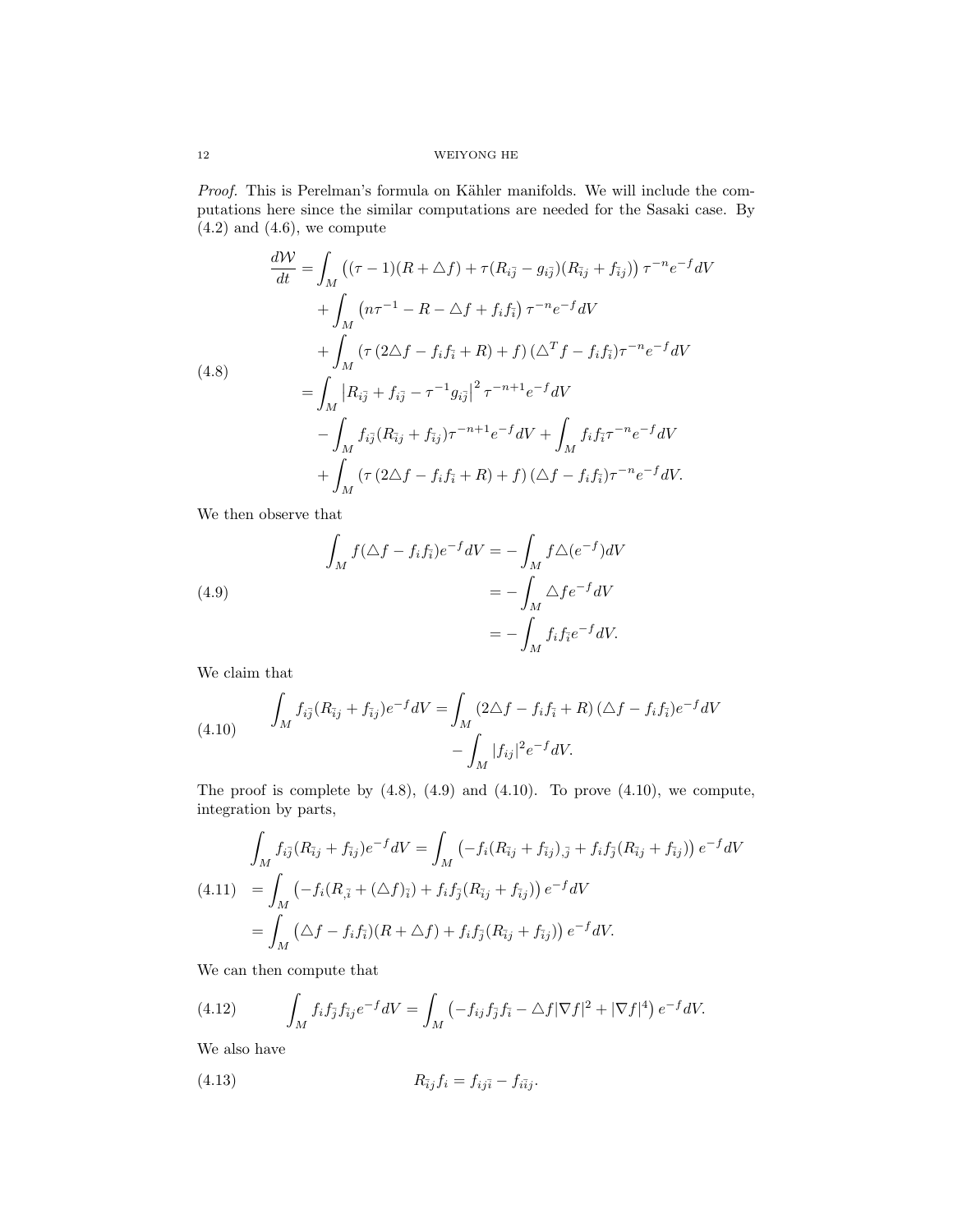*Proof.* This is Perelman's formula on Kähler manifolds. We will include the computations here since the similar computations are needed for the Sasaki case. By (4.2) and (4.6), we compute

$$
\begin{aligned}
\frac{d\mathcal{W}}{dt} =& \int_M \left((\tau-1)(R+\triangle f)+\tau(R_{i\bar j}-g_{i\bar j})(R_{\bar i j}+f_{\bar i j})\right)\tau^{-n}e^{-f}dV\\
&+\int_M \left(n\tau^{-1}-R-\triangle f+f_i f_{\bar i}\right)\tau^{-n}e^{-f}dV\\
&+\int_M \left(\tau\left(2\triangle f-f_i f_{\bar i}+R\right)+f\right)(\triangle^T f-f_i f_{\bar i})\tau^{-n}e^{-f}dV\\
=& \int_M \left|R_{i\bar j}+f_{i\bar j}-\tau^{-1}g_{i\bar j}\right|^2\tau^{-n+1}e^{-f}dV\\
&-\int_M f_{i\bar j}(R_{\bar i j}+f_{\bar i j})\tau^{-n+1}e^{-f}dV+\int_M f_i f_{\bar i}\tau^{-n}e^{-f}dV\\
&+\int_M \left(\tau\left(2\triangle f-f_i f_{\bar i}+R\right)+f\right)(\triangle f-f_i f_{\bar i})\tau^{-n}e^{-f}dV.
\end{aligned}
\tag{4.8}
$$

We then observe that

$$
\begin{aligned}
\int_M f(\triangle f-f_i f_{\bar i})e^{-f}dV =& -\int_M f\triangle(e^{-f})dV\\
=& -\int_M \triangle f e^{-f}dV\\
=& -\int_M f_i f_{\bar i}e^{-f}dV.
\end{aligned}
\tag{4.9}
$$

We claim that

$$
\begin{aligned}
\int_M f_{i\bar j}(R_{\bar i j}+f_{\bar i j})e^{-f}dV =& \int_M \left(2\triangle f-f_i f_{\bar i}+R\right)(\triangle f-f_i f_{\bar i})e^{-f}dV\\
&-\int_M |f_{ij}|^2 e^{-f}dV.
\end{aligned}
\tag{4.10}
$$

The proof is complete by (4.8), (4.9) and (4.10). To prove (4.10), we compute, integration by parts,

$$
\begin{aligned}
&\int_M f_{i\bar j}(R_{\bar i j}+f_{\bar i j})e^{-f}dV = \int_M \left(-f_i(R_{\bar i j}+f_{\bar i j})_{,\bar j}+f_i f_{\bar j}(R_{\bar i j}+f_{\bar i j})\right)e^{-f}dV\\
&= \int_M \left(-f_i(R_{,\bar i}+(\triangle f)_{\bar i})+f_i f_{\bar j}(R_{\bar i j}+f_{\bar i j})\right)e^{-f}dV\\
&= \int_M \left((\triangle f-f_i f_{\bar i})(R+\triangle f)+f_i f_{\bar j}(R_{\bar i j}+f_{\bar i j})\right)e^{-f}dV.
\end{aligned}
\tag{4.11}
$$

We can then compute that

$$
\int_M f_i f_{\bar j} f_{\bar i j}e^{-f}dV = \int_M \left(-f_{ij}f_{\bar j}f_{\bar i}-\triangle f|\nabla f|^2+|\nabla f|^4\right)e^{-f}dV.
\tag{4.12}
$$

We also have

$$
R_{\bar i j}f_i = f_{ij\bar i}-f_{i\bar i j}.
\tag{4.13}
$$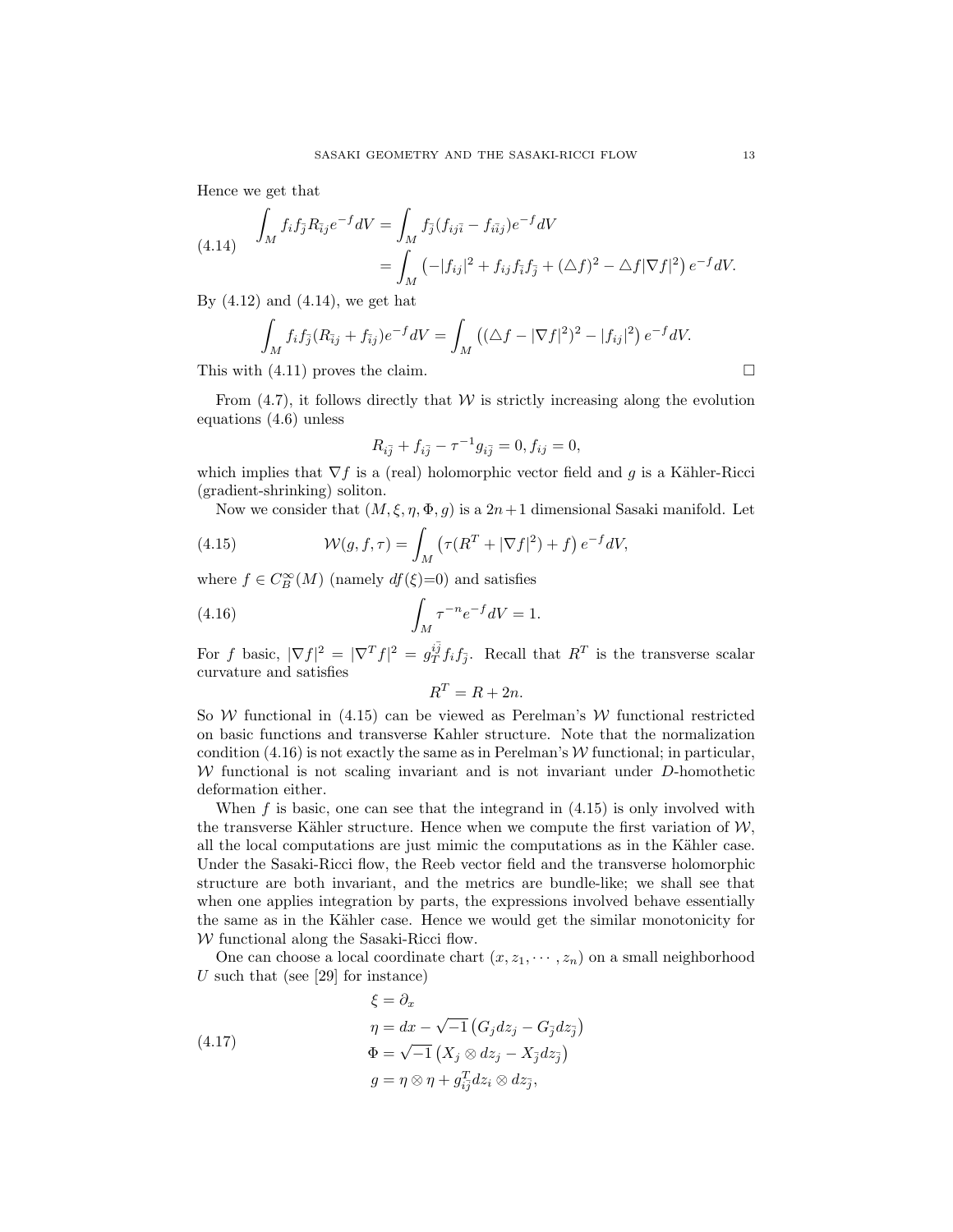Hence we get that

$$
\begin{aligned}
\int_M f_i f_{\bar{j}} R_{\bar{i}j} e^{-f} dV &= \int_M f_{\bar{j}}(f_{ij\bar{i}} - f_{i\bar{i}j}) e^{-f} dV \\
&= \int_M \left(-|f_{ij}|^2 + f_{ij} f_{\bar{i}} f_{\bar{j}} + (\triangle f)^2 - \triangle f |\nabla f|^2\right) e^{-f} dV.
\end{aligned} \tag{4.14}
$$

By (4.12) and (4.14), we get hat

$$
\int_M f_i f_{\bar{j}} (R_{\bar{i}j} + f_{\bar{i}j}) e^{-f} dV = \int_M \left((\triangle f - |\nabla f|^2)^2 - |f_{ij}|^2\right) e^{-f} dV.
$$

This with (4.11) proves the claim. $\square$

From (4.7), it follows directly that $\mathcal{W}$ is strictly increasing along the evolution equations (4.6) unless

$$
R_{i\bar{j}} + f_{i\bar{j}} - \tau^{-1} g_{i\bar{j}} = 0, f_{ij} = 0,
$$

which implies that $\nabla f$ is a (real) holomorphic vector field and $g$ is a Kähler-Ricci (gradient-shrinking) soliton.

Now we consider that $(M, \xi, \eta, \Phi, g)$ is a $2n+1$ dimensional Sasaki manifold. Let

$$
\mathcal{W}(g, f, \tau) = \int_M \left(\tau(R^T + |\nabla f|^2) + f\right) e^{-f} dV, \tag{4.15}
$$

where $f \in C^\infty_B(M)$ (namely $df(\xi)$=0) and satisfies

$$
\int_M \tau^{-n} e^{-f} dV = 1. \tag{4.16}
$$

For $f$ basic, $|\nabla f|^2 = |\nabla^T f|^2 = g^{i\bar{j}}_T f_i f_{\bar{j}}$. Recall that $R^T$ is the transverse scalar curvature and satisfies

$$
R^T = R + 2n.
$$

So $\mathcal{W}$ functional in (4.15) can be viewed as Perelman's $\mathcal{W}$ functional restricted on basic functions and transverse Kahler structure. Note that the normalization condition (4.16) is not exactly the same as in Perelman's $\mathcal{W}$ functional; in particular, $\mathcal{W}$ functional is not scaling invariant and is not invariant under $D$-homothetic deformation either.

When $f$ is basic, one can see that the integrand in (4.15) is only involved with the transverse Kähler structure. Hence when we compute the first variation of $\mathcal{W}$, all the local computations are just mimic the computations as in the Kähler case. Under the Sasaki-Ricci flow, the Reeb vector field and the transverse holomorphic structure are both invariant, and the metrics are bundle-like; we shall see that when one applies integration by parts, the expressions involved behave essentially the same as in the Kähler case. Hence we would get the similar monotonicity for $\mathcal{W}$ functional along the Sasaki-Ricci flow.

One can choose a local coordinate chart $(x, z_1, \cdots, z_n)$ on a small neighborhood $U$ such that (see [29] for instance)

$$
\begin{aligned}
\xi &= \partial_x \\
\eta &= dx - \sqrt{-1}\left(G_j dz_j - G_{\bar{j}} dz_{\bar{j}}\right) \\
\Phi &= \sqrt{-1}\left(X_j \otimes dz_j - X_{\bar{j}} dz_{\bar{j}}\right) \\
g &= \eta \otimes \eta + g^T_{i\bar{j}} dz_i \otimes dz_{\bar{j}},
\end{aligned} \tag{4.17}
$$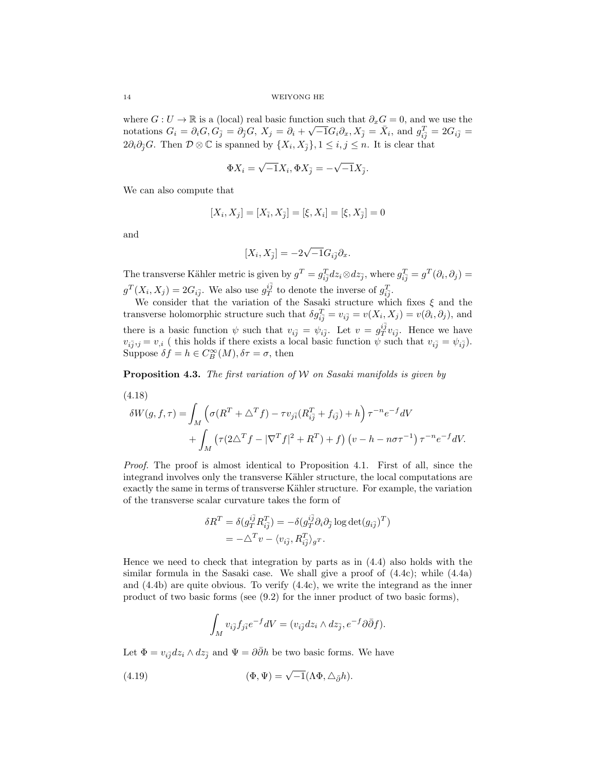where $G : U \to \mathbb{R}$ is a (local) real basic function such that $\partial_x G = 0$, and we use the notations $G_i = \partial_i G, G_{\bar{j}} = \partial_{\bar{j}} G$, $X_j = \partial_i + \sqrt{-1} G_i \partial_x, X_{\bar{j}} = \bar{X}_i$, and $g^T_{i\bar{j}} = 2G_{i\bar{j}} = 2\partial_i \partial_{\bar{j}} G$. Then $\mathcal{D} \otimes \mathbb{C}$ is spanned by $\{X_i, X_{\bar{j}}\}, 1 \le i, j \le n$. It is clear that

$$\Phi X_i = \sqrt{-1} X_i, \Phi X_{\bar{j}} = -\sqrt{-1} X_{\bar{j}}.$$

We can also compute that

$$[X_i, X_j] = [X_{\bar{i}}, X_{\bar{j}}] = [\xi, X_i] = [\xi, X_{\bar{j}}] = 0$$

and

$$[X_i, X_{\bar{j}}] = -2\sqrt{-1} G_{i\bar{j}} \partial_x.$$

The transverse Kähler metric is given by $g^T = g^T_{i\bar{j}} dz_i \otimes dz_{\bar{j}}$, where $g^T_{i\bar{j}} = g^T(\partial_i, \partial_j) = g^T(X_i, X_j) = 2G_{i\bar{j}}$. We also use $g_T^{i\bar{j}}$ to denote the inverse of $g^T_{i\bar{j}}$.

We consider that the variation of the Sasaki structure which fixes $\xi$ and the transverse holomorphic structure such that $\delta g^T_{i\bar{j}} = v_{i\bar{j}} = v(X_i, X_j) = v(\partial_i, \partial_j)$, and there is a basic function $\psi$ such that $v_{i\bar{j}} = \psi_{i\bar{j}}$. Let $v = g_T^{i\bar{j}} v_{i\bar{j}}$. Hence we have $v_{i\bar{j}},_j = v_{,i}$ ( this holds if there exists a local basic function $\psi$ such that $v_{i\bar{j}} = \psi_{i\bar{j}}$). Suppose $\delta f = h \in C^\infty_B(M), \delta\tau = \sigma$, then

**Proposition 4.3.** *The first variation of $\mathcal{W}$ on Sasaki manifolds is given by*

(4.18)
$$\begin{aligned}
\delta W(g, f, \tau) = &\int_M \left( \sigma(R^T + \triangle^T f) - \tau v_{j\bar{i}}(R^T_{i\bar{j}} + f_{i\bar{j}}) + h \right) \tau^{-n} e^{-f} dV \\
&+ \int_M \left( \tau(2\triangle^T f - |\nabla^T f|^2 + R^T) + f \right) \left( v - h - n\sigma\tau^{-1} \right) \tau^{-n} e^{-f} dV.
\end{aligned}$$

*Proof.* The proof is almost identical to Proposition 4.1. First of all, since the integrand involves only the transverse Kähler structure, the local computations are exactly the same in terms of transverse Kähler structure. For example, the variation of the transverse scalar curvature takes the form of

$$\begin{aligned}
\delta R^T = \delta(g_T^{i\bar{j}} R^T_{i\bar{j}}) &= -\delta(g_T^{i\bar{j}} \partial_i \partial_{\bar{j}} \log \det(g_{i\bar{j}})^T) \\
&= -\triangle^T v - \langle v_{i\bar{j}}, R^T_{i\bar{j}} \rangle_{g^T}.
\end{aligned}$$

Hence we need to check that integration by parts as in (4.4) also holds with the similar formula in the Sasaki case. We shall give a proof of (4.4c); while (4.4a) and (4.4b) are quite obvious. To verify (4.4c), we write the integrand as the inner product of two basic forms (see (9.2) for the inner product of two basic forms),

$$\int_M v_{i\bar{j}} f_{j\bar{i}} e^{-f} dV = (v_{i\bar{j}} dz_i \wedge dz_{\bar{j}}, e^{-f} \partial\bar{\partial} f).$$

Let $\Phi = v_{i\bar{j}} dz_i \wedge dz_{\bar{j}}$ and $\Psi = \partial\bar{\partial} h$ be two basic forms. We have

$$(\Phi, \Psi) = \sqrt{-1} (\Lambda\Phi, \triangle_{\bar{\partial}} h). \tag{4.19}$$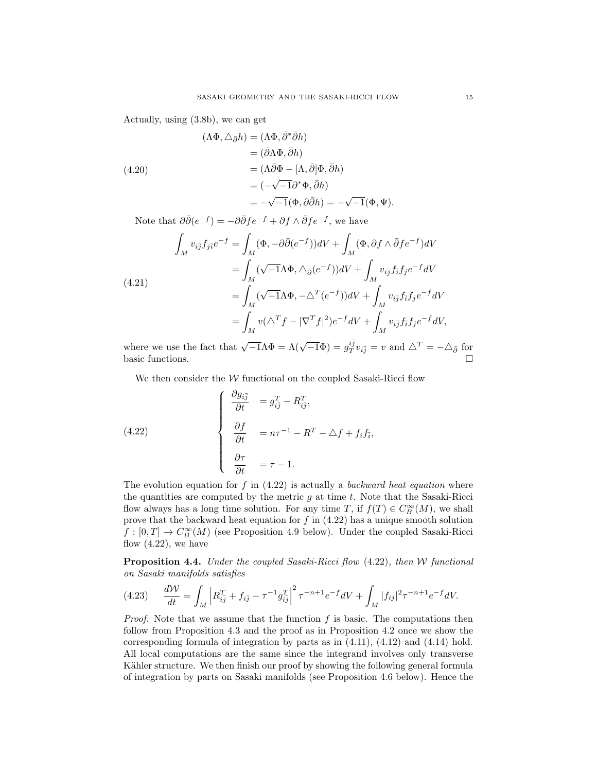Actually, using (3.8b), we can get

$$
\begin{aligned}
(\Lambda\Phi, \triangle_{\bar\partial} h) &= (\Lambda\Phi, \bar\partial^* \bar\partial h) \\
&= (\bar\partial \Lambda\Phi, \bar\partial h) \\
&= (\Lambda \bar\partial \Phi - [\Lambda, \bar\partial]\Phi, \bar\partial h) \\
&= (-\sqrt{-1}\partial^* \Phi, \bar\partial h) \\
&= -\sqrt{-1}(\Phi, \partial\bar\partial h) = -\sqrt{-1}(\Phi, \Psi).
\end{aligned} \tag{4.20}
$$

Note that $\partial\bar\partial(e^{-f}) = -\partial\bar\partial f e^{-f} + \partial f \wedge \bar\partial f e^{-f}$, we have

$$
\begin{aligned}
\int_M v_{i\bar j} f_{j\bar i} e^{-f} &= \int_M (\Phi, -\partial\bar\partial(e^{-f}))dV + \int_M (\Phi, \partial f \wedge \bar\partial f e^{-f})dV \\
&= \int_M (\sqrt{-1}\Lambda\Phi, \triangle_{\bar\partial}(e^{-f}))dV + \int_M v_{i\bar j} f_{\bar i} f_j e^{-f} dV \\
&= \int_M (\sqrt{-1}\Lambda\Phi, -\triangle^T(e^{-f}))dV + \int_M v_{i\bar j} f_{\bar i} f_j e^{-f} dV \\
&= \int_M v(\triangle^T f - |\nabla^T f|^2) e^{-f} dV + \int_M v_{i\bar j} f_{\bar i} f_j e^{-f} dV,
\end{aligned} \tag{4.21}
$$

where we use the fact that $\sqrt{-1}\Lambda\Phi = \Lambda(\sqrt{-1}\Phi) = g_T^{i\bar j} v_{i\bar j} = v$ and $\triangle^T = -\triangle_{\bar\partial}$ for basic functions. $\square$

We then consider the $\mathcal{W}$ functional on the coupled Sasaki-Ricci flow

$$
\left\{
\begin{aligned}
\frac{\partial g_{i\bar j}}{\partial t} &= g^T_{i\bar j} - R^T_{i\bar j}, \\
\frac{\partial f}{\partial t} &= n\tau^{-1} - R^T - \triangle f + f_i f_{\bar i}, \\
\frac{\partial \tau}{\partial t} &= \tau - 1.
\end{aligned}
\right. \tag{4.22}
$$

The evolution equation for $f$ in (4.22) is actually a *backward heat equation* where the quantities are computed by the metric $g$ at time $t$. Note that the Sasaki-Ricci flow always has a long time solution. For any time $T$, if $f(T) \in C_B^\infty(M)$, we shall prove that the backward heat equation for $f$ in (4.22) has a unique smooth solution $f : [0, T] \to C_B^\infty(M)$ (see Proposition 4.9 below). Under the coupled Sasaki-Ricci flow (4.22), we have

**Proposition 4.4.** *Under the coupled Sasaki-Ricci flow* (4.22)*, then $\mathcal{W}$ functional on Sasaki manifolds satisfies*

$$
\frac{d\mathcal{W}}{dt} = \int_M \left| R^T_{i\bar j} + f_{i\bar j} - \tau^{-1} g^T_{i\bar j} \right|^2 \tau^{-n+1} e^{-f} dV + \int_M |f_{ij}|^2 \tau^{-n+1} e^{-f} dV. \tag{4.23}
$$

*Proof.* Note that we assume that the function $f$ is basic. The computations then follow from Proposition 4.3 and the proof as in Proposition 4.2 once we show the corresponding formula of integration by parts as in (4.11), (4.12) and (4.14) hold. All local computations are the same since the integrand involves only transverse Kähler structure. We then finish our proof by showing the following general formula of integration by parts on Sasaki manifolds (see Proposition 4.6 below). Hence the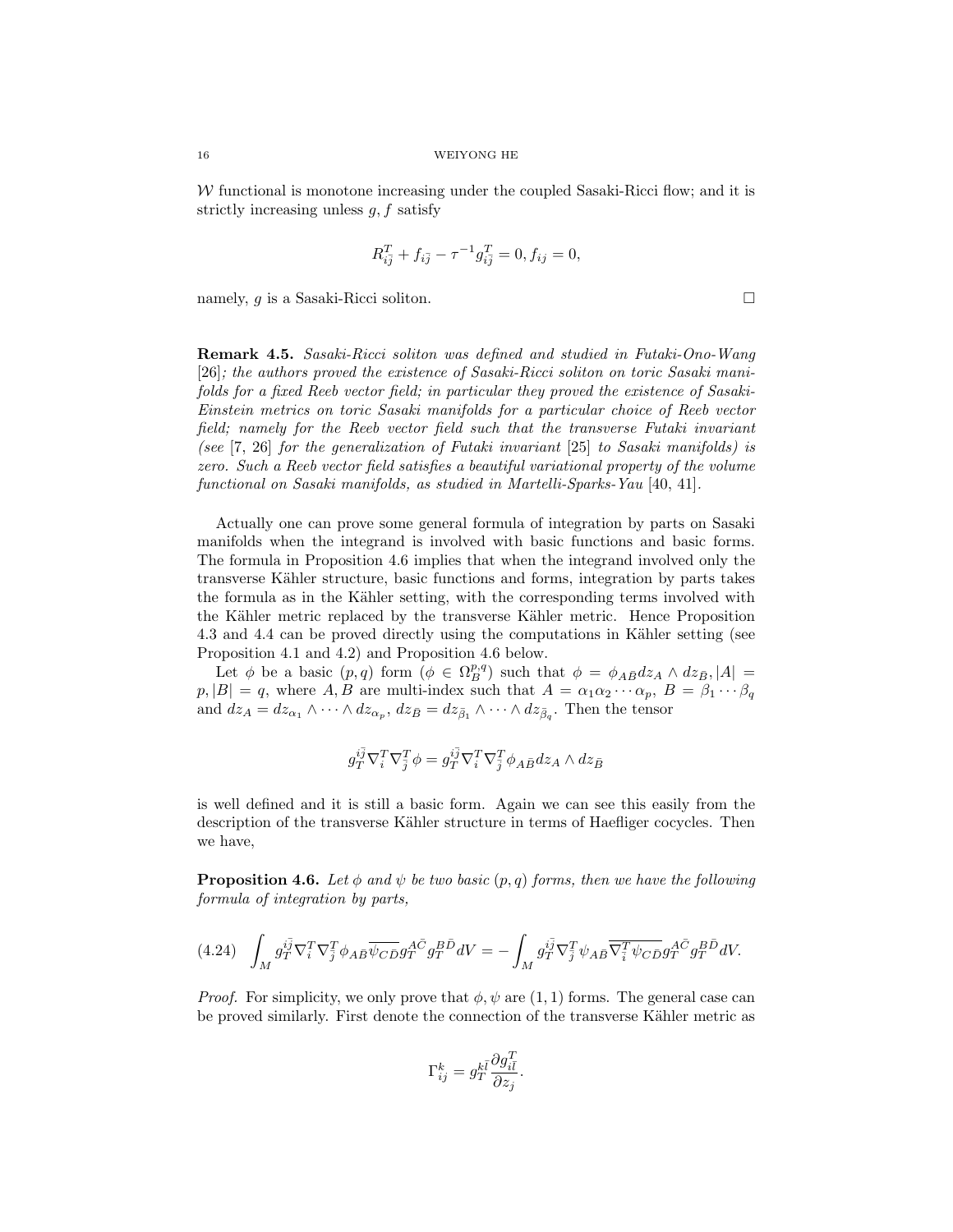$\mathcal{W}$ functional is monotone increasing under the coupled Sasaki-Ricci flow; and it is strictly increasing unless $g, f$ satisfy

$$R^T_{i\bar{j}} + f_{i\bar{j}} - \tau^{-1} g^T_{i\bar{j}} = 0, f_{ij} = 0,$$

namely, $g$ is a Sasaki-Ricci soliton. $\square$

**Remark 4.5.** *Sasaki-Ricci soliton was defined and studied in Futaki-Ono-Wang* [26]*; the authors proved the existence of Sasaki-Ricci soliton on toric Sasaki manifolds for a fixed Reeb vector field; in particular they proved the existence of Sasaki-Einstein metrics on toric Sasaki manifolds for a particular choice of Reeb vector field; namely for the Reeb vector field such that the transverse Futaki invariant (see* [7, 26] *for the generalization of Futaki invariant* [25] *to Sasaki manifolds) is zero. Such a Reeb vector field satisfies a beautiful variational property of the volume functional on Sasaki manifolds, as studied in Martelli-Sparks-Yau* [40, 41].

Actually one can prove some general formula of integration by parts on Sasaki manifolds when the integrand is involved with basic functions and basic forms. The formula in Proposition 4.6 implies that when the integrand involved only the transverse Kähler structure, basic functions and forms, integration by parts takes the formula as in the Kähler setting, with the corresponding terms involved with the Kähler metric replaced by the transverse Kähler metric. Hence Proposition 4.3 and 4.4 can be proved directly using the computations in Kähler setting (see Proposition 4.1 and 4.2) and Proposition 4.6 below.

Let $\phi$ be a basic $(p, q)$ form ($\phi \in \Omega^{p,q}_B$) such that $\phi = \phi_{A\bar{B}} dz_A \wedge dz_{\bar{B}}, |A| = p, |B| = q$, where $A, B$ are multi-index such that $A = \alpha_1\alpha_2 \cdots \alpha_p$, $B = \beta_1 \cdots \beta_q$ and $dz_A = dz_{\alpha_1} \wedge \cdots \wedge dz_{\alpha_p}$, $dz_{\bar{B}} = dz_{\bar{\beta}_1} \wedge \cdots \wedge dz_{\bar{\beta}_q}$. Then the tensor

$$g^{i\bar{j}}_T \nabla^T_i \nabla^T_{\bar{j}} \phi = g^{i\bar{j}}_T \nabla^T_i \nabla^T_{\bar{j}} \phi_{A\bar{B}} dz_A \wedge dz_{\bar{B}}$$

is well defined and it is still a basic form. Again we can see this easily from the description of the transverse Kähler structure in terms of Haefliger cocycles. Then we have,

**Proposition 4.6.** *Let $\phi$ and $\psi$ be two basic $(p, q)$ forms, then we have the following formula of integration by parts,*

$$\int_M g^{i\bar{j}}_T \nabla^T_i \nabla^T_{\bar{j}} \phi_{A\bar{B}} \overline{\psi_{C\bar{D}}} g^{A\bar{C}}_T g^{B\bar{D}}_T dV = -\int_M g^{i\bar{j}}_T \nabla^T_{\bar{j}} \psi_{A\bar{B}} \overline{\nabla^T_{\bar{i}} \psi_{C\bar{D}}} g^{A\bar{C}}_T g^{B\bar{D}}_T dV. \tag{4.24}$$

*Proof.* For simplicity, we only prove that $\phi, \psi$ are $(1, 1)$ forms. The general case can be proved similarly. First denote the connection of the transverse Kähler metric as

$$\Gamma^k_{ij} = g^{k\bar{l}}_T \frac{\partial g^T_{i\bar{l}}}{\partial z_j}.$$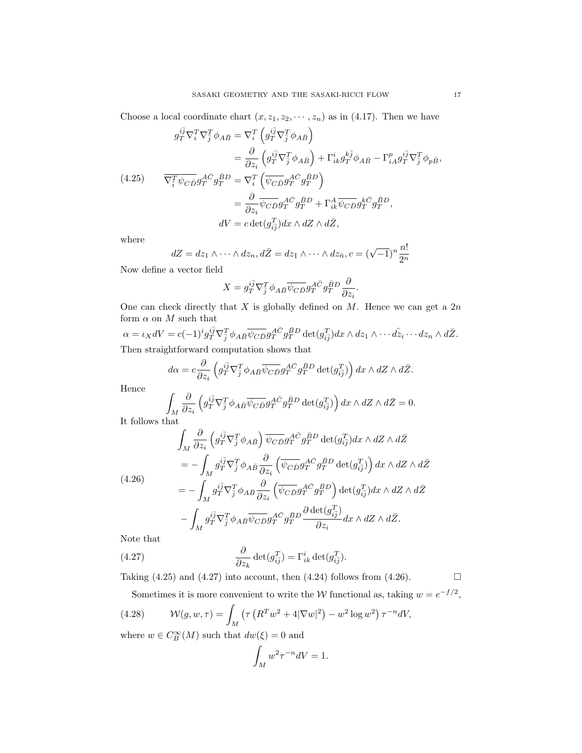Choose a local coordinate chart $(x, z_1, z_2, \cdots, z_n)$ as in (4.17). Then we have

$$
\begin{aligned}
g_T^{i\bar{j}}\nabla_i^T\nabla_{\bar{j}}^T\phi_{A\bar{B}} &= \nabla_i^T\left(g_T^{i\bar{j}}\nabla_{\bar{j}}^T\phi_{A\bar{B}}\right)\\
&= \frac{\partial}{\partial z_i}\left(g_T^{i\bar{j}}\nabla_{\bar{j}}^T\phi_{A\bar{B}}\right) + \Gamma_{ik}^i g_T^{k\bar{j}}\phi_{A\bar{B}} - \Gamma_{iA}^p g_T^{i\bar{j}}\nabla_{\bar{j}}^T\phi_{p\bar{B}},\\
\overline{\nabla_{\bar{i}}^T\psi_{C\bar{D}}}g_T^{A\bar{C}}g_T^{\bar{B}D} &= \nabla_i^T\left(\overline{\psi_{C\bar{D}}}g_T^{A\bar{C}}g_T^{\bar{B}D}\right)\\
&= \frac{\partial}{\partial z_i}\overline{\psi_{C\bar{D}}}g_T^{A\bar{C}}g_T^{\bar{B}D} + \Gamma_{ik}^A\overline{\psi_{C\bar{D}}}g_T^{k\bar{C}}g_T^{\bar{B}D},\\
dV &= c\det(g_{i\bar{j}}^T)dx\wedge dZ\wedge d\bar{Z},
\end{aligned}
\tag{4.25}
$$

where

$$
dZ = dz_1\wedge\cdots\wedge dz_n, d\bar{Z} = dz_{\bar{1}}\wedge\cdots\wedge dz_{\bar{n}}, c = (\sqrt{-1})^n\frac{n!}{2^n}
$$

Now define a vector field

$$
X = g_T^{i\bar{j}}\nabla_{\bar{j}}^T\phi_{A\bar{B}}\overline{\psi_{C\bar{D}}}g_T^{A\bar{C}}g_T^{\bar{B}D}\frac{\partial}{\partial z_i}.
$$

One can check directly that $X$ is globally defined on $M$. Hence we can get a $2n$ form $\alpha$ on $M$ such that

$$
\alpha = \iota_X dV = c(-1)^i g_T^{i\bar{j}}\nabla_{\bar{j}}^T\phi_{A\bar{B}}\overline{\psi_{C\bar{D}}}g_T^{A\bar{C}}g_T^{\bar{B}D}\det(g_{i\bar{j}}^T)dx\wedge dz_1\wedge\cdots\hat{dz_i}\cdots dz_n\wedge d\bar{Z}.
$$

Then straightforward computation shows that

$$
d\alpha = c\frac{\partial}{\partial z_i}\left(g_T^{i\bar{j}}\nabla_{\bar{j}}^T\phi_{A\bar{B}}\overline{\psi_{C\bar{D}}}g_T^{A\bar{C}}g_T^{\bar{B}D}\det(g_{i\bar{j}}^T)\right)dx\wedge dZ\wedge d\bar{Z}.
$$

Hence

$$
\int_M\frac{\partial}{\partial z_i}\left(g_T^{i\bar{j}}\nabla_{\bar{j}}^T\phi_{A\bar{B}}\overline{\psi_{C\bar{D}}}g_T^{A\bar{C}}g_T^{\bar{B}D}\det(g_{i\bar{j}}^T)\right)dx\wedge dZ\wedge d\bar{Z} = 0.
$$

It follows that

$$
\begin{aligned}
&\int_M\frac{\partial}{\partial z_i}\left(g_T^{i\bar{j}}\nabla_{\bar{j}}^T\phi_{A\bar{B}}\right)\overline{\psi_{C\bar{D}}}g_T^{A\bar{C}}g_T^{\bar{B}D}\det(g_{i\bar{j}}^T)dx\wedge dZ\wedge d\bar{Z}\\
&= -\int_M g_T^{i\bar{j}}\nabla_{\bar{j}}^T\phi_{A\bar{B}}\frac{\partial}{\partial z_i}\left(\overline{\psi_{C\bar{D}}}g_T^{A\bar{C}}g_T^{\bar{B}D}\det(g_{i\bar{j}}^T)\right)dx\wedge dZ\wedge d\bar{Z}\\
&= -\int_M g_T^{i\bar{j}}\nabla_{\bar{j}}^T\phi_{A\bar{B}}\frac{\partial}{\partial z_i}\left(\overline{\psi_{C\bar{D}}}g_T^{A\bar{C}}g_T^{\bar{B}D}\right)\det(g_{i\bar{j}}^T)dx\wedge dZ\wedge d\bar{Z}\\
&\quad -\int_M g_T^{i\bar{j}}\nabla_{\bar{j}}^T\phi_{A\bar{B}}\overline{\psi_{C\bar{D}}}g_T^{A\bar{C}}g_T^{\bar{B}D}\frac{\partial\det(g_{i\bar{j}}^T)}{\partial z_i}dx\wedge dZ\wedge d\bar{Z}.
\end{aligned}
\tag{4.26}
$$

Note that

$$
\frac{\partial}{\partial z_k}\det(g_{i\bar{j}}^T) = \Gamma_{ik}^i\det(g_{i\bar{j}}^T).
\tag{4.27}
$$

Taking (4.25) and (4.27) into account, then (4.24) follows from (4.26). $\square$

Sometimes it is more convenient to write the $\mathcal{W}$ functional as, taking $w = e^{-f/2}$,

$$
\mathcal{W}(g, w, \tau) = \int_M\left(\tau\left(R^T w^2 + 4|\nabla w|^2\right) - w^2\log w^2\right)\tau^{-n}dV,
\tag{4.28}
$$

where $w\in C_B^\infty(M)$ such that $dw(\xi) = 0$ and

$$
\int_M w^2\tau^{-n}dV = 1.
$$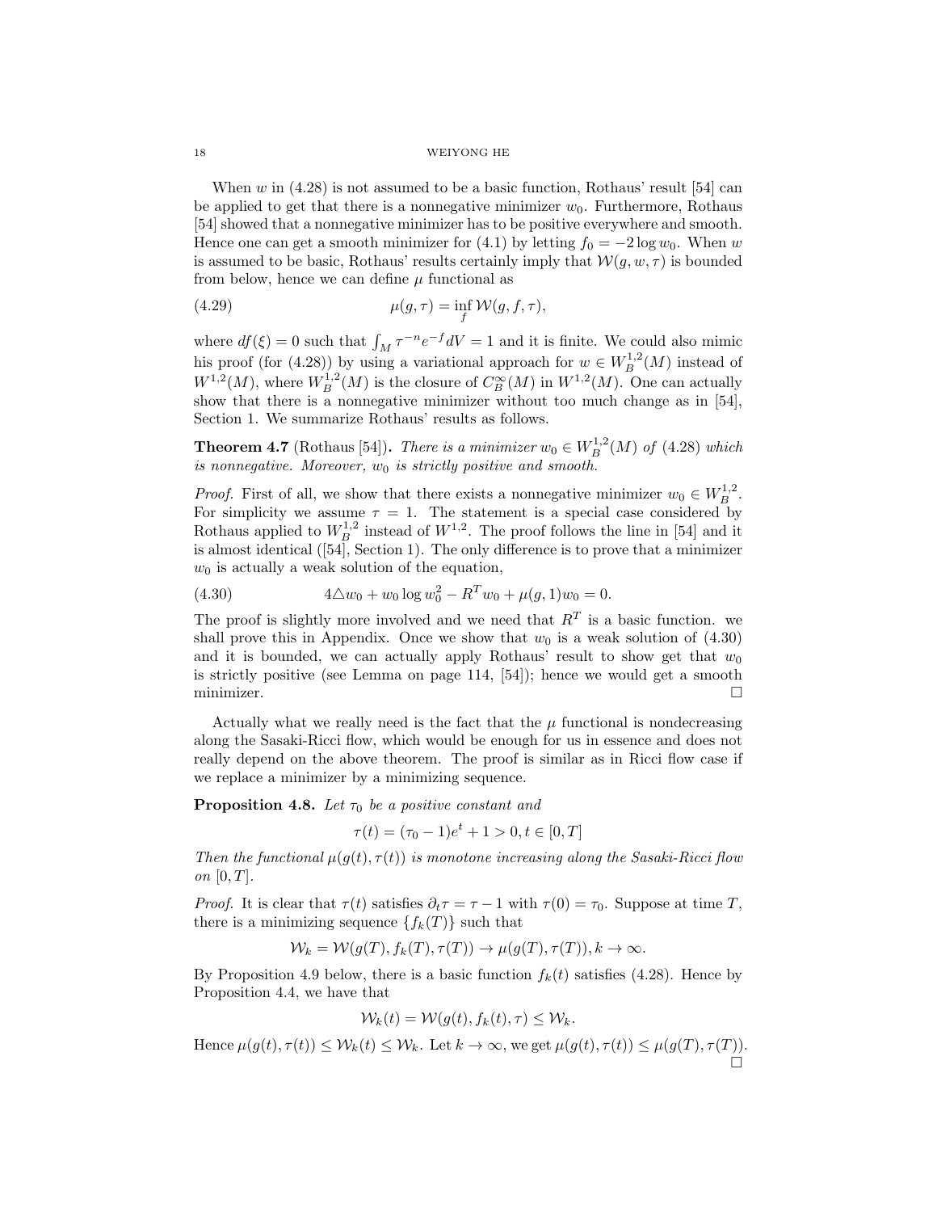When $w$ in (4.28) is not assumed to be a basic function, Rothaus' result [54] can be applied to get that there is a nonnegative minimizer $w_0$. Furthermore, Rothaus [54] showed that a nonnegative minimizer has to be positive everywhere and smooth. Hence one can get a smooth minimizer for (4.1) by letting $f_0 = -2\log w_0$. When $w$ is assumed to be basic, Rothaus' results certainly imply that $\mathcal{W}(g, w, \tau)$ is bounded from below, hence we can define $\mu$ functional as

$$\mu(g, \tau) = \inf_f \mathcal{W}(g, f, \tau), \tag{4.29}$$

where $df(\xi) = 0$ such that $\int_M \tau^{-n} e^{-f} dV = 1$ and it is finite. We could also mimic his proof (for (4.28)) by using a variational approach for $w \in W_B^{1,2}(M)$ instead of $W^{1,2}(M)$, where $W_B^{1,2}(M)$ is the closure of $C_B^\infty(M)$ in $W^{1,2}(M)$. One can actually show that there is a nonnegative minimizer without too much change as in [54], Section 1. We summarize Rothaus' results as follows.

**Theorem 4.7** (Rothaus [54])**.** *There is a minimizer $w_0 \in W_B^{1,2}(M)$ of (4.28) which is nonnegative. Moreover, $w_0$ is strictly positive and smooth.*

*Proof.* First of all, we show that there exists a nonnegative minimizer $w_0 \in W_B^{1,2}$. For simplicity we assume $\tau = 1$. The statement is a special case considered by Rothaus applied to $W_B^{1,2}$ instead of $W^{1,2}$. The proof follows the line in [54] and it is almost identical ([54], Section 1). The only difference is to prove that a minimizer $w_0$ is actually a weak solution of the equation,

$$4\triangle w_0 + w_0 \log w_0^2 - R^T w_0 + \mu(g, 1) w_0 = 0. \tag{4.30}$$

The proof is slightly more involved and we need that $R^T$ is a basic function. we shall prove this in Appendix. Once we show that $w_0$ is a weak solution of (4.30) and it is bounded, we can actually apply Rothaus' result to show get that $w_0$ is strictly positive (see Lemma on page 114, [54]); hence we would get a smooth minimizer. $\square$

Actually what we really need is the fact that the $\mu$ functional is nondecreasing along the Sasaki-Ricci flow, which would be enough for us in essence and does not really depend on the above theorem. The proof is similar as in Ricci flow case if we replace a minimizer by a minimizing sequence.

**Proposition 4.8.** *Let $\tau_0$ be a positive constant and*

$$\tau(t) = (\tau_0 - 1)e^t + 1 > 0, t \in [0, T]$$

*Then the functional $\mu(g(t), \tau(t))$ is monotone increasing along the Sasaki-Ricci flow on $[0, T]$.*

*Proof.* It is clear that $\tau(t)$ satisfies $\partial_t \tau = \tau - 1$ with $\tau(0) = \tau_0$. Suppose at time $T$, there is a minimizing sequence $\{f_k(T)\}$ such that

$$\mathcal{W}_k = \mathcal{W}(g(T), f_k(T), \tau(T)) \to \mu(g(T), \tau(T)), k \to \infty.$$

By Proposition 4.9 below, there is a basic function $f_k(t)$ satisfies (4.28). Hence by Proposition 4.4, we have that

$$\mathcal{W}_k(t) = \mathcal{W}(g(t), f_k(t), \tau) \leq \mathcal{W}_k.$$

Hence $\mu(g(t), \tau(t)) \leq \mathcal{W}_k(t) \leq \mathcal{W}_k$. Let $k \to \infty$, we get $\mu(g(t), \tau(t)) \leq \mu(g(T), \tau(T))$. $\square$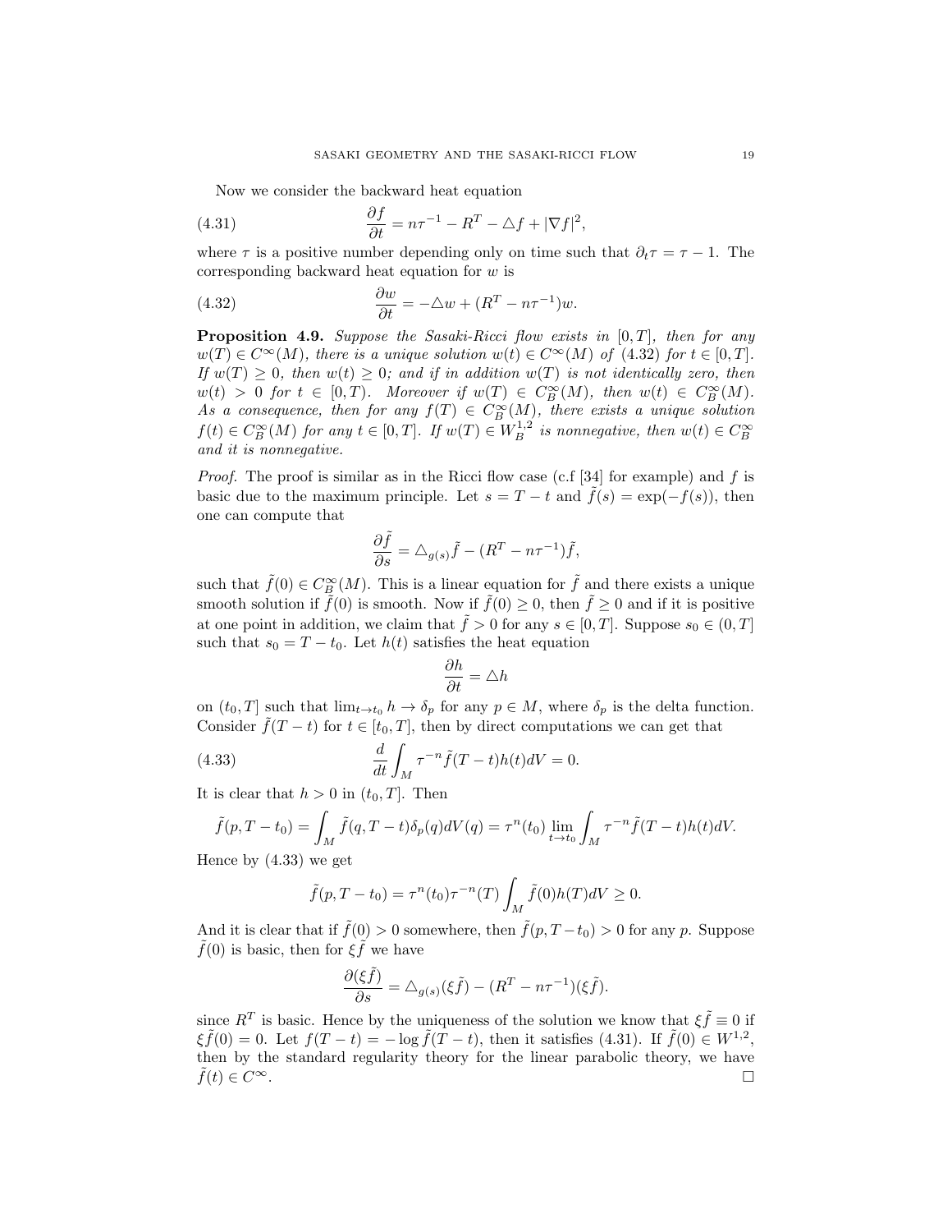Now we consider the backward heat equation

$$\frac{\partial f}{\partial t} = n\tau^{-1} - R^T - \triangle f + |\nabla f|^2, \tag{4.31}$$

where $\tau$ is a positive number depending only on time such that $\partial_t \tau = \tau - 1$. The corresponding backward heat equation for $w$ is

$$\frac{\partial w}{\partial t} = -\triangle w + (R^T - n\tau^{-1})w. \tag{4.32}$$

**Proposition 4.9.** *Suppose the Sasaki-Ricci flow exists in $[0,T]$, then for any $w(T) \in C^\infty(M)$, there is a unique solution $w(t) \in C^\infty(M)$ of (4.32) for $t \in [0,T]$. If $w(T) \geq 0$, then $w(t) \geq 0$; and if in addition $w(T)$ is not identically zero, then $w(t) > 0$ for $t \in [0,T)$. Moreover if $w(T) \in C^\infty_B(M)$, then $w(t) \in C^\infty_B(M)$. As a consequence, then for any $f(T) \in C^\infty_B(M)$, there exists a unique solution $f(t) \in C^\infty_B(M)$ for any $t \in [0,T]$. If $w(T) \in W^{1,2}_B$ is nonnegative, then $w(t) \in C^\infty_B$ and it is nonnegative.*

*Proof.* The proof is similar as in the Ricci flow case (c.f [34] for example) and $f$ is basic due to the maximum principle. Let $s = T - t$ and $\tilde{f}(s) = \exp(-f(s))$, then one can compute that

$$\frac{\partial \tilde{f}}{\partial s} = \triangle_{g(s)} \tilde{f} - (R^T - n\tau^{-1})\tilde{f},$$

such that $\tilde{f}(0) \in C^\infty_B(M)$. This is a linear equation for $\tilde{f}$ and there exists a unique smooth solution if $\tilde{f}(0)$ is smooth. Now if $\tilde{f}(0) \geq 0$, then $\tilde{f} \geq 0$ and if it is positive at one point in addition, we claim that $\tilde{f} > 0$ for any $s \in [0,T]$. Suppose $s_0 \in (0,T]$ such that $s_0 = T - t_0$. Let $h(t)$ satisfies the heat equation

$$\frac{\partial h}{\partial t} = \triangle h$$

on $(t_0, T]$ such that $\lim_{t \to t_0} h \to \delta_p$ for any $p \in M$, where $\delta_p$ is the delta function. Consider $\tilde{f}(T-t)$ for $t \in [t_0, T]$, then by direct computations we can get that

$$\frac{d}{dt} \int_M \tau^{-n} \tilde{f}(T-t) h(t) dV = 0. \tag{4.33}$$

It is clear that $h > 0$ in $(t_0, T]$. Then

$$\tilde{f}(p, T-t_0) = \int_M \tilde{f}(q, T-t)\delta_p(q) dV(q) = \tau^n(t_0) \lim_{t \to t_0} \int_M \tau^{-n} \tilde{f}(T-t) h(t) dV.$$

Hence by (4.33) we get

$$\tilde{f}(p, T-t_0) = \tau^n(t_0)\tau^{-n}(T) \int_M \tilde{f}(0) h(T) dV \geq 0.$$

And it is clear that if $\tilde{f}(0) > 0$ somewhere, then $\tilde{f}(p, T-t_0) > 0$ for any $p$. Suppose $\tilde{f}(0)$ is basic, then for $\xi \tilde{f}$ we have

$$\frac{\partial (\xi \tilde{f})}{\partial s} = \triangle_{g(s)}(\xi \tilde{f}) - (R^T - n\tau^{-1})(\xi \tilde{f}).$$

since $R^T$ is basic. Hence by the uniqueness of the solution we know that $\xi \tilde{f} \equiv 0$ if $\xi \tilde{f}(0) = 0$. Let $f(T-t) = -\log \tilde{f}(T-t)$, then it satisfies (4.31). If $\tilde{f}(0) \in W^{1,2}$, then by the standard regularity theory for the linear parabolic theory, we have $\tilde{f}(t) \in C^\infty$. $\square$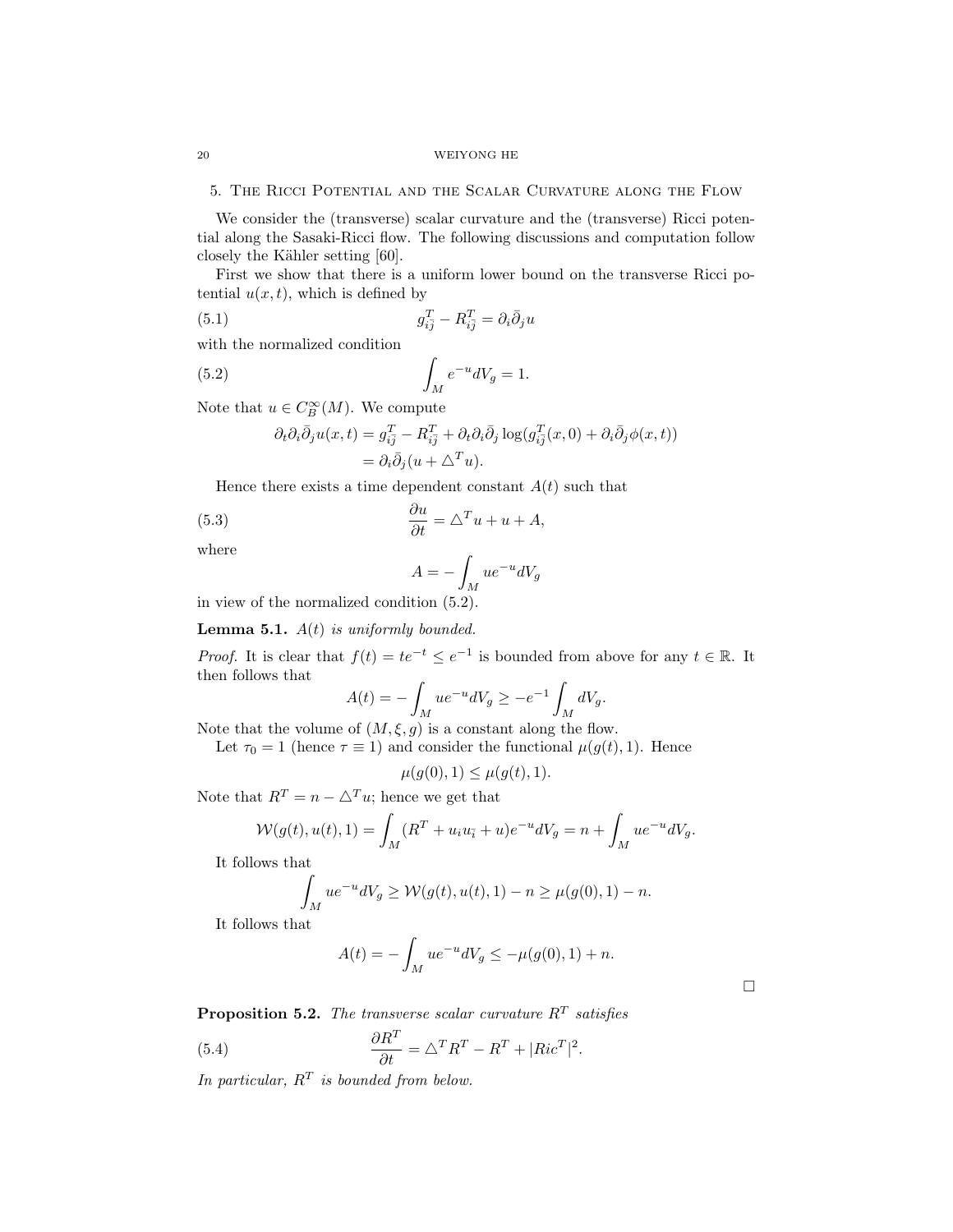## 5. The Ricci Potential and the Scalar Curvature along the Flow

We consider the (transverse) scalar curvature and the (transverse) Ricci potential along the Sasaki-Ricci flow. The following discussions and computation follow closely the Kähler setting [60].

First we show that there is a uniform lower bound on the transverse Ricci potential $u(x,t)$, which is defined by

$$g^T_{i\bar{j}} - R^T_{i\bar{j}} = \partial_i \bar{\partial}_j u \tag{5.1}$$

with the normalized condition

$$\int_M e^{-u} dV_g = 1. \tag{5.2}$$

Note that $u \in C^\infty_B(M)$. We compute

$$\begin{aligned}
\partial_t \partial_i \bar{\partial}_j u(x,t) &= g^T_{i\bar{j}} - R^T_{i\bar{j}} + \partial_t \partial_i \bar{\partial}_j \log(g^T_{i\bar{j}}(x,0) + \partial_i \bar{\partial}_j \phi(x,t)) \\
&= \partial_i \bar{\partial}_j (u + \triangle^T u).
\end{aligned}$$

Hence there exists a time dependent constant $A(t)$ such that

$$\frac{\partial u}{\partial t} = \triangle^T u + u + A, \tag{5.3}$$

where

$$A = -\int_M u e^{-u} dV_g$$

in view of the normalized condition (5.2).

**Lemma 5.1.** *$A(t)$ is uniformly bounded.*

*Proof.* It is clear that $f(t) = te^{-t} \leq e^{-1}$ is bounded from above for any $t \in \mathbb{R}$. It then follows that

$$A(t) = -\int_M u e^{-u} dV_g \geq -e^{-1} \int_M dV_g.$$

Note that the volume of $(M, \xi, g)$ is a constant along the flow.

Let $\tau_0 = 1$ (hence $\tau \equiv 1$) and consider the functional $\mu(g(t), 1)$. Hence

$$\mu(g(0), 1) \leq \mu(g(t), 1).$$

Note that $R^T = n - \triangle^T u$; hence we get that

$$\mathcal{W}(g(t), u(t), 1) = \int_M (R^T + u_i u_{\bar{i}} + u) e^{-u} dV_g = n + \int_M u e^{-u} dV_g.$$

It follows that

$$\int_M u e^{-u} dV_g \geq \mathcal{W}(g(t), u(t), 1) - n \geq \mu(g(0), 1) - n.$$

It follows that

$$A(t) = -\int_M u e^{-u} dV_g \leq -\mu(g(0), 1) + n.$$

□

**Proposition 5.2.** *The transverse scalar curvature $R^T$ satisfies*

$$\frac{\partial R^T}{\partial t} = \triangle^T R^T - R^T + |Ric^T|^2. \tag{5.4}$$

*In particular, $R^T$ is bounded from below.*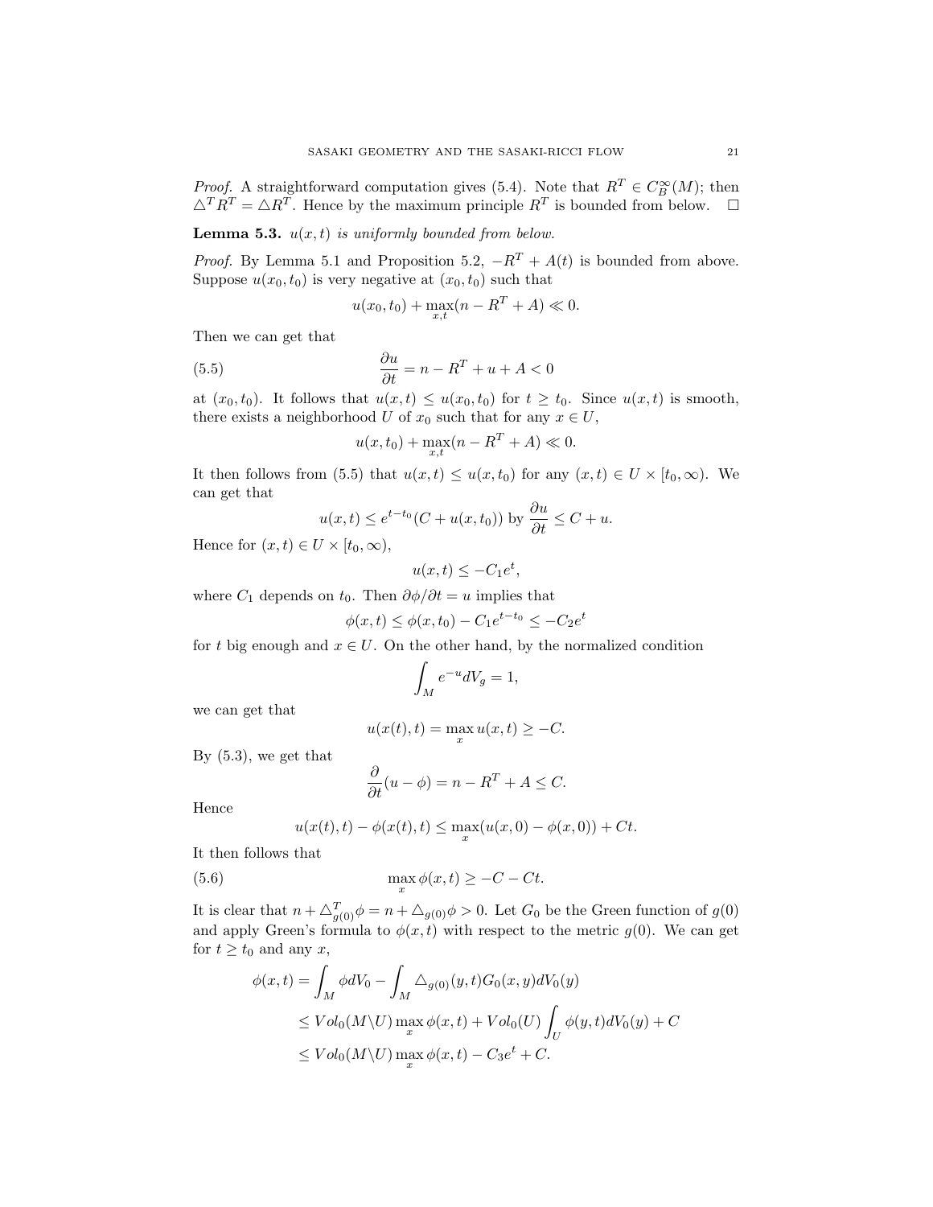*Proof.* A straightforward computation gives (5.4). Note that $R^T \in C^\infty_B(M)$; then $\triangle^T R^T = \triangle R^T$. Hence by the maximum principle $R^T$ is bounded from below. $\square$

**Lemma 5.3.** *$u(x,t)$ is uniformly bounded from below.*

*Proof.* By Lemma 5.1 and Proposition 5.2, $-R^T + A(t)$ is bounded from above. Suppose $u(x_0, t_0)$ is very negative at $(x_0, t_0)$ such that

$$u(x_0,t_0) + \max_{x,t}(n - R^T + A) \ll 0.$$

Then we can get that

$$\frac{\partial u}{\partial t} = n - R^T + u + A < 0 \tag{5.5}$$

at $(x_0, t_0)$. It follows that $u(x,t) \leq u(x_0, t_0)$ for $t \geq t_0$. Since $u(x,t)$ is smooth, there exists a neighborhood $U$ of $x_0$ such that for any $x \in U$,

$$u(x,t_0) + \max_{x,t}(n - R^T + A) \ll 0.$$

It then follows from (5.5) that $u(x,t) \leq u(x,t_0)$ for any $(x,t) \in U \times [t_0, \infty)$. We can get that

$$u(x,t) \leq e^{t-t_0}(C + u(x,t_0)) \text{ by } \frac{\partial u}{\partial t} \leq C + u.$$

Hence for $(x,t) \in U \times [t_0, \infty)$,

$$u(x,t) \leq -C_1 e^t,$$

where $C_1$ depends on $t_0$. Then $\partial \phi / \partial t = u$ implies that

$$\phi(x,t) \leq \phi(x,t_0) - C_1 e^{t-t_0} \leq -C_2 e^t$$

for $t$ big enough and $x \in U$. On the other hand, by the normalized condition

$$\int_M e^{-u} dV_g = 1,$$

we can get that

$$u(x(t),t) = \max_x u(x,t) \geq -C.$$

By (5.3), we get that

$$\frac{\partial}{\partial t}(u - \phi) = n - R^T + A \leq C.$$

Hence

$$u(x(t),t) - \phi(x(t),t) \leq \max_x (u(x,0) - \phi(x,0)) + Ct.$$

It then follows that

$$\max_x \phi(x,t) \geq -C - Ct. \tag{5.6}$$

It is clear that $n + \triangle^T_{g(0)} \phi = n + \triangle_{g(0)} \phi > 0$. Let $G_0$ be the Green function of $g(0)$ and apply Green's formula to $\phi(x,t)$ with respect to the metric $g(0)$. We can get for $t \geq t_0$ and any $x$,

$$\begin{aligned}
\phi(x,t) &= \int_M \phi dV_0 - \int_M \triangle_{g(0)}(y,t) G_0(x,y) dV_0(y) \\
&\leq Vol_0(M \backslash U) \max_x \phi(x,t) + Vol_0(U) \int_U \phi(y,t) dV_0(y) + C \\
&\leq Vol_0(M \backslash U) \max_x \phi(x,t) - C_3 e^t + C.
\end{aligned}$$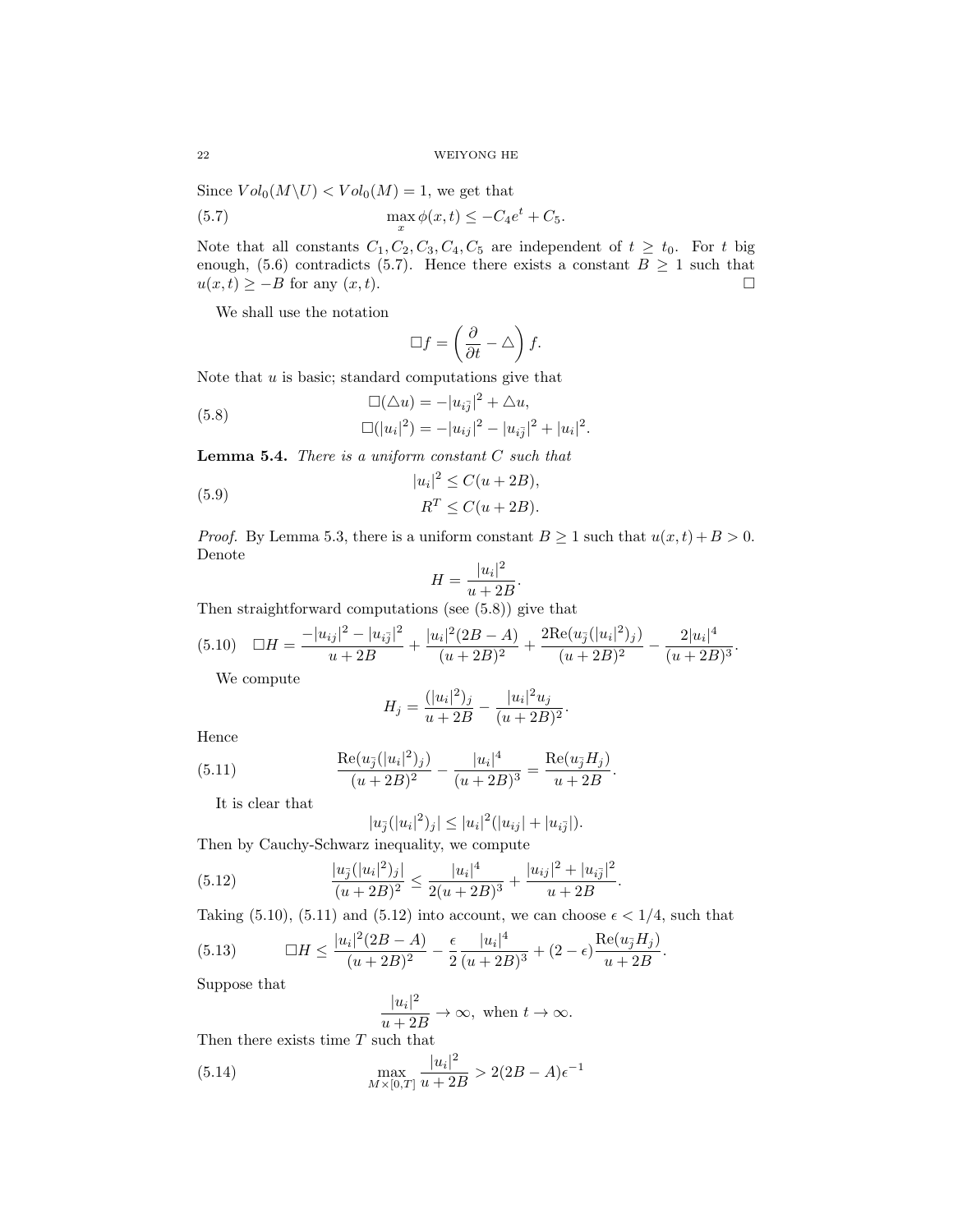Since $Vol_0(M\backslash U) < Vol_0(M) = 1$, we get that

$$\max_x \phi(x,t) \leq -C_4 e^t + C_5. \tag{5.7}$$

Note that all constants $C_1, C_2, C_3, C_4, C_5$ are independent of $t \geq t_0$. For $t$ big enough, (5.6) contradicts (5.7). Hence there exists a constant $B \geq 1$ such that $u(x,t) \geq -B$ for any $(x,t)$. □

We shall use the notation

$$\Box f = \left(\frac{\partial}{\partial t} - \triangle\right) f.$$

Note that $u$ is basic; standard computations give that

$$\begin{aligned} \Box(\triangle u) &= -|u_{i\bar{j}}|^2 + \triangle u, \\ \Box(|u_i|^2) &= -|u_{ij}|^2 - |u_{i\bar{j}}|^2 + |u_i|^2. \end{aligned} \tag{5.8}$$

**Lemma 5.4.** *There is a uniform constant $C$ such that*

$$\begin{aligned} |u_i|^2 &\leq C(u+2B), \\ R^T &\leq C(u+2B). \end{aligned} \tag{5.9}$$

*Proof.* By Lemma 5.3, there is a uniform constant $B \geq 1$ such that $u(x,t) + B > 0$. Denote

$$H = \frac{|u_i|^2}{u+2B}.$$

Then straightforward computations (see (5.8)) give that

$$\Box H = \frac{-|u_{ij}|^2 - |u_{i\bar{j}}|^2}{u+2B} + \frac{|u_i|^2(2B-A)}{(u+2B)^2} + \frac{2\mathrm{Re}(u_{\bar{j}}(|u_i|^2)_j)}{(u+2B)^2} - \frac{2|u_i|^4}{(u+2B)^3}. \tag{5.10}$$

We compute

$$H_j = \frac{(|u_i|^2)_j}{u+2B} - \frac{|u_i|^2 u_j}{(u+2B)^2}.$$

Hence

$$\frac{\mathrm{Re}(u_{\bar{j}}(|u_i|^2)_j)}{(u+2B)^2} - \frac{|u_i|^4}{(u+2B)^3} = \frac{\mathrm{Re}(u_{\bar{j}} H_j)}{u+2B}. \tag{5.11}$$

It is clear that

$$|u_{\bar{j}}(|u_i|^2)_j| \leq |u_i|^2(|u_{ij}| + |u_{i\bar{j}}|).$$

Then by Cauchy-Schwarz inequality, we compute

$$\frac{|u_{\bar{j}}(|u_i|^2)_j|}{(u+2B)^2} \leq \frac{|u_i|^4}{2(u+2B)^3} + \frac{|u_{ij}|^2 + |u_{i\bar{j}}|^2}{u+2B}. \tag{5.12}$$

Taking (5.10), (5.11) and (5.12) into account, we can choose $\epsilon < 1/4$, such that

$$\Box H \leq \frac{|u_i|^2(2B-A)}{(u+2B)^2} - \frac{\epsilon}{2}\frac{|u_i|^4}{(u+2B)^3} + (2-\epsilon)\frac{\mathrm{Re}(u_{\bar{j}} H_j)}{u+2B}. \tag{5.13}$$

Suppose that

$$\frac{|u_i|^2}{u+2B} \to \infty, \text{ when } t \to \infty.$$

Then there exists time $T$ such that

$$\max_{M\times[0,T]} \frac{|u_i|^2}{u+2B} > 2(2B-A)\epsilon^{-1} \tag{5.14}$$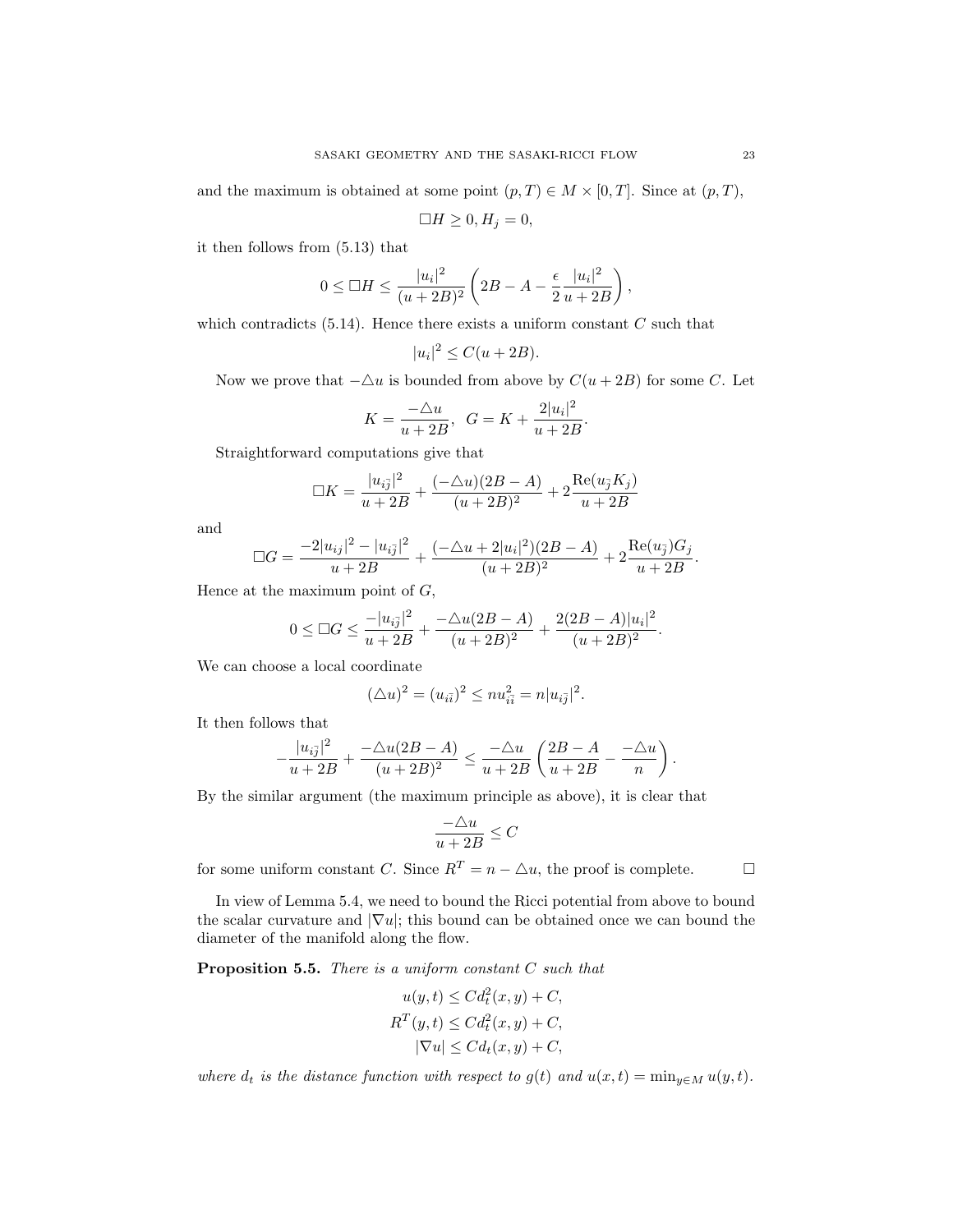and the maximum is obtained at some point $(p, T) \in M \times [0, T]$. Since at $(p, T)$,

$$\Box H \geq 0, H_j = 0,$$

it then follows from (5.13) that

$$0 \leq \Box H \leq \frac{|u_i|^2}{(u + 2B)^2} \left( 2B - A - \frac{\epsilon}{2} \frac{|u_i|^2}{u + 2B} \right),$$

which contradicts (5.14). Hence there exists a uniform constant $C$ such that

$$|u_i|^2 \leq C(u + 2B).$$

Now we prove that $-\triangle u$ is bounded from above by $C(u + 2B)$ for some $C$. Let

$$K = \frac{-\triangle u}{u + 2B}, \quad G = K + \frac{2|u_i|^2}{u + 2B}.$$

Straightforward computations give that

$$\Box K = \frac{|u_{i\bar{j}}|^2}{u + 2B} + \frac{(-\triangle u)(2B - A)}{(u + 2B)^2} + 2\frac{\operatorname{Re}(u_{\bar{j}} K_j)}{u + 2B}$$

and

$$\Box G = \frac{-2|u_{ij}|^2 - |u_{i\bar{j}}|^2}{u + 2B} + \frac{(-\triangle u + 2|u_i|^2)(2B - A)}{(u + 2B)^2} + 2\frac{\operatorname{Re}(u_{\bar{j}})G_j}{u + 2B}.$$

Hence at the maximum point of $G$,

$$0 \leq \Box G \leq \frac{-|u_{i\bar{j}}|^2}{u + 2B} + \frac{-\triangle u(2B - A)}{(u + 2B)^2} + \frac{2(2B - A)|u_i|^2}{(u + 2B)^2}.$$

We can choose a local coordinate

$$(\triangle u)^2 = (u_{i\bar{i}})^2 \leq n u_{i\bar{i}}^2 = n|u_{i\bar{j}}|^2.$$

It then follows that

$$-\frac{|u_{i\bar{j}}|^2}{u + 2B} + \frac{-\triangle u(2B - A)}{(u + 2B)^2} \leq \frac{-\triangle u}{u + 2B} \left( \frac{2B - A}{u + 2B} - \frac{-\triangle u}{n} \right).$$

By the similar argument (the maximum principle as above), it is clear that

$$\frac{-\triangle u}{u + 2B} \leq C$$

for some uniform constant $C$. Since $R^T = n - \triangle u$, the proof is complete. □

In view of Lemma 5.4, we need to bound the Ricci potential from above to bound the scalar curvature and $|\nabla u|$; this bound can be obtained once we can bound the diameter of the manifold along the flow.

**Proposition 5.5.** *There is a uniform constant $C$ such that*

$$u(y, t) \leq C d_t^2(x, y) + C,$$
$$R^T(y, t) \leq C d_t^2(x, y) + C,$$
$$|\nabla u| \leq C d_t(x, y) + C,$$

*where $d_t$ is the distance function with respect to $g(t)$ and $u(x, t) = \min_{y \in M} u(y, t)$.*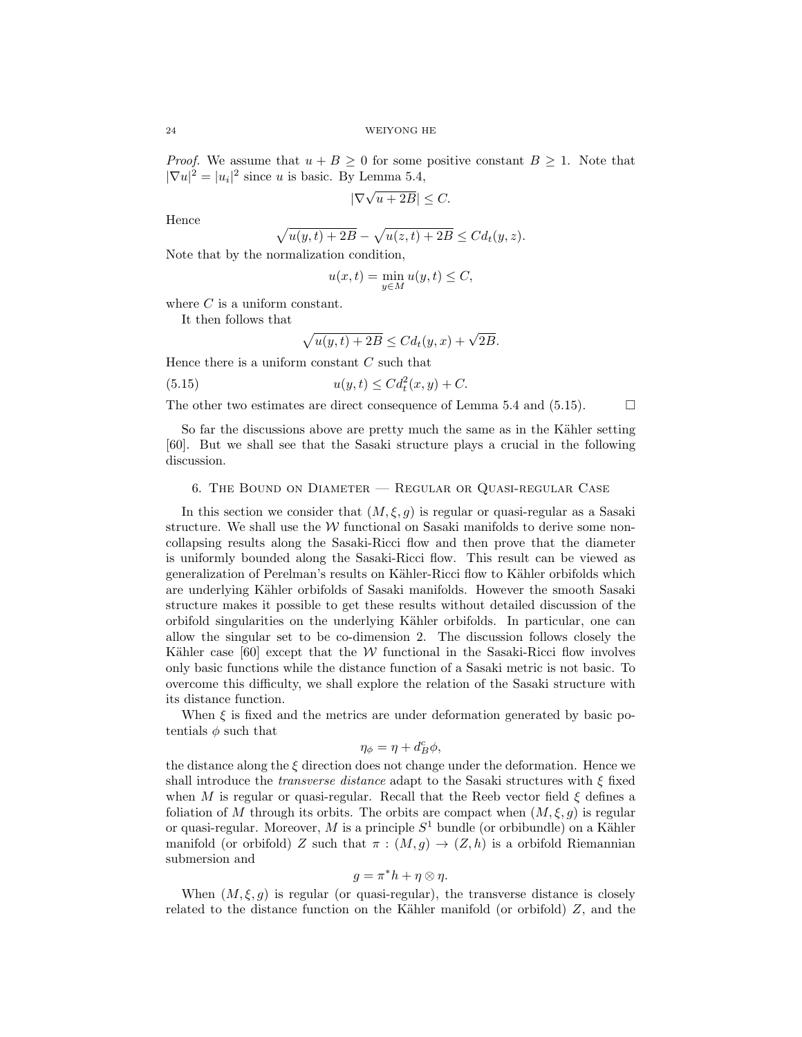*Proof.* We assume that $u + B \geq 0$ for some positive constant $B \geq 1$. Note that $|\nabla u|^2 = |u_i|^2$ since $u$ is basic. By Lemma 5.4,

$$|\nabla \sqrt{u + 2B}| \leq C.$$

Hence

$$\sqrt{u(y,t) + 2B} - \sqrt{u(z,t) + 2B} \leq C d_t(y,z).$$

Note that by the normalization condition,

$$u(x,t) = \min_{y \in M} u(y,t) \leq C,$$

where $C$ is a uniform constant.

It then follows that

$$\sqrt{u(y,t) + 2B} \leq C d_t(y,x) + \sqrt{2B}.$$

Hence there is a uniform constant $C$ such that

$$u(y,t) \leq C d_t^2(x,y) + C. \tag{5.15}$$

The other two estimates are direct consequence of Lemma 5.4 and (5.15). $\square$

So far the discussions above are pretty much the same as in the Kähler setting [60]. But we shall see that the Sasaki structure plays a crucial in the following discussion.

## 6. The Bound on Diameter — Regular or Quasi-regular Case

In this section we consider that $(M, \xi, g)$ is regular or quasi-regular as a Sasaki structure. We shall use the $\mathcal{W}$ functional on Sasaki manifolds to derive some non-collapsing results along the Sasaki-Ricci flow and then prove that the diameter is uniformly bounded along the Sasaki-Ricci flow. This result can be viewed as generalization of Perelman's results on Kähler-Ricci flow to Kähler orbifolds which are underlying Kähler orbifolds of Sasaki manifolds. However the smooth Sasaki structure makes it possible to get these results without detailed discussion of the orbifold singularities on the underlying Kähler orbifolds. In particular, one can allow the singular set to be co-dimension 2. The discussion follows closely the Kähler case [60] except that the $\mathcal{W}$ functional in the Sasaki-Ricci flow involves only basic functions while the distance function of a Sasaki metric is not basic. To overcome this difficulty, we shall explore the relation of the Sasaki structure with its distance function.

When $\xi$ is fixed and the metrics are under deformation generated by basic potentials $\phi$ such that

$$\eta_\phi = \eta + d^c_B \phi,$$

the distance along the $\xi$ direction does not change under the deformation. Hence we shall introduce the *transverse distance* adapt to the Sasaki structures with $\xi$ fixed when $M$ is regular or quasi-regular. Recall that the Reeb vector field $\xi$ defines a foliation of $M$ through its orbits. The orbits are compact when $(M, \xi, g)$ is regular or quasi-regular. Moreover, $M$ is a principle $S^1$ bundle (or orbibundle) on a Kähler manifold (or orbifold) $Z$ such that $\pi : (M, g) \to (Z, h)$ is a orbifold Riemannian submersion and

$$g = \pi^* h + \eta \otimes \eta.$$

When $(M, \xi, g)$ is regular (or quasi-regular), the transverse distance is closely related to the distance function on the Kähler manifold (or orbifold) $Z$, and the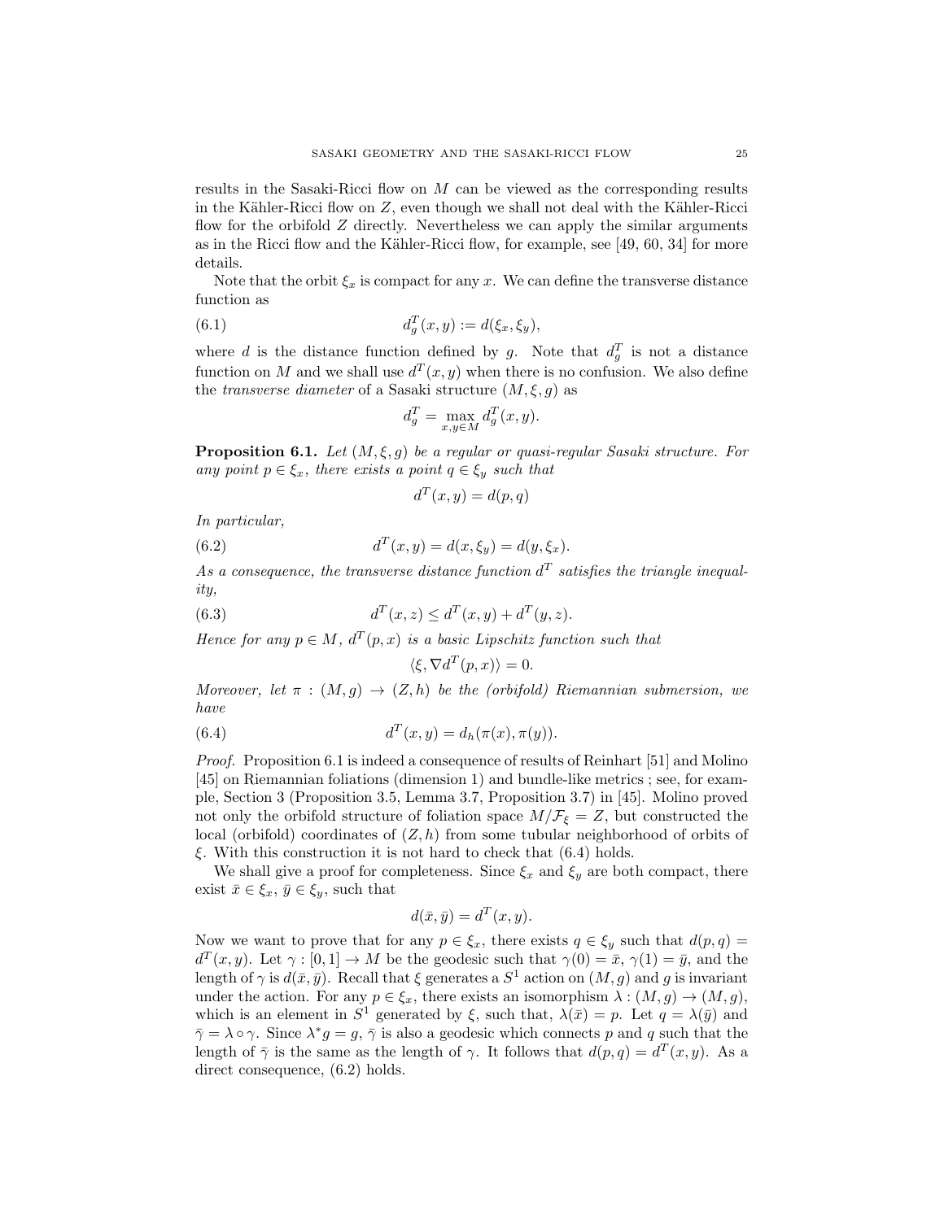results in the Sasaki-Ricci flow on $M$ can be viewed as the corresponding results in the Kähler-Ricci flow on $Z$, even though we shall not deal with the Kähler-Ricci flow for the orbifold $Z$ directly. Nevertheless we can apply the similar arguments as in the Ricci flow and the Kähler-Ricci flow, for example, see [49, 60, 34] for more details.

Note that the orbit $\xi_x$ is compact for any $x$. We can define the transverse distance function as

$$d^T_g(x, y) := d(\xi_x, \xi_y), \tag{6.1}$$

where $d$ is the distance function defined by $g$. Note that $d^T_g$ is not a distance function on $M$ and we shall use $d^T(x, y)$ when there is no confusion. We also define the *transverse diameter* of a Sasaki structure $(M, \xi, g)$ as

$$d^T_g = \max_{x,y\in M} d^T_g(x, y).$$

**Proposition 6.1.** *Let $(M, \xi, g)$ be a regular or quasi-regular Sasaki structure. For any point $p \in \xi_x$, there exists a point $q \in \xi_y$ such that*

$$d^T(x, y) = d(p, q)$$

*In particular,*

$$d^T(x, y) = d(x, \xi_y) = d(y, \xi_x). \tag{6.2}$$

*As a consequence, the transverse distance function $d^T$ satisfies the triangle inequality,*

$$d^T(x, z) \le d^T(x, y) + d^T(y, z). \tag{6.3}$$

*Hence for any $p \in M$, $d^T(p, x)$ is a basic Lipschitz function such that*

$$\langle \xi, \nabla d^T(p, x)\rangle = 0.$$

*Moreover, let $\pi : (M, g) \to (Z, h)$ be the (orbifold) Riemannian submersion, we have*

$$d^T(x, y) = d_h(\pi(x), \pi(y)). \tag{6.4}$$

*Proof.* Proposition 6.1 is indeed a consequence of results of Reinhart [51] and Molino [45] on Riemannian foliations (dimension 1) and bundle-like metrics ; see, for example, Section 3 (Proposition 3.5, Lemma 3.7, Proposition 3.7) in [45]. Molino proved not only the orbifold structure of foliation space $M/\mathcal{F}_\xi = Z$, but constructed the local (orbifold) coordinates of $(Z, h)$ from some tubular neighborhood of orbits of $\xi$. With this construction it is not hard to check that (6.4) holds.

We shall give a proof for completeness. Since $\xi_x$ and $\xi_y$ are both compact, there exist $\bar{x} \in \xi_x$, $\bar{y} \in \xi_y$, such that

$$d(\bar{x}, \bar{y}) = d^T(x, y).$$

Now we want to prove that for any $p \in \xi_x$, there exists $q \in \xi_y$ such that $d(p, q) = d^T(x, y)$. Let $\gamma : [0, 1] \to M$ be the geodesic such that $\gamma(0) = \bar{x}$, $\gamma(1) = \bar{y}$, and the length of $\gamma$ is $d(\bar{x}, \bar{y})$. Recall that $\xi$ generates a $S^1$ action on $(M, g)$ and $g$ is invariant under the action. For any $p \in \xi_x$, there exists an isomorphism $\lambda : (M, g) \to (M, g)$, which is an element in $S^1$ generated by $\xi$, such that, $\lambda(\bar{x}) = p$. Let $q = \lambda(\bar{y})$ and $\bar{\gamma} = \lambda \circ \gamma$. Since $\lambda^* g = g$, $\bar{\gamma}$ is also a geodesic which connects $p$ and $q$ such that the length of $\bar{\gamma}$ is the same as the length of $\gamma$. It follows that $d(p, q) = d^T(x, y)$. As a direct consequence, (6.2) holds.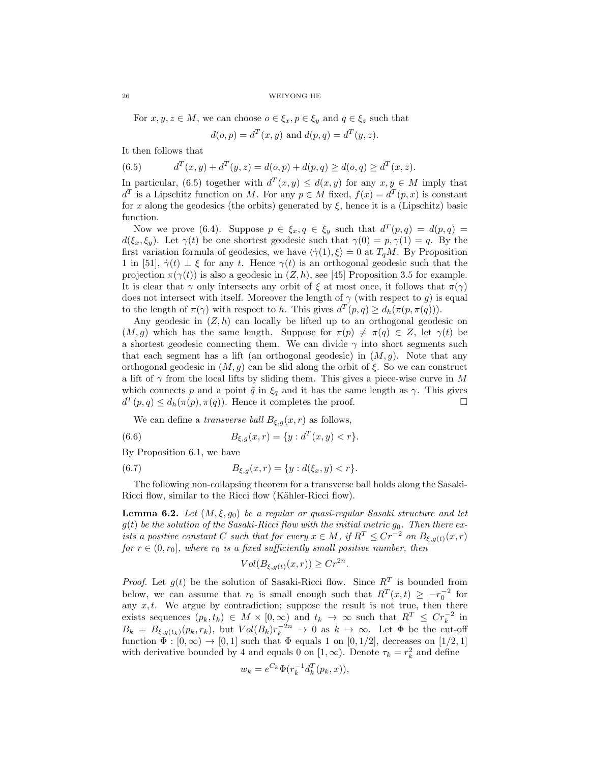For $x, y, z \in M$, we can choose $o \in \xi_x, p \in \xi_y$ and $q \in \xi_z$ such that

$$d(o,p) = d^T(x,y) \text{ and } d(p,q) = d^T(y,z).$$

It then follows that

$$d^T(x,y) + d^T(y,z) = d(o,p) + d(p,q) \geq d(o,q) \geq d^T(x,z). \tag{6.5}$$

In particular, (6.5) together with $d^T(x,y) \leq d(x,y)$ for any $x, y \in M$ imply that $d^T$ is a Lipschitz function on $M$. For any $p \in M$ fixed, $f(x) = d^T(p,x)$ is constant for $x$ along the geodesics (the orbits) generated by $\xi$, hence it is a (Lipschitz) basic function.

Now we prove (6.4). Suppose $p \in \xi_x, q \in \xi_y$ such that $d^T(p,q) = d(p,q) = d(\xi_x, \xi_y)$. Let $\gamma(t)$ be one shortest geodesic such that $\gamma(0) = p, \gamma(1) = q$. By the first variation formula of geodesics, we have $\langle \dot\gamma(1), \xi \rangle = 0$ at $T_qM$. By Proposition 1 in [51], $\dot\gamma(t) \perp \xi$ for any $t$. Hence $\gamma(t)$ is an orthogonal geodesic such that the projection $\pi(\gamma(t))$ is also a geodesic in $(Z,h)$, see [45] Proposition 3.5 for example. It is clear that $\gamma$ only intersects any orbit of $\xi$ at most once, it follows that $\pi(\gamma)$ does not intersect with itself. Moreover the length of $\gamma$ (with respect to $g$) is equal to the length of $\pi(\gamma)$ with respect to $h$. This gives $d^T(p,q) \geq d_h(\pi(p, \pi(q)))$.

Any geodesic in $(Z,h)$ can locally be lifted up to an orthogonal geodesic on $(M,g)$ which has the same length. Suppose for $\pi(p) \neq \pi(q) \in Z$, let $\gamma(t)$ be a shortest geodesic connecting them. We can divide $\gamma$ into short segments such that each segment has a lift (an orthogonal geodesic) in $(M,g)$. Note that any orthogonal geodesic in $(M,g)$ can be slid along the orbit of $\xi$. So we can construct a lift of $\gamma$ from the local lifts by sliding them. This gives a piece-wise curve in $M$ which connects $p$ and a point $\tilde q$ in $\xi_q$ and it has the same length as $\gamma$. This gives $d^T(p,q) \leq d_h(\pi(p), \pi(q))$. Hence it completes the proof. $\square$

We can define a *transverse ball* $B_{\xi,g}(x,r)$ as follows,

$$B_{\xi,g}(x,r) = \{y : d^T(x,y) < r\}. \tag{6.6}$$

By Proposition 6.1, we have

$$B_{\xi,g}(x,r) = \{y : d(\xi_x, y) < r\}. \tag{6.7}$$

The following non-collapsing theorem for a transverse ball holds along the Sasaki-Ricci flow, similar to the Ricci flow (Kähler-Ricci flow).

**Lemma 6.2.** *Let $(M, \xi, g_0)$ be a regular or quasi-regular Sasaki structure and let $g(t)$ be the solution of the Sasaki-Ricci flow with the initial metric $g_0$. Then there exists a positive constant $C$ such that for every $x \in M$, if $R^T \leq Cr^{-2}$ on $B_{\xi,g(t)}(x,r)$ for $r \in (0, r_0]$, where $r_0$ is a fixed sufficiently small positive number, then*

$$Vol(B_{\xi,g(t)}(x,r)) \geq Cr^{2n}.$$

*Proof.* Let $g(t)$ be the solution of Sasaki-Ricci flow. Since $R^T$ is bounded from below, we can assume that $r_0$ is small enough such that $R^T(x,t) \geq -r_0^{-2}$ for any $x, t$. We argue by contradiction; suppose the result is not true, then there exists sequences $(p_k, t_k) \in M \times [0, \infty)$ and $t_k \to \infty$ such that $R^T \leq Cr_k^{-2}$ in $B_k = B_{\xi, g(t_k)}(p_k, r_k)$, but $Vol(B_k) r_k^{-2n} \to 0$ as $k \to \infty$. Let $\Phi$ be the cut-off function $\Phi : [0, \infty) \to [0,1]$ such that $\Phi$ equals 1 on $[0, 1/2]$, decreases on $[1/2, 1]$ with derivative bounded by 4 and equals 0 on $[1, \infty)$. Denote $\tau_k = r_k^2$ and define

$$w_k = e^{C_k} \Phi(r_k^{-1} d_k^T(p_k, x)),$$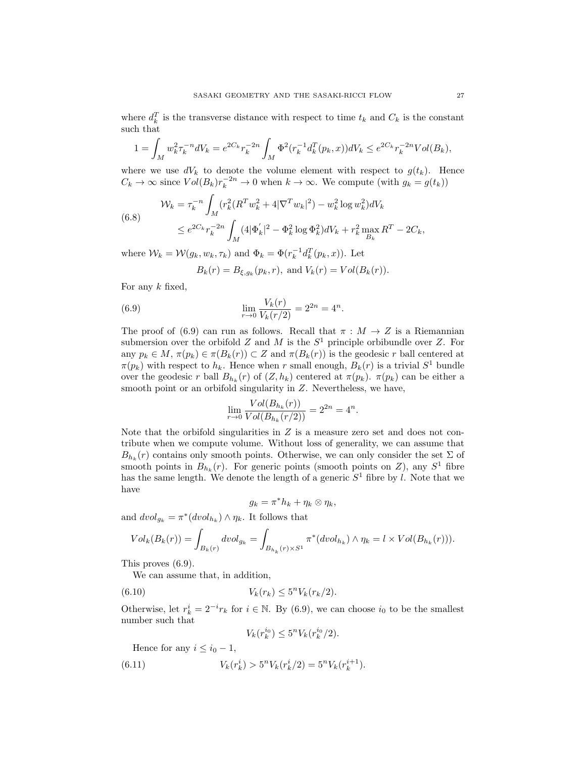where $d_k^T$ is the transverse distance with respect to time $t_k$ and $C_k$ is the constant such that

$$1 = \int_M w_k^2 \tau_k^{-n} dV_k = e^{2C_k} r_k^{-2n} \int_M \Phi^2(r_k^{-1} d_k^T(p_k, x)) dV_k \le e^{2C_k} r_k^{-2n} Vol(B_k),$$

where we use $dV_k$ to denote the volume element with respect to $g(t_k)$. Hence $C_k \to \infty$ since $Vol(B_k) r_k^{-2n} \to 0$ when $k \to \infty$. We compute (with $g_k = g(t_k)$)

$$\begin{aligned} \mathcal{W}_k &= \tau_k^{-n} \int_M (r_k^2 (R^T w_k^2 + 4|\nabla^T w_k|^2) - w_k^2 \log w_k^2) dV_k \\ &\le e^{2C_k} r_k^{-2n} \int_M (4|\Phi_k^{'}|^2 - \Phi_k^2 \log \Phi_k^2) dV_k + r_k^2 \max_{B_k} R^T - 2C_k, \end{aligned} \tag{6.8}$$

where $\mathcal{W}_k = \mathcal{W}(g_k, w_k, \tau_k)$ and $\Phi_k = \Phi(r_k^{-1} d_k^T(p_k, x))$. Let

$$B_k(r) = B_{\xi, g_k}(p_k, r), \text{ and } V_k(r) = Vol(B_k(r)).$$

For any $k$ fixed,

$$\lim_{r \to 0} \frac{V_k(r)}{V_k(r/2)} = 2^{2n} = 4^n. \tag{6.9}$$

The proof of (6.9) can run as follows. Recall that $\pi : M \to Z$ is a Riemannian submersion over the orbifold $Z$ and $M$ is the $S^1$ principle orbibundle over $Z$. For any $p_k \in M$, $\pi(p_k) \in \pi(B_k(r)) \subset Z$ and $\pi(B_k(r))$ is the geodesic $r$ ball centered at $\pi(p_k)$ with respect to $h_k$. Hence when $r$ small enough, $B_k(r)$ is a trivial $S^1$ bundle over the geodesic $r$ ball $B_{h_k}(r)$ of $(Z, h_k)$ centered at $\pi(p_k)$. $\pi(p_k)$ can be either a smooth point or an orbifold singularity in $Z$. Nevertheless, we have,

$$\lim_{r \to 0} \frac{Vol(B_{h_k}(r))}{Vol(B_{h_k}(r/2))} = 2^{2n} = 4^n.$$

Note that the orbifold singularities in $Z$ is a measure zero set and does not contribute when we compute volume. Without loss of generality, we can assume that $B_{h_k}(r)$ contains only smooth points. Otherwise, we can only consider the set $\Sigma$ of smooth points in $B_{h_k}(r)$. For generic points (smooth points on $Z$), any $S^1$ fibre has the same length. We denote the length of a generic $S^1$ fibre by $l$. Note that we have

$$g_k = \pi^* h_k + \eta_k \otimes \eta_k,$$

and $dvol_{g_k} = \pi^*(dvol_{h_k}) \wedge \eta_k$. It follows that

$$Vol_k(B_k(r)) = \int_{B_k(r)} dvol_{g_k} = \int_{B_{h_k}(r) \times S^1} \pi^*(dvol_{h_k}) \wedge \eta_k = l \times Vol(B_{h_k}(r))).$$

This proves (6.9).

We can assume that, in addition,

$$V_k(r_k) \le 5^n V_k(r_k/2). \tag{6.10}$$

Otherwise, let $r_k^i = 2^{-i} r_k$ for $i \in \mathbb{N}$. By (6.9), we can choose $i_0$ to be the smallest number such that

$$V_k(r_k^{i_0}) \le 5^n V_k(r_k^{i_0}/2).$$

Hence for any $i \le i_0 - 1$,

$$V_k(r_k^i) > 5^n V_k(r_k^i/2) = 5^n V_k(r_k^{i+1}). \tag{6.11}$$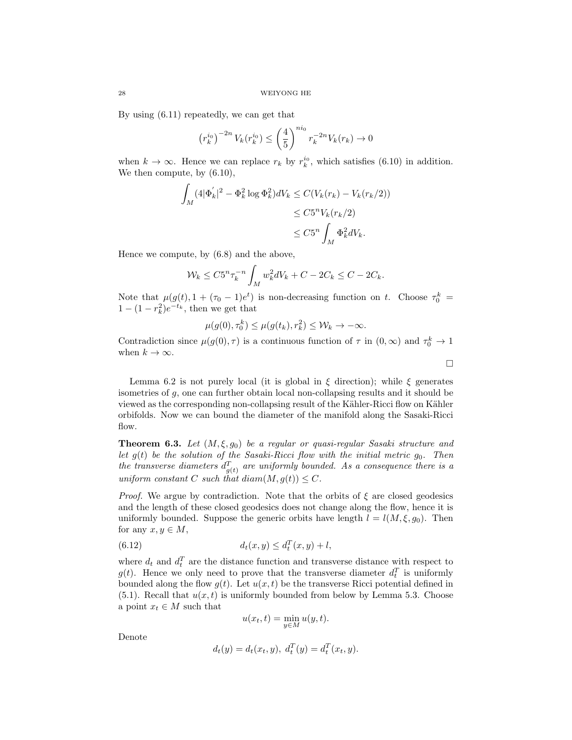By using (6.11) repeatedly, we can get that

$$\left(r_k^{i_0}\right)^{-2n} V_k(r_k^{i_0}) \leq \left(\frac{4}{5}\right)^{ni_0} r_k^{-2n} V_k(r_k) \to 0$$

when $k \to \infty$. Hence we can replace $r_k$ by $r_k^{i_0}$, which satisfies (6.10) in addition. We then compute, by (6.10),

$$\begin{aligned}\int_M (4|\Phi_k^{'}|^2 - \Phi_k^2 \log \Phi_k^2) dV_k &\leq C(V_k(r_k) - V_k(r_k/2)) \\ &\leq C5^n V_k(r_k/2) \\ &\leq C5^n \int_M \Phi_k^2 dV_k.\end{aligned}$$

Hence we compute, by (6.8) and the above,

$$\mathcal{W}_k \leq C5^n \tau_k^{-n} \int_M w_k^2 dV_k + C - 2C_k \leq C - 2C_k.$$

Note that $\mu(g(t), 1 + (\tau_0 - 1)e^t)$ is non-decreasing function on $t$. Choose $\tau_0^k = 1 - (1 - r_k^2)e^{-t_k}$, then we get that

$$\mu(g(0), \tau_0^k) \leq \mu(g(t_k), r_k^2) \leq \mathcal{W}_k \to -\infty.$$

Contradiction since $\mu(g(0), \tau)$ is a continuous function of $\tau$ in $(0, \infty)$ and $\tau_0^k \to 1$ when $k \to \infty$.

□

Lemma 6.2 is not purely local (it is global in $\xi$ direction); while $\xi$ generates isometries of $g$, one can further obtain local non-collapsing results and it should be viewed as the corresponding non-collapsing result of the Kähler-Ricci flow on Kähler orbifolds. Now we can bound the diameter of the manifold along the Sasaki-Ricci flow.

**Theorem 6.3.** *Let $(M, \xi, g_0)$ be a regular or quasi-regular Sasaki structure and let $g(t)$ be the solution of the Sasaki-Ricci flow with the initial metric $g_0$. Then the transverse diameters $d^T_{g(t)}$ are uniformly bounded. As a consequence there is a uniform constant $C$ such that $diam(M, g(t)) \leq C$.*

*Proof.* We argue by contradiction. Note that the orbits of $\xi$ are closed geodesics and the length of these closed geodesics does not change along the flow, hence it is uniformly bounded. Suppose the generic orbits have length $l = l(M, \xi, g_0)$. Then for any $x, y \in M$,

$$d_t(x, y) \leq d_t^T(x, y) + l, \tag{6.12}$$

where $d_t$ and $d_t^T$ are the distance function and transverse distance with respect to $g(t)$. Hence we only need to prove that the transverse diameter $d_t^T$ is uniformly bounded along the flow $g(t)$. Let $u(x, t)$ be the transverse Ricci potential defined in (5.1). Recall that $u(x, t)$ is uniformly bounded from below by Lemma 5.3. Choose a point $x_t \in M$ such that

$$u(x_t, t) = \min_{y \in M} u(y, t).$$

Denote

$$d_t(y) = d_t(x_t, y),\ d_t^T(y) = d_t^T(x_t, y).$$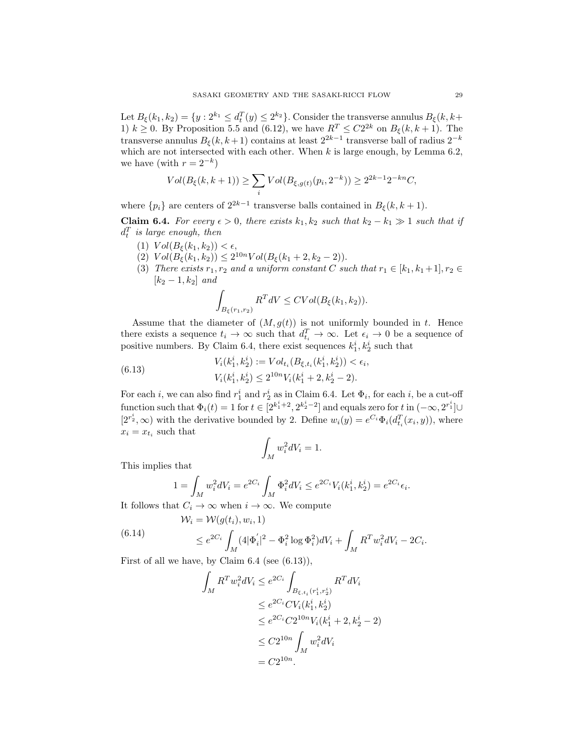Let $B_\xi(k_1,k_2)=\{y: 2^{k_1}\le d^T_t(y)\le 2^{k_2}\}$. Consider the transverse annulus $B_\xi(k,k+1)$ $k\ge 0$. By Proposition 5.5 and (6.12), we have $R^T\le C2^{2k}$ on $B_\xi(k,k+1)$. The transverse annulus $B_\xi(k,k+1)$ contains at least $2^{2k-1}$ transverse ball of radius $2^{-k}$ which are not intersected with each other. When $k$ is large enough, by Lemma 6.2, we have (with $r=2^{-k}$)

$$Vol(B_\xi(k,k+1))\ge \sum_i Vol(B_{\xi,g(t)}(p_i,2^{-k}))\ge 2^{2k-1}2^{-kn}C,$$

where $\{p_i\}$ are centers of $2^{2k-1}$ transverse balls contained in $B_\xi(k,k+1)$.

**Claim 6.4.** *For every $\epsilon>0$, there exists $k_1,k_2$ such that $k_2-k_1\gg 1$ such that if $d^T_t$ is large enough, then*

1. $Vol(B_\xi(k_1,k_2))<\epsilon$,
2. $Vol(B_\xi(k_1,k_2))\le 2^{10n}Vol(B_\xi(k_1+2,k_2-2))$.
3. *There exists $r_1,r_2$ and a uniform constant $C$ such that $r_1\in[k_1,k_1+1], r_2\in[k_2-1,k_2]$ and*
$$\int_{B_\xi(r_1,r_2)} R^T dV\le C Vol(B_\xi(k_1,k_2)).$$

Assume that the diameter of $(M,g(t))$ is not uniformly bounded in $t$. Hence there exists a sequence $t_i\to\infty$ such that $d^T_{t_i}\to\infty$. Let $\epsilon_i\to 0$ be a sequence of positive numbers. By Claim 6.4, there exist sequences $k^i_1,k^i_2$ such that

$$\begin{aligned} V_i(k^i_1,k^i_2)&:=Vol_{t_i}(B_{\xi,t_i}(k^i_1,k^i_2))<\epsilon_i,\\ V_i(k^i_1,k^i_2)&\le 2^{10n}V_i(k^i_1+2,k^i_2-2). \end{aligned}\tag{6.13}$$

For each $i$, we can also find $r^i_1$ and $r^i_2$ as in Claim 6.4. Let $\Phi_i$, for each $i$, be a cut-off function such that $\Phi_i(t)=1$ for $t\in[2^{k^i_1+2},2^{k^i_2-2}]$ and equals zero for $t$ in $(-\infty,2^{r^i_1}]\cup[2^{r^i_2},\infty)$ with the derivative bounded by 2. Define $w_i(y)=e^{C_i}\Phi_i(d^T_{t_i}(x_i,y))$, where $x_i=x_{t_i}$ such that

$$\int_M w_i^2 dV_i=1.$$

This implies that

$$1=\int_M w_i^2dV_i=e^{2C_i}\int_M\Phi_i^2dV_i\le e^{2C_i}V_i(k^i_1,k^i_2)=e^{2C_i}\epsilon_i.$$

It follows that $C_i\to\infty$ when $i\to\infty$. We compute

$$\begin{aligned} \mathcal{W}_i&=\mathcal{W}(g(t_i),w_i,1)\\ &\le e^{2C_i}\int_M(4|\Phi_i^{'}|^2-\Phi_i^2\log\Phi_i^2)dV_i+\int_M R^Tw_i^2dV_i-2C_i. \end{aligned}\tag{6.14}$$

First of all we have, by Claim 6.4 (see (6.13)),

$$\begin{aligned} \int_M R^Tw_i^2dV_i&\le e^{2C_i}\int_{B_{\xi,t_i}(r^i_1,r^i_2)}R^TdV_i\\ &\le e^{2C_i}CV_i(k^i_1,k^i_2)\\ &\le e^{2C_i}C2^{10n}V_i(k^i_1+2,k^i_2-2)\\ &\le C2^{10n}\int_M w_i^2dV_i\\ &=C2^{10n}. \end{aligned}$$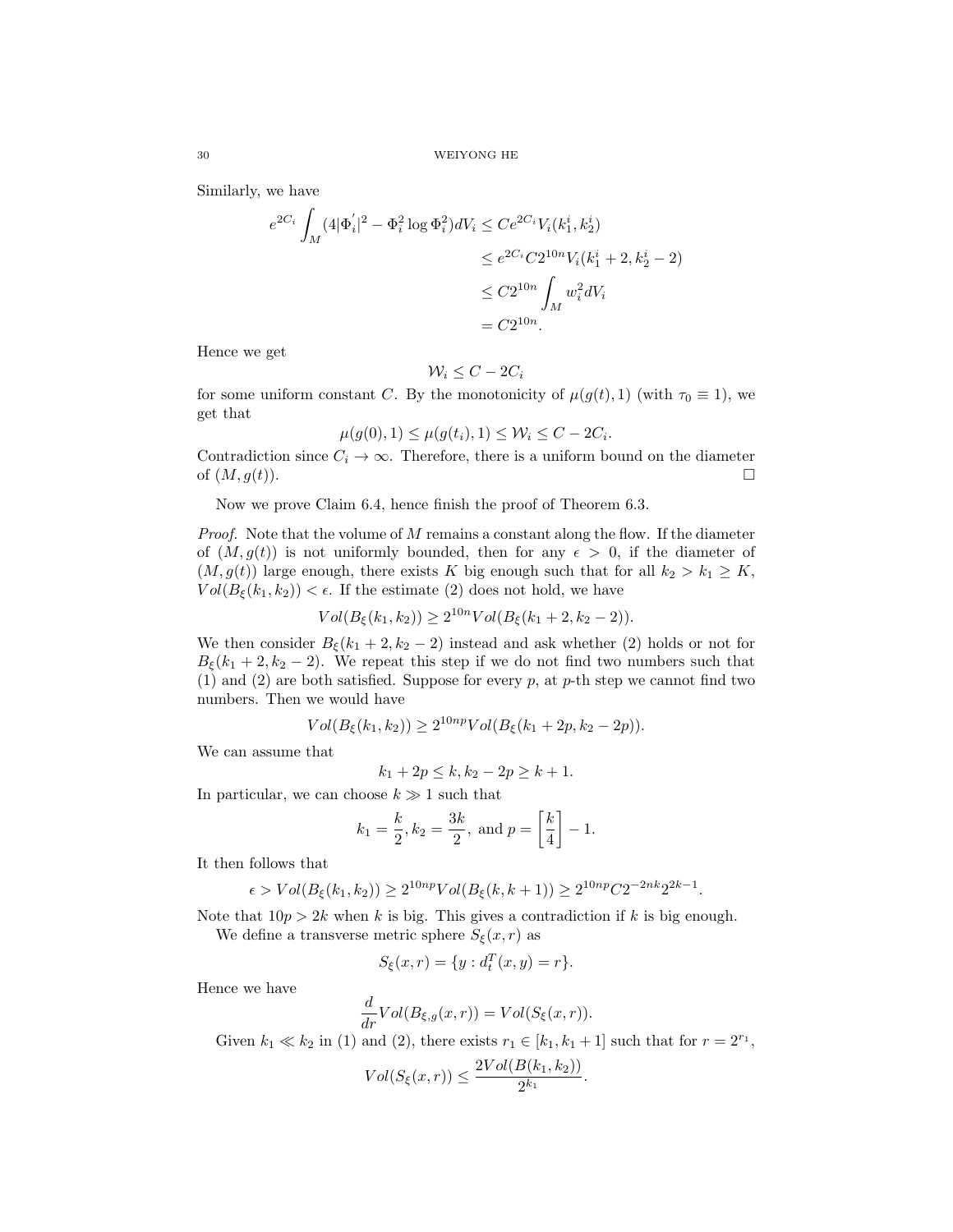Similarly, we have

$$
\begin{aligned}
e^{2C_i}\int_M (4|\Phi_i^{'}|^2 - \Phi_i^2 \log \Phi_i^2) dV_i &\le C e^{2C_i} V_i(k_1^i, k_2^i)\\
&\le e^{2C_i} C 2^{10n} V_i(k_1^i + 2, k_2^i - 2)\\
&\le C 2^{10n}\int_M w_i^2 dV_i\\
&= C 2^{10n}.
\end{aligned}
$$

Hence we get

$$\mathcal{W}_i \le C - 2C_i$$

for some uniform constant $C$. By the monotonicity of $\mu(g(t), 1)$ (with $\tau_0 \equiv 1$), we get that

$$\mu(g(0), 1) \le \mu(g(t_i), 1) \le \mathcal{W}_i \le C - 2C_i.$$

Contradiction since $C_i \to \infty$. Therefore, there is a uniform bound on the diameter of $(M, g(t))$. $\square$

Now we prove Claim 6.4, hence finish the proof of Theorem 6.3.

*Proof.* Note that the volume of $M$ remains a constant along the flow. If the diameter of $(M, g(t))$ is not uniformly bounded, then for any $\epsilon > 0$, if the diameter of $(M, g(t))$ large enough, there exists $K$ big enough such that for all $k_2 > k_1 \ge K$, $Vol(B_\xi(k_1, k_2)) < \epsilon$. If the estimate (2) does not hold, we have

$$Vol(B_\xi(k_1, k_2)) \ge 2^{10n} Vol(B_\xi(k_1 + 2, k_2 - 2)).$$

We then consider $B_\xi(k_1 + 2, k_2 - 2)$ instead and ask whether (2) holds or not for $B_\xi(k_1 + 2, k_2 - 2)$. We repeat this step if we do not find two numbers such that (1) and (2) are both satisfied. Suppose for every $p$, at $p$-th step we cannot find two numbers. Then we would have

$$Vol(B_\xi(k_1, k_2)) \ge 2^{10np} Vol(B_\xi(k_1 + 2p, k_2 - 2p)).$$

We can assume that

$$k_1 + 2p \le k, k_2 - 2p \ge k + 1.$$

In particular, we can choose $k \gg 1$ such that

$$k_1 = \frac{k}{2}, k_2 = \frac{3k}{2}, \text{ and } p = \left[\frac{k}{4}\right] - 1.$$

It then follows that

$$\epsilon > Vol(B_\xi(k_1, k_2)) \ge 2^{10np} Vol(B_\xi(k, k+1)) \ge 2^{10np} C 2^{-2nk} 2^{2k-1}.$$

Note that $10p > 2k$ when $k$ is big. This gives a contradiction if $k$ is big enough.

We define a transverse metric sphere $S_\xi(x, r)$ as

$$S_\xi(x, r) = \{y : d_t^T(x, y) = r\}.$$

Hence we have

$$\frac{d}{dr} Vol(B_{\xi, g}(x, r)) = Vol(S_\xi(x, r)).$$

Given $k_1 \ll k_2$ in (1) and (2), there exists $r_1 \in [k_1, k_1 + 1]$ such that for $r = 2^{r_1}$,

$$Vol(S_\xi(x, r)) \le \frac{2 Vol(B(k_1, k_2))}{2^{k_1}}.$$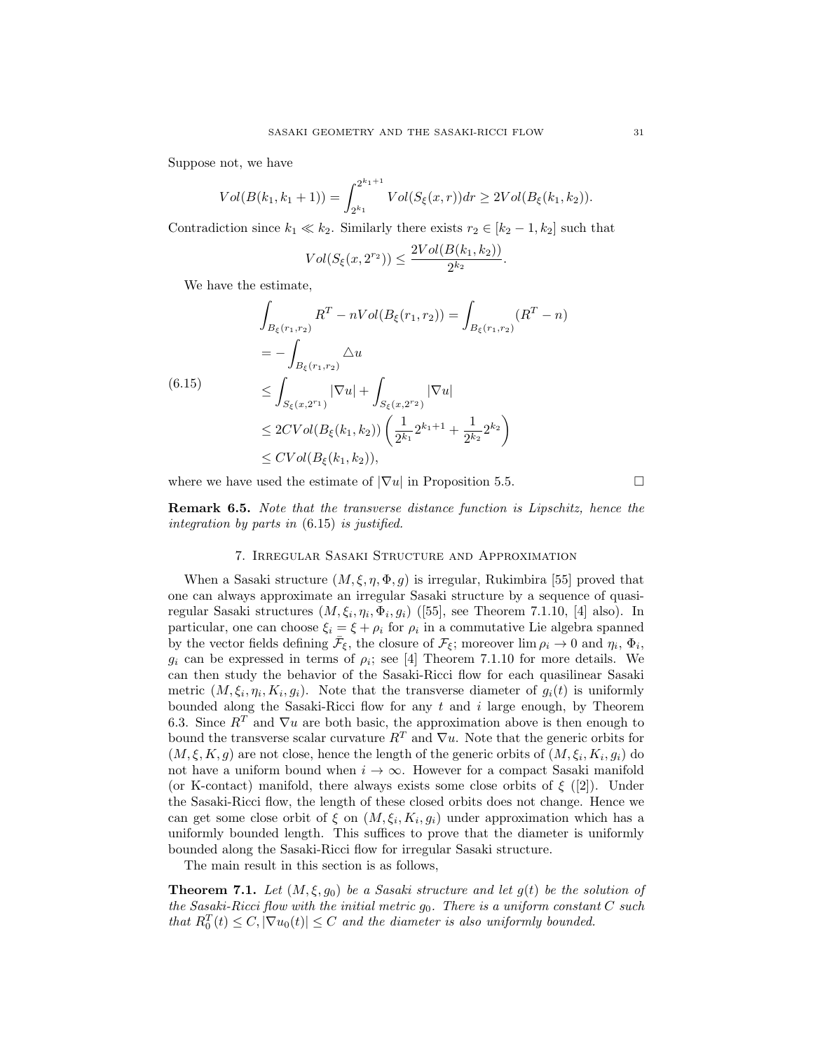Suppose not, we have

$$Vol(B(k_1, k_1+1)) = \int_{2^{k_1}}^{2^{k_1+1}} Vol(S_\xi(x,r))dr \geq 2Vol(B_\xi(k_1,k_2)).$$

Contradiction since $k_1 \ll k_2$. Similarly there exists $r_2 \in [k_2 - 1, k_2]$ such that

$$Vol(S_\xi(x, 2^{r_2})) \leq \frac{2Vol(B(k_1,k_2))}{2^{k_2}}.$$

We have the estimate,

$$
\begin{aligned}
\int_{B_\xi(r_1,r_2)} R^T - nVol(B_\xi(r_1,r_2)) &= \int_{B_\xi(r_1,r_2)} (R^T - n) \\
&= -\int_{B_\xi(r_1,r_2)} \triangle u \\
&\leq \int_{S_\xi(x,2^{r_1})} |\nabla u| + \int_{S_\xi(x,2^{r_2})} |\nabla u| \\
&\leq 2CVol(B_\xi(k_1,k_2)) \left( \frac{1}{2^{k_1}} 2^{k_1+1} + \frac{1}{2^{k_2}} 2^{k_2} \right) \\
&\leq CVol(B_\xi(k_1,k_2)),
\end{aligned} \tag{6.15}
$$

where we have used the estimate of $|\nabla u|$ in Proposition 5.5. □

**Remark 6.5.** *Note that the transverse distance function is Lipschitz, hence the integration by parts in* (6.15) *is justified.*

## 7. Irregular Sasaki Structure and Approximation

When a Sasaki structure $(M, \xi, \eta, \Phi, g)$ is irregular, Rukimbira [55] proved that one can always approximate an irregular Sasaki structure by a sequence of quasi-regular Sasaki structures $(M, \xi_i, \eta_i, \Phi_i, g_i)$ ([55], see Theorem 7.1.10, [4] also). In particular, one can choose $\xi_i = \xi + \rho_i$ for $\rho_i$ in a commutative Lie algebra spanned by the vector fields defining $\bar{\mathcal{F}}_\xi$, the closure of $\mathcal{F}_\xi$; moreover $\lim \rho_i \to 0$ and $\eta_i$, $\Phi_i$, $g_i$ can be expressed in terms of $\rho_i$; see [4] Theorem 7.1.10 for more details. We can then study the behavior of the Sasaki-Ricci flow for each quasilinear Sasaki metric $(M, \xi_i, \eta_i, K_i, g_i)$. Note that the transverse diameter of $g_i(t)$ is uniformly bounded along the Sasaki-Ricci flow for any $t$ and $i$ large enough, by Theorem 6.3. Since $R^T$ and $\nabla u$ are both basic, the approximation above is then enough to bound the transverse scalar curvature $R^T$ and $\nabla u$. Note that the generic orbits for $(M, \xi, K, g)$ are not close, hence the length of the generic orbits of $(M, \xi_i, K_i, g_i)$ do not have a uniform bound when $i \to \infty$. However for a compact Sasaki manifold (or K-contact) manifold, there always exists some close orbits of $\xi$ ([2]). Under the Sasaki-Ricci flow, the length of these closed orbits does not change. Hence we can get some close orbit of $\xi$ on $(M, \xi_i, K_i, g_i)$ under approximation which has a uniformly bounded length. This suffices to prove that the diameter is uniformly bounded along the Sasaki-Ricci flow for irregular Sasaki structure.

The main result in this section is as follows,

**Theorem 7.1.** *Let $(M, \xi, g_0)$ be a Sasaki structure and let $g(t)$ be the solution of the Sasaki-Ricci flow with the initial metric $g_0$. There is a uniform constant $C$ such that $R_0^T(t) \leq C, |\nabla u_0(t)| \leq C$ and the diameter is also uniformly bounded.*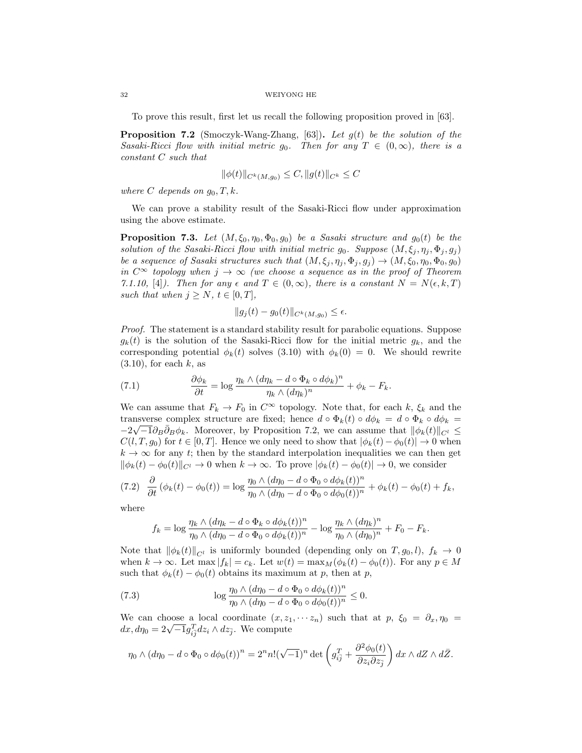To prove this result, first let us recall the following proposition proved in [63].

**Proposition 7.2** (Smoczyk-Wang-Zhang, [63])**.** *Let $g(t)$ be the solution of the Sasaki-Ricci flow with initial metric $g_0$. Then for any $T \in (0, \infty)$, there is a constant $C$ such that*

$$\|\phi(t)\|_{C^k(M,g_0)} \leq C, \|g(t)\|_{C^k} \leq C$$

*where $C$ depends on $g_0, T, k$.*

We can prove a stability result of the Sasaki-Ricci flow under approximation using the above estimate.

**Proposition 7.3.** *Let $(M, \xi_0, \eta_0, \Phi_0, g_0)$ be a Sasaki structure and $g_0(t)$ be the solution of the Sasaki-Ricci flow with initial metric $g_0$. Suppose $(M, \xi_j, \eta_j, \Phi_j, g_j)$ be a sequence of Sasaki structures such that $(M, \xi_j, \eta_j, \Phi_j, g_j) \rightarrow (M, \xi_0, \eta_0, \Phi_0, g_0)$ in $C^\infty$ topology when $j \rightarrow \infty$ (we choose a sequence as in the proof of Theorem 7.1.10, [4]). Then for any $\epsilon$ and $T \in (0, \infty)$, there is a constant $N = N(\epsilon, k, T)$ such that when $j \geq N$, $t \in [0, T]$,*

$$\|g_j(t) - g_0(t)\|_{C^k(M,g_0)} \leq \epsilon.$$

*Proof.* The statement is a standard stability result for parabolic equations. Suppose $g_k(t)$ is the solution of the Sasaki-Ricci flow for the initial metric $g_k$, and the corresponding potential $\phi_k(t)$ solves (3.10) with $\phi_k(0) = 0$. We should rewrite (3.10), for each $k$, as

$$\frac{\partial \phi_k}{\partial t} = \log \frac{\eta_k \wedge (d\eta_k - d \circ \Phi_k \circ d\phi_k)^n}{\eta_k \wedge (d\eta_k)^n} + \phi_k - F_k. \tag{7.1}$$

We can assume that $F_k \rightarrow F_0$ in $C^\infty$ topology. Note that, for each $k$, $\xi_k$ and the transverse complex structure are fixed; hence $d \circ \Phi_k(t) \circ d\phi_k = d \circ \Phi_k \circ d\phi_k = -2\sqrt{-1}\partial_B \bar{\partial}_B \phi_k$. Moreover, by Proposition 7.2, we can assume that $\|\phi_k(t)\|_{C^l} \leq C(l, T, g_0)$ for $t \in [0, T]$. Hence we only need to show that $|\phi_k(t) - \phi_0(t)| \rightarrow 0$ when $k \rightarrow \infty$ for any $t$; then by the standard interpolation inequalities we can then get $\|\phi_k(t) - \phi_0(t)\|_{C^l} \rightarrow 0$ when $k \rightarrow \infty$. To prove $|\phi_k(t) - \phi_0(t)| \rightarrow 0$, we consider

$$\frac{\partial}{\partial t}(\phi_k(t) - \phi_0(t)) = \log \frac{\eta_0 \wedge (d\eta_0 - d \circ \Phi_0 \circ d\phi_k(t))^n}{\eta_0 \wedge (d\eta_0 - d \circ \Phi_0 \circ d\phi_0(t))^n} + \phi_k(t) - \phi_0(t) + f_k, \tag{7.2}$$

where

$$f_k = \log \frac{\eta_k \wedge (d\eta_k - d \circ \Phi_k \circ d\phi_k(t))^n}{\eta_0 \wedge (d\eta_0 - d \circ \Phi_0 \circ d\phi_k(t))^n} - \log \frac{\eta_k \wedge (d\eta_k)^n}{\eta_0 \wedge (d\eta_0)^n} + F_0 - F_k.$$

Note that $\|\phi_k(t)\|_{C^l}$ is uniformly bounded (depending only on $T, g_0, l$), $f_k \rightarrow 0$ when $k \rightarrow \infty$. Let $\max |f_k| = c_k$. Let $w(t) = \max_M (\phi_k(t) - \phi_0(t))$. For any $p \in M$ such that $\phi_k(t) - \phi_0(t)$ obtains its maximum at $p$, then at $p$,

$$\log \frac{\eta_0 \wedge (d\eta_0 - d \circ \Phi_0 \circ d\phi_k(t))^n}{\eta_0 \wedge (d\eta_0 - d \circ \Phi_0 \circ d\phi_0(t))^n} \leq 0. \tag{7.3}$$

We can choose a local coordinate $(x, z_1, \cdots z_n)$ such that at $p$, $\xi_0 = \partial_x, \eta_0 = dx, d\eta_0 = 2\sqrt{-1}g^T_{i\bar{j}} dz_i \wedge dz_{\bar{j}}$. We compute

$$\eta_0 \wedge (d\eta_0 - d \circ \Phi_0 \circ d\phi_0(t))^n = 2^n n! (\sqrt{-1})^n \det \left( g^T_{i\bar{j}} + \frac{\partial^2 \phi_0(t)}{\partial z_i \partial z_{\bar{j}}} \right) dx \wedge dZ \wedge d\bar{Z}.$$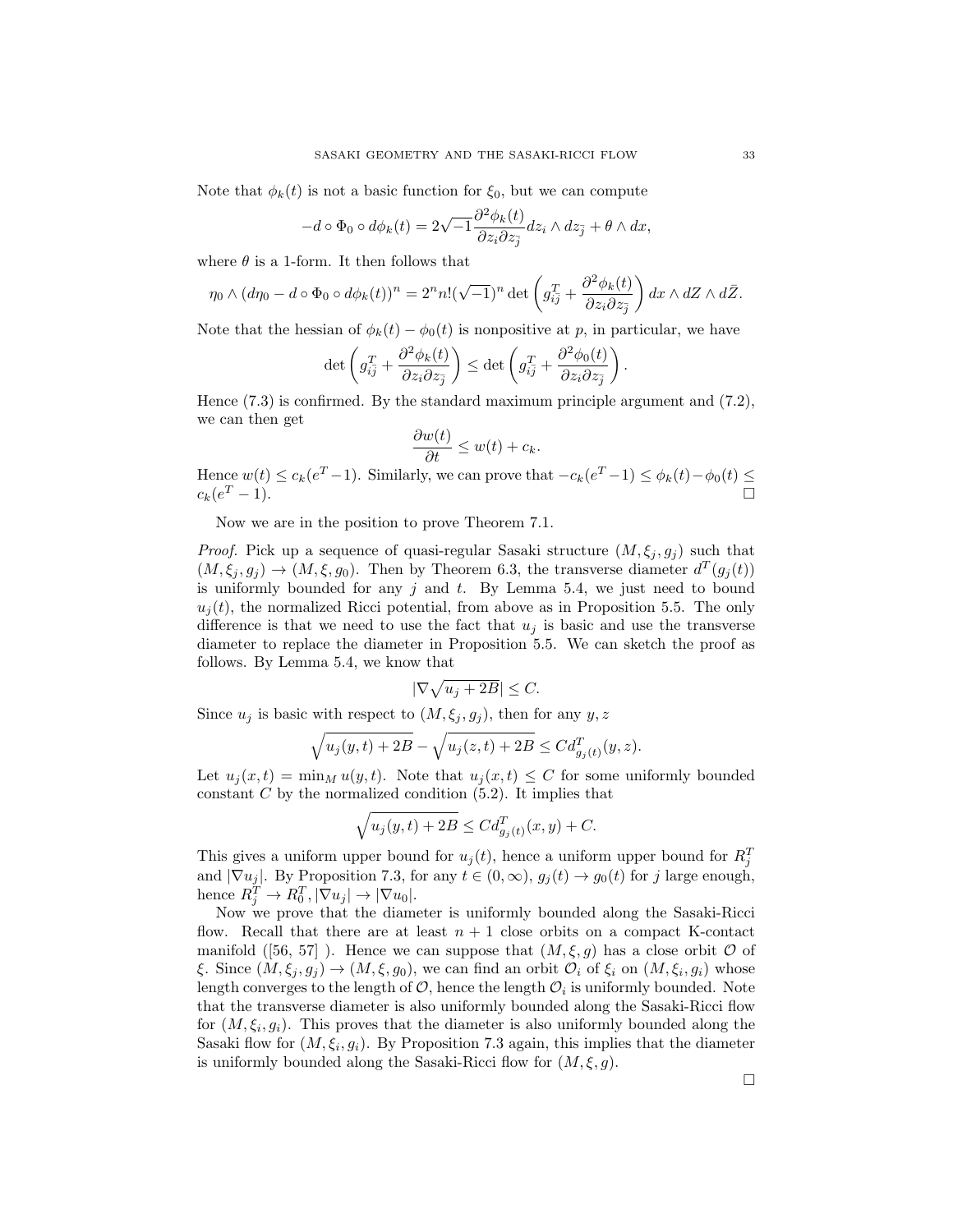Note that $\phi_k(t)$ is not a basic function for $\xi_0$, but we can compute

$$-d \circ \Phi_0 \circ d\phi_k(t) = 2\sqrt{-1}\frac{\partial^2 \phi_k(t)}{\partial z_i \partial z_{\bar{j}}} dz_i \wedge dz_{\bar{j}} + \theta \wedge dx,$$

where $\theta$ is a 1-form. It then follows that

$$\eta_0 \wedge (d\eta_0 - d \circ \Phi_0 \circ d\phi_k(t))^n = 2^n n! (\sqrt{-1})^n \det\left(g^T_{i\bar{j}} + \frac{\partial^2 \phi_k(t)}{\partial z_i \partial z_{\bar{j}}}\right) dx \wedge dZ \wedge d\bar{Z}.$$

Note that the hessian of $\phi_k(t) - \phi_0(t)$ is nonpositive at $p$, in particular, we have

$$\det\left(g^T_{i\bar{j}} + \frac{\partial^2 \phi_k(t)}{\partial z_i \partial z_{\bar{j}}}\right) \leq \det\left(g^T_{i\bar{j}} + \frac{\partial^2 \phi_0(t)}{\partial z_i \partial z_{\bar{j}}}\right).$$

Hence (7.3) is confirmed. By the standard maximum principle argument and (7.2), we can then get

$$\frac{\partial w(t)}{\partial t} \leq w(t) + c_k.$$

Hence $w(t) \leq c_k(e^T - 1)$. Similarly, we can prove that $-c_k(e^T - 1) \leq \phi_k(t) - \phi_0(t) \leq c_k(e^T - 1)$. □

Now we are in the position to prove Theorem 7.1.

*Proof.* Pick up a sequence of quasi-regular Sasaki structure $(M, \xi_j, g_j)$ such that $(M, \xi_j, g_j) \to (M, \xi, g_0)$. Then by Theorem 6.3, the transverse diameter $d^T(g_j(t))$ is uniformly bounded for any $j$ and $t$. By Lemma 5.4, we just need to bound $u_j(t)$, the normalized Ricci potential, from above as in Proposition 5.5. The only difference is that we need to use the fact that $u_j$ is basic and use the transverse diameter to replace the diameter in Proposition 5.5. We can sketch the proof as follows. By Lemma 5.4, we know that

$$|\nabla \sqrt{u_j + 2B}| \leq C.$$

Since $u_j$ is basic with respect to $(M, \xi_j, g_j)$, then for any $y, z$

$$\sqrt{u_j(y,t) + 2B} - \sqrt{u_j(z,t) + 2B} \leq C d^T_{g_j(t)}(y, z).$$

Let $u_j(x,t) = \min_M u(y,t)$. Note that $u_j(x,t) \leq C$ for some uniformly bounded constant $C$ by the normalized condition (5.2). It implies that

$$\sqrt{u_j(y,t) + 2B} \leq C d^T_{g_j(t)}(x, y) + C.$$

This gives a uniform upper bound for $u_j(t)$, hence a uniform upper bound for $R^T_j$ and $|\nabla u_j|$. By Proposition 7.3, for any $t \in (0, \infty)$, $g_j(t) \to g_0(t)$ for $j$ large enough, hence $R^T_j \to R^T_0, |\nabla u_j| \to |\nabla u_0|$.

Now we prove that the diameter is uniformly bounded along the Sasaki-Ricci flow. Recall that there are at least $n+1$ close orbits on a compact K-contact manifold ([56, 57] ). Hence we can suppose that $(M, \xi, g)$ has a close orbit $\mathcal{O}$ of $\xi$. Since $(M, \xi_j, g_j) \to (M, \xi, g_0)$, we can find an orbit $\mathcal{O}_i$ of $\xi_i$ on $(M, \xi_i, g_i)$ whose length converges to the length of $\mathcal{O}$, hence the length $\mathcal{O}_i$ is uniformly bounded. Note that the transverse diameter is also uniformly bounded along the Sasaki-Ricci flow for $(M, \xi_i, g_i)$. This proves that the diameter is also uniformly bounded along the Sasaki flow for $(M, \xi_i, g_i)$. By Proposition 7.3 again, this implies that the diameter is uniformly bounded along the Sasaki-Ricci flow for $(M, \xi, g)$.

□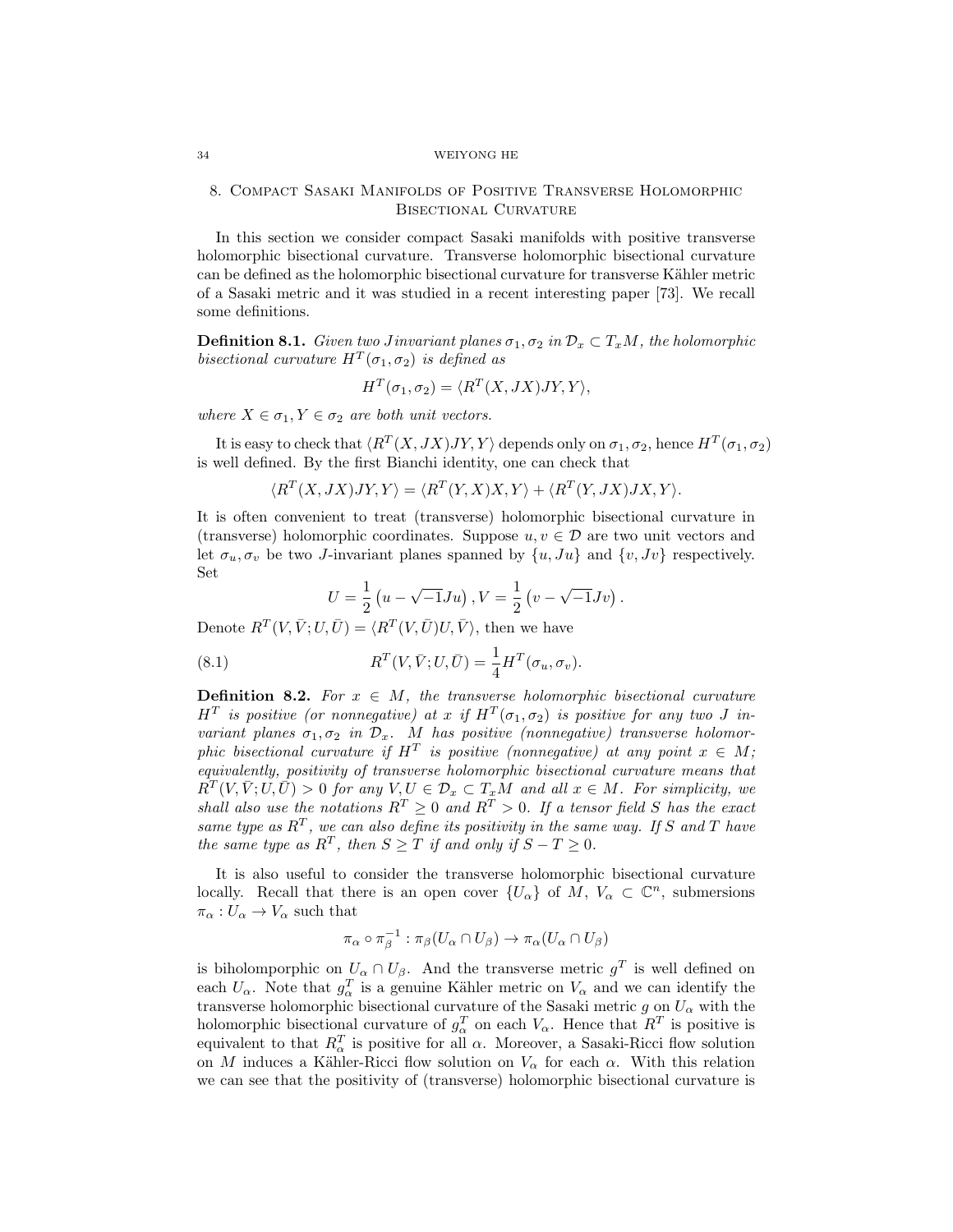## 8. Compact Sasaki Manifolds of Positive Transverse Holomorphic Bisectional Curvature

In this section we consider compact Sasaki manifolds with positive transverse holomorphic bisectional curvature. Transverse holomorphic bisectional curvature can be defined as the holomorphic bisectional curvature for transverse Kähler metric of a Sasaki metric and it was studied in a recent interesting paper [73]. We recall some definitions.

**Definition 8.1.** *Given two $J$ invariant planes $\sigma_1, \sigma_2$ in $\mathcal{D}_x \subset T_xM$, the holomorphic bisectional curvature $H^T(\sigma_1, \sigma_2)$ is defined as*

$$H^T(\sigma_1, \sigma_2) = \langle R^T(X, JX)JY, Y\rangle,$$

*where $X \in \sigma_1, Y \in \sigma_2$ are both unit vectors.*

It is easy to check that $\langle R^T(X, JX)JY, Y\rangle$ depends only on $\sigma_1, \sigma_2$, hence $H^T(\sigma_1, \sigma_2)$ is well defined. By the first Bianchi identity, one can check that

$$\langle R^T(X, JX)JY, Y\rangle = \langle R^T(Y, X)X, Y\rangle + \langle R^T(Y, JX)JX, Y\rangle.$$

It is often convenient to treat (transverse) holomorphic bisectional curvature in (transverse) holomorphic coordinates. Suppose $u, v \in \mathcal{D}$ are two unit vectors and let $\sigma_u, \sigma_v$ be two $J$-invariant planes spanned by $\{u, Ju\}$ and $\{v, Jv\}$ respectively. Set

$$U = \frac{1}{2}\left(u - \sqrt{-1}Ju\right), V = \frac{1}{2}\left(v - \sqrt{-1}Jv\right).$$

Denote $R^T(V, \bar{V}; U, \bar{U}) = \langle R^T(V, \bar{U})U, \bar{V}\rangle$, then we have

$$R^T(V, \bar{V}; U, \bar{U}) = \frac{1}{4}H^T(\sigma_u, \sigma_v). \tag{8.1}$$

**Definition 8.2.** *For $x \in M$, the transverse holomorphic bisectional curvature $H^T$ is positive (or nonnegative) at $x$ if $H^T(\sigma_1, \sigma_2)$ is positive for any two $J$ invariant planes $\sigma_1, \sigma_2$ in $\mathcal{D}_x$. $M$ has positive (nonnegative) transverse holomorphic bisectional curvature if $H^T$ is positive (nonnegative) at any point $x \in M$; equivalently, positivity of transverse holomorphic bisectional curvature means that $R^T(V, \bar{V}; U, \bar{U}) > 0$ for any $V, U \in \mathcal{D}_x \subset T_xM$ and all $x \in M$. For simplicity, we shall also use the notations $R^T \geq 0$ and $R^T > 0$. If a tensor field $S$ has the exact same type as $R^T$, we can also define its positivity in the same way. If $S$ and $T$ have the same type as $R^T$, then $S \geq T$ if and only if $S - T \geq 0$.*

It is also useful to consider the transverse holomorphic bisectional curvature locally. Recall that there is an open cover $\{U_\alpha\}$ of $M$, $V_\alpha \subset \mathbb{C}^n$, submersions $\pi_\alpha : U_\alpha \to V_\alpha$ such that

$$\pi_\alpha \circ \pi_\beta^{-1} : \pi_\beta(U_\alpha \cap U_\beta) \to \pi_\alpha(U_\alpha \cap U_\beta)$$

is biholomporphic on $U_\alpha \cap U_\beta$. And the transverse metric $g^T$ is well defined on each $U_\alpha$. Note that $g^T_\alpha$ is a genuine Kähler metric on $V_\alpha$ and we can identify the transverse holomorphic bisectional curvature of the Sasaki metric $g$ on $U_\alpha$ with the holomorphic bisectional curvature of $g^T_\alpha$ on each $V_\alpha$. Hence that $R^T$ is positive is equivalent to that $R^T_\alpha$ is positive for all $\alpha$. Moreover, a Sasaki-Ricci flow solution on $M$ induces a Kähler-Ricci flow solution on $V_\alpha$ for each $\alpha$. With this relation we can see that the positivity of (transverse) holomorphic bisectional curvature is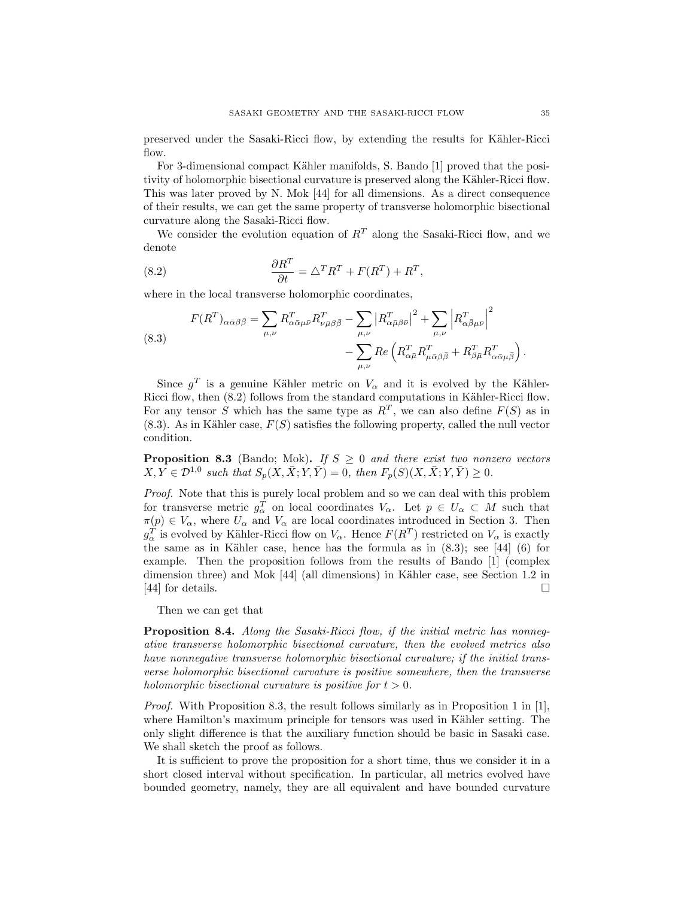preserved under the Sasaki-Ricci flow, by extending the results for Kähler-Ricci flow.

For 3-dimensional compact Kähler manifolds, S. Bando [1] proved that the positivity of holomorphic bisectional curvature is preserved along the Kähler-Ricci flow. This was later proved by N. Mok [44] for all dimensions. As a direct consequence of their results, we can get the same property of transverse holomorphic bisectional curvature along the Sasaki-Ricci flow.

We consider the evolution equation of $R^T$ along the Sasaki-Ricci flow, and we denote

$$\frac{\partial R^T}{\partial t} = \triangle^T R^T + F(R^T) + R^T, \tag{8.2}$$

where in the local transverse holomorphic coordinates,

$$\begin{aligned} F(R^T)_{\alpha\bar{\alpha}\beta\bar{\beta}} = \sum_{\mu,\nu} R^T_{\alpha\bar{\alpha}\mu\bar{\nu}} R^T_{\nu\bar{\mu}\beta\bar{\beta}} - \sum_{\mu,\nu} \left| R^T_{\alpha\bar{\mu}\beta\bar{\nu}} \right|^2 + \sum_{\mu,\nu} \left| R^T_{\alpha\bar{\beta}\mu\bar{\nu}} \right|^2 \\ - \sum_{\mu,\nu} Re\left( R^T_{\alpha\bar{\mu}} R^T_{\mu\bar{\alpha}\beta\bar{\beta}} + R^T_{\beta\bar{\mu}} R^T_{\alpha\bar{\alpha}\mu\bar{\beta}} \right). \end{aligned} \tag{8.3}$$

Since $g^T$ is a genuine Kähler metric on $V_\alpha$ and it is evolved by the Kähler-Ricci flow, then (8.2) follows from the standard computations in Kähler-Ricci flow. For any tensor $S$ which has the same type as $R^T$, we can also define $F(S)$ as in (8.3). As in Kähler case, $F(S)$ satisfies the following property, called the null vector condition.

**Proposition 8.3** (Bando; Mok)**.** *If $S \geq 0$ and there exist two nonzero vectors $X, Y \in \mathcal{D}^{1,0}$ such that $S_p(X, \bar{X}; Y, \bar{Y}) = 0$, then $F_p(S)(X, \bar{X}; Y, \bar{Y}) \geq 0$.*

*Proof.* Note that this is purely local problem and so we can deal with this problem for transverse metric $g^T_\alpha$ on local coordinates $V_\alpha$. Let $p \in U_\alpha \subset M$ such that $\pi(p) \in V_\alpha$, where $U_\alpha$ and $V_\alpha$ are local coordinates introduced in Section 3. Then $g^T_\alpha$ is evolved by Kähler-Ricci flow on $V_\alpha$. Hence $F(R^T)$ restricted on $V_\alpha$ is exactly the same as in Kähler case, hence has the formula as in (8.3); see [44] (6) for example. Then the proposition follows from the results of Bando [1] (complex dimension three) and Mok [44] (all dimensions) in Kähler case, see Section 1.2 in [44] for details. □

Then we can get that

**Proposition 8.4.** *Along the Sasaki-Ricci flow, if the initial metric has nonnegative transverse holomorphic bisectional curvature, then the evolved metrics also have nonnegative transverse holomorphic bisectional curvature; if the initial transverse holomorphic bisectional curvature is positive somewhere, then the transverse holomorphic bisectional curvature is positive for $t > 0$.*

*Proof.* With Proposition 8.3, the result follows similarly as in Proposition 1 in [1], where Hamilton's maximum principle for tensors was used in Kähler setting. The only slight difference is that the auxiliary function should be basic in Sasaki case. We shall sketch the proof as follows.

It is sufficient to prove the proposition for a short time, thus we consider it in a short closed interval without specification. In particular, all metrics evolved have bounded geometry, namely, they are all equivalent and have bounded curvature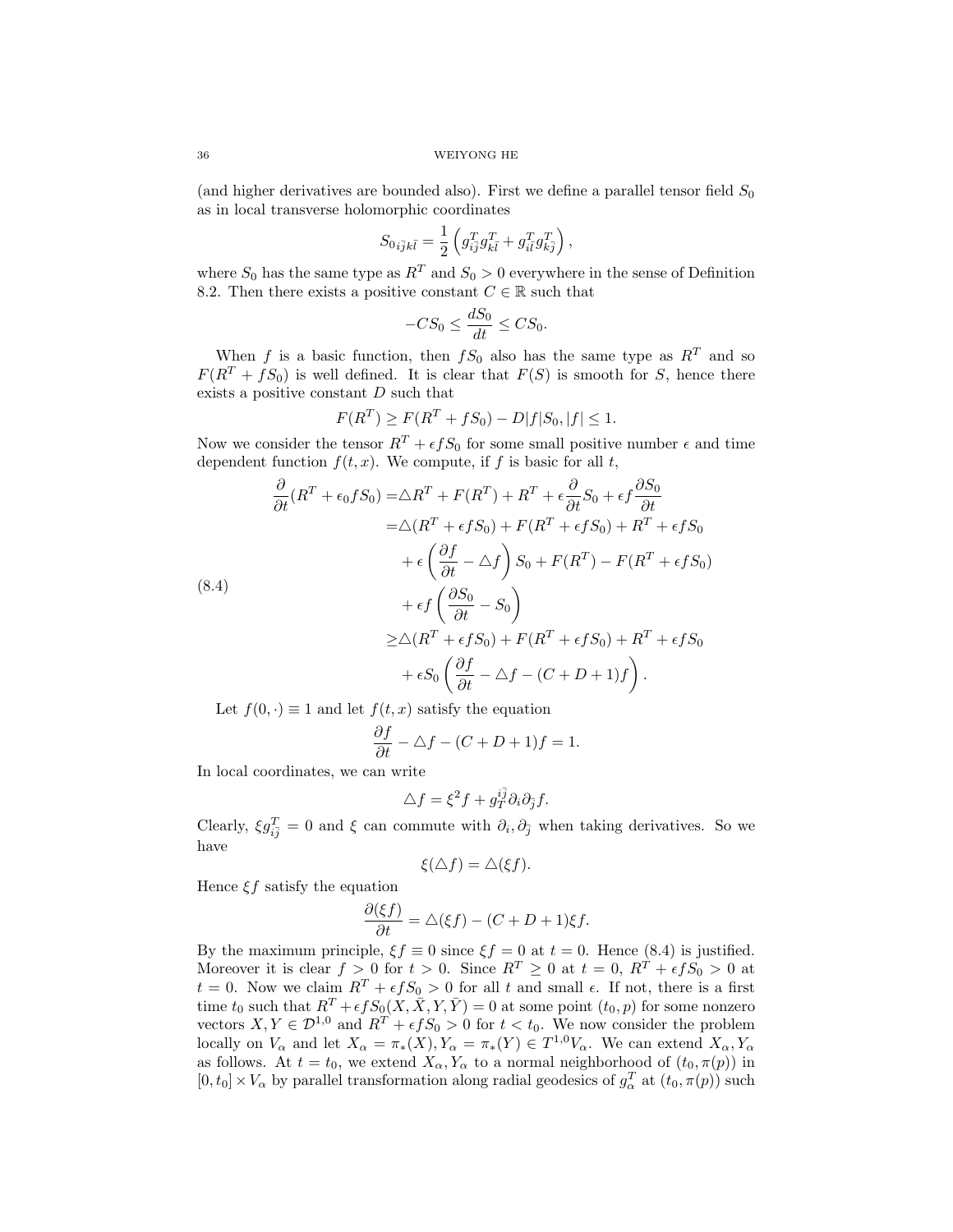(and higher derivatives are bounded also). First we define a parallel tensor field $S_0$ as in local transverse holomorphic coordinates

$$S_{0i\bar{j}k\bar{l}} = \frac{1}{2}\left(g^T_{i\bar{j}}g^T_{k\bar{l}} + g^T_{i\bar{l}}g^T_{k\bar{j}}\right),$$

where $S_0$ has the same type as $R^T$ and $S_0 > 0$ everywhere in the sense of Definition 8.2. Then there exists a positive constant $C \in \mathbb{R}$ such that

$$-CS_0 \leq \frac{dS_0}{dt} \leq CS_0.$$

When $f$ is a basic function, then $fS_0$ also has the same type as $R^T$ and so $F(R^T + fS_0)$ is well defined. It is clear that $F(S)$ is smooth for $S$, hence there exists a positive constant $D$ such that

$$F(R^T) \geq F(R^T + fS_0) - D|f|S_0, |f| \leq 1.$$

Now we consider the tensor $R^T + \epsilon f S_0$ for some small positive number $\epsilon$ and time dependent function $f(t,x)$. We compute, if $f$ is basic for all $t$,

$$\begin{aligned}
\frac{\partial}{\partial t}(R^T + \epsilon_0 f S_0) =& \triangle R^T + F(R^T) + R^T + \epsilon \frac{\partial}{\partial t} S_0 + \epsilon f \frac{\partial S_0}{\partial t} \\
=& \triangle (R^T + \epsilon f S_0) + F(R^T + \epsilon f S_0) + R^T + \epsilon f S_0 \\
& + \epsilon \left(\frac{\partial f}{\partial t} - \triangle f\right) S_0 + F(R^T) - F(R^T + \epsilon f S_0) \\
& + \epsilon f \left(\frac{\partial S_0}{\partial t} - S_0\right) \\
\geq& \triangle (R^T + \epsilon f S_0) + F(R^T + \epsilon f S_0) + R^T + \epsilon f S_0 \\
& + \epsilon S_0 \left(\frac{\partial f}{\partial t} - \triangle f - (C + D + 1) f\right).
\end{aligned} \tag{8.4}$$

Let $f(0,\cdot) \equiv 1$ and let $f(t,x)$ satisfy the equation

$$\frac{\partial f}{\partial t} - \triangle f - (C + D + 1) f = 1.$$

In local coordinates, we can write

$$\triangle f = \xi^2 f + g_T^{i\bar{j}} \partial_i \partial_{\bar{j}} f.$$

Clearly, $\xi g^T_{i\bar{j}} = 0$ and $\xi$ can commute with $\partial_i, \partial_{\bar{j}}$ when taking derivatives. So we have

$$\xi(\triangle f) = \triangle(\xi f).$$

Hence $\xi f$ satisfy the equation

$$\frac{\partial(\xi f)}{\partial t} = \triangle(\xi f) - (C + D + 1)\xi f.$$

By the maximum principle, $\xi f \equiv 0$ since $\xi f = 0$ at $t = 0$. Hence (8.4) is justified. Moreover it is clear $f > 0$ for $t > 0$. Since $R^T \geq 0$ at $t = 0$, $R^T + \epsilon f S_0 > 0$ at $t = 0$. Now we claim $R^T + \epsilon f S_0 > 0$ for all $t$ and small $\epsilon$. If not, there is a first time $t_0$ such that $R^T + \epsilon f S_0(X, \bar{X}, Y, \bar{Y}) = 0$ at some point $(t_0, p)$ for some nonzero vectors $X, Y \in \mathcal{D}^{1,0}$ and $R^T + \epsilon f S_0 > 0$ for $t < t_0$. We now consider the problem locally on $V_\alpha$ and let $X_\alpha = \pi_*(X), Y_\alpha = \pi_*(Y) \in T^{1,0}V_\alpha$. We can extend $X_\alpha, Y_\alpha$ as follows. At $t = t_0$, we extend $X_\alpha, Y_\alpha$ to a normal neighborhood of $(t_0, \pi(p))$ in $[0, t_0] \times V_\alpha$ by parallel transformation along radial geodesics of $g^T_\alpha$ at $(t_0, \pi(p))$ such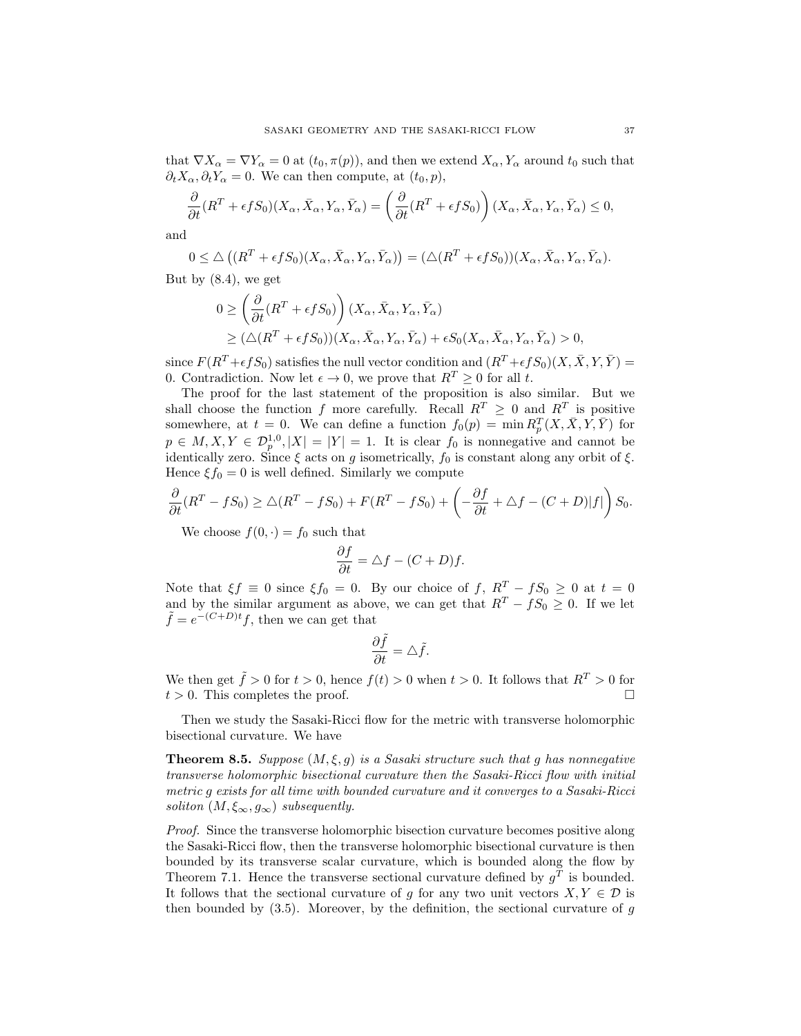that $\nabla X_\alpha = \nabla Y_\alpha = 0$ at $(t_0, \pi(p))$, and then we extend $X_\alpha, Y_\alpha$ around $t_0$ such that $\partial_t X_\alpha, \partial_t Y_\alpha = 0$. We can then compute, at $(t_0, p)$,

$$\frac{\partial}{\partial t}(R^T + \epsilon f S_0)(X_\alpha, \bar{X}_\alpha, Y_\alpha, \bar{Y}_\alpha) = \left(\frac{\partial}{\partial t}(R^T + \epsilon f S_0)\right)(X_\alpha, \bar{X}_\alpha, Y_\alpha, \bar{Y}_\alpha) \leq 0,$$

and

$$0 \leq \triangle\left((R^T + \epsilon f S_0)(X_\alpha, \bar{X}_\alpha, Y_\alpha, \bar{Y}_\alpha)\right) = (\triangle(R^T + \epsilon f S_0))(X_\alpha, \bar{X}_\alpha, Y_\alpha, \bar{Y}_\alpha).$$

But by (8.4), we get

$$\begin{aligned}
0 &\geq \left(\frac{\partial}{\partial t}(R^T + \epsilon f S_0)\right)(X_\alpha, \bar{X}_\alpha, Y_\alpha, \bar{Y}_\alpha) \\
&\geq (\triangle(R^T + \epsilon f S_0))(X_\alpha, \bar{X}_\alpha, Y_\alpha, \bar{Y}_\alpha) + \epsilon S_0(X_\alpha, \bar{X}_\alpha, Y_\alpha, \bar{Y}_\alpha) > 0,
\end{aligned}$$

since $F(R^T + \epsilon f S_0)$ satisfies the null vector condition and $(R^T + \epsilon f S_0)(X, \bar{X}, Y, \bar{Y}) = 0$. Contradiction. Now let $\epsilon \to 0$, we prove that $R^T \geq 0$ for all $t$.

The proof for the last statement of the proposition is also similar. But we shall choose the function $f$ more carefully. Recall $R^T \geq 0$ and $R^T$ is positive somewhere, at $t = 0$. We can define a function $f_0(p) = \min R^T_p(X, \bar{X}, Y, \bar{Y})$ for $p \in M, X, Y \in \mathcal{D}^{1,0}_p, |X| = |Y| = 1$. It is clear $f_0$ is nonnegative and cannot be identically zero. Since $\xi$ acts on $g$ isometrically, $f_0$ is constant along any orbit of $\xi$. Hence $\xi f_0 = 0$ is well defined. Similarly we compute

$$\frac{\partial}{\partial t}(R^T - f S_0) \geq \triangle(R^T - f S_0) + F(R^T - f S_0) + \left(-\frac{\partial f}{\partial t} + \triangle f - (C + D)|f|\right) S_0.$$

We choose $f(0, \cdot) = f_0$ such that

$$\frac{\partial f}{\partial t} = \triangle f - (C + D) f.$$

Note that $\xi f \equiv 0$ since $\xi f_0 = 0$. By our choice of $f$, $R^T - f S_0 \geq 0$ at $t = 0$ and by the similar argument as above, we can get that $R^T - f S_0 \geq 0$. If we let $\tilde{f} = e^{-(C+D)t} f$, then we can get that

$$\frac{\partial \tilde{f}}{\partial t} = \triangle \tilde{f}.$$

We then get $\tilde{f} > 0$ for $t > 0$, hence $f(t) > 0$ when $t > 0$. It follows that $R^T > 0$ for $t > 0$. This completes the proof. □

Then we study the Sasaki-Ricci flow for the metric with transverse holomorphic bisectional curvature. We have

**Theorem 8.5.** *Suppose $(M, \xi, g)$ is a Sasaki structure such that $g$ has nonnegative transverse holomorphic bisectional curvature then the Sasaki-Ricci flow with initial metric $g$ exists for all time with bounded curvature and it converges to a Sasaki-Ricci soliton $(M, \xi_\infty, g_\infty)$ subsequently.*

*Proof.* Since the transverse holomorphic bisection curvature becomes positive along the Sasaki-Ricci flow, then the transverse holomorphic bisectional curvature is then bounded by its transverse scalar curvature, which is bounded along the flow by Theorem 7.1. Hence the transverse sectional curvature defined by $g^T$ is bounded. It follows that the sectional curvature of $g$ for any two unit vectors $X, Y \in \mathcal{D}$ is then bounded by (3.5). Moreover, by the definition, the sectional curvature of $g$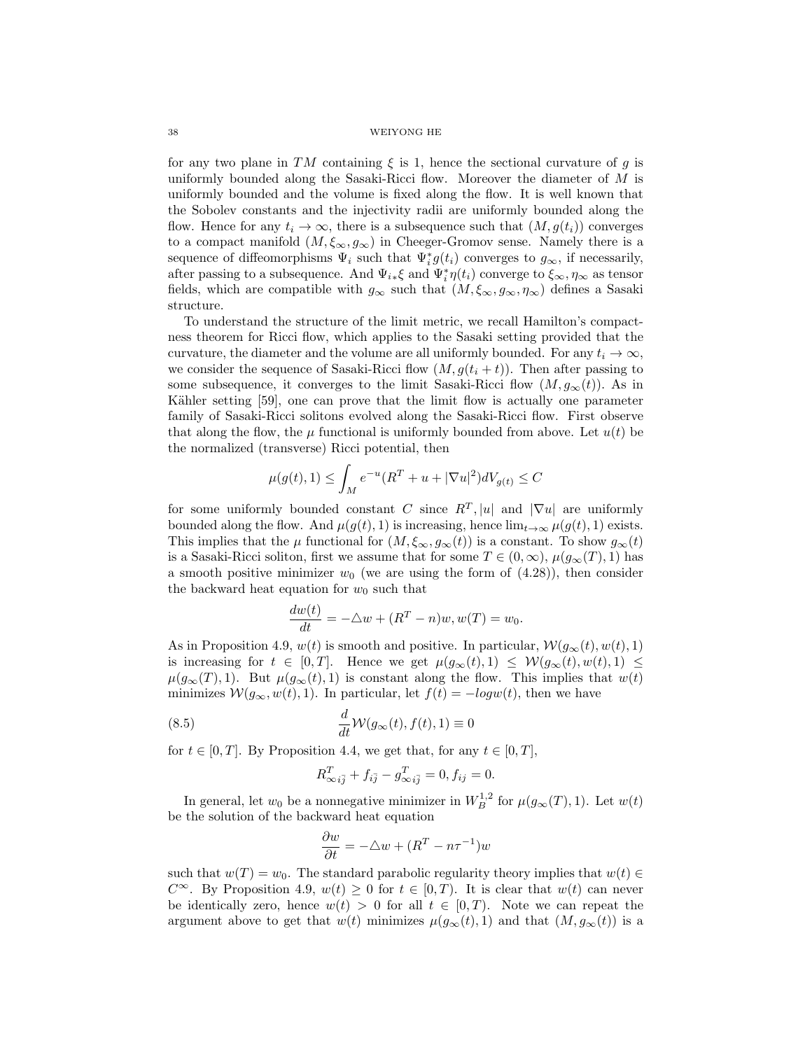for any two plane in $TM$ containing $\xi$ is 1, hence the sectional curvature of $g$ is uniformly bounded along the Sasaki-Ricci flow. Moreover the diameter of $M$ is uniformly bounded and the volume is fixed along the flow. It is well known that the Sobolev constants and the injectivity radii are uniformly bounded along the flow. Hence for any $t_i \to \infty$, there is a subsequence such that $(M, g(t_i))$ converges to a compact manifold $(M, \xi_\infty, g_\infty)$ in Cheeger-Gromov sense. Namely there is a sequence of diffeomorphisms $\Psi_i$ such that $\Psi_i^* g(t_i)$ converges to $g_\infty$, if necessarily, after passing to a subsequence. And $\Psi_{i*}\xi$ and $\Psi_i^*\eta(t_i)$ converge to $\xi_\infty, \eta_\infty$ as tensor fields, which are compatible with $g_\infty$ such that $(M, \xi_\infty, g_\infty, \eta_\infty)$ defines a Sasaki structure.

To understand the structure of the limit metric, we recall Hamilton's compactness theorem for Ricci flow, which applies to the Sasaki setting provided that the curvature, the diameter and the volume are all uniformly bounded. For any $t_i \to \infty$, we consider the sequence of Sasaki-Ricci flow $(M, g(t_i + t))$. Then after passing to some subsequence, it converges to the limit Sasaki-Ricci flow $(M, g_\infty(t))$. As in Kähler setting [59], one can prove that the limit flow is actually one parameter family of Sasaki-Ricci solitons evolved along the Sasaki-Ricci flow. First observe that along the flow, the $\mu$ functional is uniformly bounded from above. Let $u(t)$ be the normalized (transverse) Ricci potential, then

$$\mu(g(t), 1) \leq \int_M e^{-u}(R^T + u + |\nabla u|^2) dV_{g(t)} \leq C$$

for some uniformly bounded constant $C$ since $R^T, |u|$ and $|\nabla u|$ are uniformly bounded along the flow. And $\mu(g(t), 1)$ is increasing, hence $\lim_{t\to\infty} \mu(g(t), 1)$ exists. This implies that the $\mu$ functional for $(M, \xi_\infty, g_\infty(t))$ is a constant. To show $g_\infty(t)$ is a Sasaki-Ricci soliton, first we assume that for some $T \in (0, \infty)$, $\mu(g_\infty(T), 1)$ has a smooth positive minimizer $w_0$ (we are using the form of (4.28)), then consider the backward heat equation for $w_0$ such that

$$\frac{dw(t)}{dt} = -\triangle w + (R^T - n)w, w(T) = w_0.$$

As in Proposition 4.9, $w(t)$ is smooth and positive. In particular, $\mathcal{W}(g_\infty(t), w(t), 1)$ is increasing for $t \in [0, T]$. Hence we get $\mu(g_\infty(t), 1) \leq \mathcal{W}(g_\infty(t), w(t), 1) \leq \mu(g_\infty(T), 1)$. But $\mu(g_\infty(t), 1)$ is constant along the flow. This implies that $w(t)$ minimizes $\mathcal{W}(g_\infty, w(t), 1)$. In particular, let $f(t) = -log w(t)$, then we have

$$\frac{d}{dt}\mathcal{W}(g_\infty(t), f(t), 1) \equiv 0 \tag{8.5}$$

for $t \in [0, T]$. By Proposition 4.4, we get that, for any $t \in [0, T]$,

$$R^T_{\infty i\bar{j}} + f_{i\bar{j}} - g^T_{\infty i\bar{j}} = 0, f_{ij} = 0.$$

In general, let $w_0$ be a nonnegative minimizer in $W^{1,2}_B$ for $\mu(g_\infty(T), 1)$. Let $w(t)$ be the solution of the backward heat equation

$$\frac{\partial w}{\partial t} = -\triangle w + (R^T - n\tau^{-1})w$$

such that $w(T) = w_0$. The standard parabolic regularity theory implies that $w(t) \in C^\infty$. By Proposition 4.9, $w(t) \geq 0$ for $t \in [0, T)$. It is clear that $w(t)$ can never be identically zero, hence $w(t) > 0$ for all $t \in [0, T)$. Note we can repeat the argument above to get that $w(t)$ minimizes $\mu(g_\infty(t), 1)$ and that $(M, g_\infty(t))$ is a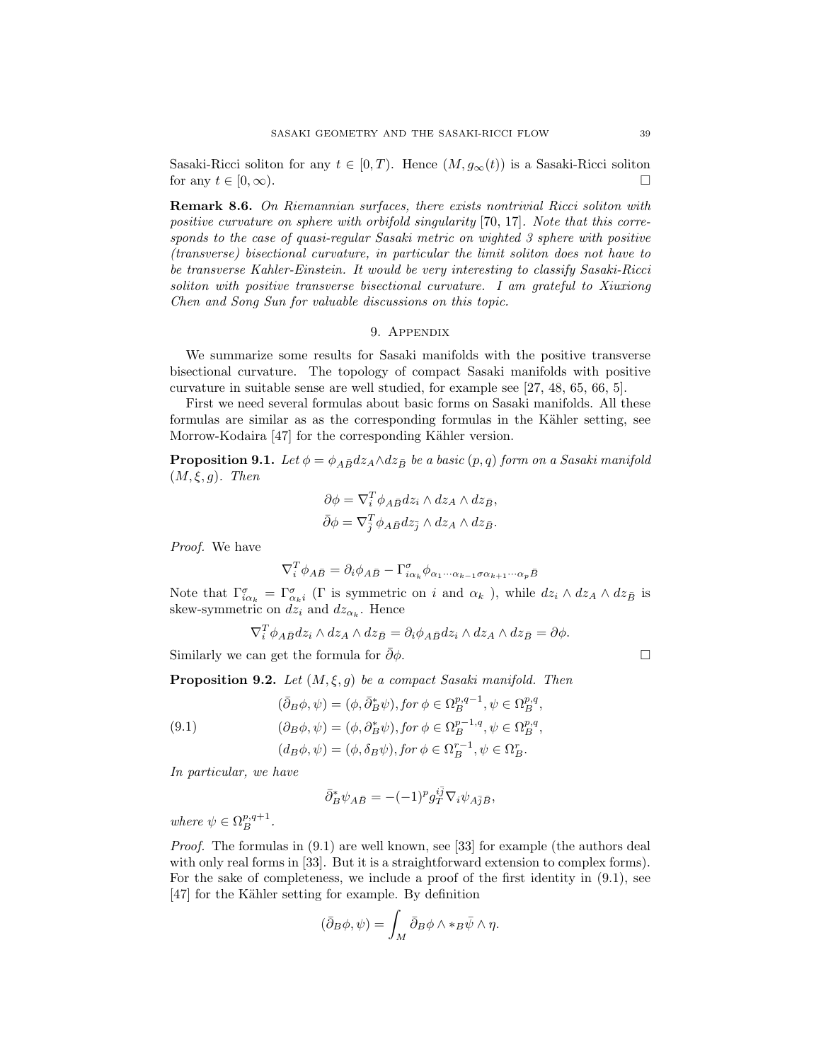Sasaki-Ricci soliton for any $t \in [0, T)$. Hence $(M, g_\infty(t))$ is a Sasaki-Ricci soliton for any $t \in [0, \infty)$. $\square$

**Remark 8.6.** *On Riemannian surfaces, there exists nontrivial Ricci soliton with positive curvature on sphere with orbifold singularity* [70, 17]*. Note that this corresponds to the case of quasi-regular Sasaki metric on wighted 3 sphere with positive (transverse) bisectional curvature, in particular the limit soliton does not have to be transverse Kahler-Einstein. It would be very interesting to classify Sasaki-Ricci soliton with positive transverse bisectional curvature. I am grateful to Xiuxiong Chen and Song Sun for valuable discussions on this topic.*

## 9. Appendix

We summarize some results for Sasaki manifolds with the positive transverse bisectional curvature. The topology of compact Sasaki manifolds with positive curvature in suitable sense are well studied, for example see [27, 48, 65, 66, 5].

First we need several formulas about basic forms on Sasaki manifolds. All these formulas are similar as as the corresponding formulas in the Kähler setting, see Morrow-Kodaira [47] for the corresponding Kähler version.

**Proposition 9.1.** *Let $\phi = \phi_{A\bar{B}} dz_A \wedge dz_{\bar{B}}$ be a basic $(p, q)$ form on a Sasaki manifold $(M, \xi, g)$. Then*

$$\partial\phi = \nabla^T_i \phi_{A\bar{B}} dz_i \wedge dz_A \wedge dz_{\bar{B}},$$
$$\bar{\partial}\phi = \nabla^T_{\bar{j}} \phi_{A\bar{B}} dz_{\bar{j}} \wedge dz_A \wedge dz_{\bar{B}}.$$

*Proof.* We have

$$\nabla^T_i \phi_{A\bar{B}} = \partial_i \phi_{A\bar{B}} - \Gamma^\sigma_{i\alpha_k} \phi_{\alpha_1 \cdots \alpha_{k-1}\sigma\alpha_{k+1}\cdots\alpha_p \bar{B}}$$

Note that $\Gamma^\sigma_{i\alpha_k} = \Gamma^\sigma_{\alpha_k i}$ ($\Gamma$ is symmetric on $i$ and $\alpha_k$ ), while $dz_i \wedge dz_A \wedge dz_{\bar{B}}$ is skew-symmetric on $dz_i$ and $dz_{\alpha_k}$. Hence

$$\nabla^T_i \phi_{A\bar{B}} dz_i \wedge dz_A \wedge dz_{\bar{B}} = \partial_i \phi_{A\bar{B}} dz_i \wedge dz_A \wedge dz_{\bar{B}} = \partial\phi.$$

Similarly we can get the formula for $\bar{\partial}\phi$. $\square$

**Proposition 9.2.** *Let $(M, \xi, g)$ be a compact Sasaki manifold. Then*

$$
\begin{aligned}
&(\bar{\partial}_B \phi, \psi) = (\phi, \bar{\partial}^*_B \psi), \text{for } \phi \in \Omega^{p,q-1}_B, \psi \in \Omega^{p,q}_B, \\
&(\partial_B \phi, \psi) = (\phi, \partial^*_B \psi), \text{for } \phi \in \Omega^{p-1,q}_B, \psi \in \Omega^{p,q}_B, \qquad (9.1)\\
&(d_B \phi, \psi) = (\phi, \delta_B \psi), \text{for } \phi \in \Omega^{r-1}_B, \psi \in \Omega^r_B.
\end{aligned}
$$

*In particular, we have*

$$\bar{\partial}^*_B \psi_{A\bar{B}} = -(-1)^p g^{i\bar{j}}_T \nabla_i \psi_{A\bar{j}\bar{B}},$$

*where $\psi \in \Omega^{p,q+1}_B$.*

*Proof.* The formulas in (9.1) are well known, see [33] for example (the authors deal with only real forms in [33]. But it is a straightforward extension to complex forms). For the sake of completeness, we include a proof of the first identity in (9.1), see [47] for the Kähler setting for example. By definition

$$(\bar{\partial}_B \phi, \psi) = \int_M \bar{\partial}_B \phi \wedge *_B \bar{\psi} \wedge \eta.$$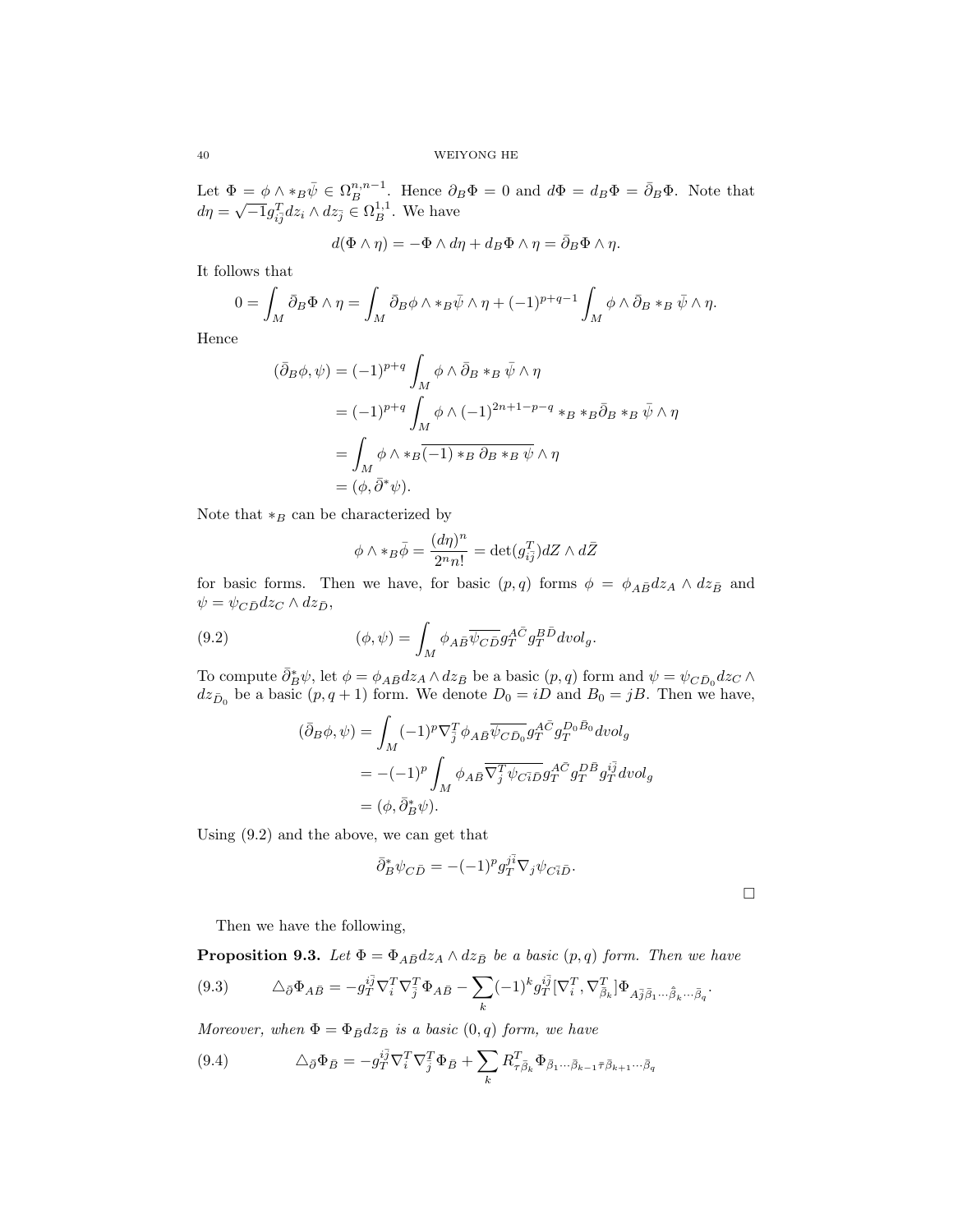Let $\Phi = \phi \wedge *_B \bar{\psi} \in \Omega_B^{n,n-1}$. Hence $\partial_B \Phi = 0$ and $d\Phi = d_B \Phi = \bar{\partial}_B \Phi$. Note that $d\eta = \sqrt{-1} g^T_{i\bar{j}} dz_i \wedge dz_{\bar{j}} \in \Omega_B^{1,1}$. We have

$$d(\Phi \wedge \eta) = -\Phi \wedge d\eta + d_B \Phi \wedge \eta = \bar{\partial}_B \Phi \wedge \eta.$$

It follows that

$$0 = \int_M \bar{\partial}_B \Phi \wedge \eta = \int_M \bar{\partial}_B \phi \wedge *_B \bar{\psi} \wedge \eta + (-1)^{p+q-1} \int_M \phi \wedge \bar{\partial}_B *_B \bar{\psi} \wedge \eta.$$

Hence

$$\begin{aligned}
(\bar{\partial}_B \phi, \psi) &= (-1)^{p+q} \int_M \phi \wedge \bar{\partial}_B *_B \bar{\psi} \wedge \eta \\
&= (-1)^{p+q} \int_M \phi \wedge (-1)^{2n+1-p-q} *_B *_B \bar{\partial}_B *_B \bar{\psi} \wedge \eta \\
&= \int_M \phi \wedge *_B \overline{(-1) *_B \partial_B *_B \psi} \wedge \eta \\
&= (\phi, \bar{\partial}^* \psi).
\end{aligned}$$

Note that $*_B$ can be characterized by

$$\phi \wedge *_B \bar{\phi} = \frac{(d\eta)^n}{2^n n!} = \det(g^T_{i\bar{j}}) dZ \wedge d\bar{Z}$$

for basic forms. Then we have, for basic $(p,q)$ forms $\phi = \phi_{A\bar{B}} dz_A \wedge dz_{\bar{B}}$ and $\psi = \psi_{C\bar{D}} dz_C \wedge dz_{\bar{D}}$,

$$(\phi, \psi) = \int_M \phi_{A\bar{B}} \overline{\psi_{C\bar{D}}} g_T^{A\bar{C}} g_T^{B\bar{D}} dvol_g. \tag{9.2}$$

To compute $\bar{\partial}_B^* \psi$, let $\phi = \phi_{A\bar{B}} dz_A \wedge dz_{\bar{B}}$ be a basic $(p,q)$ form and $\psi = \psi_{C\bar{D}_0} dz_C \wedge dz_{\bar{D}_0}$ be a basic $(p, q+1)$ form. We denote $D_0 = iD$ and $B_0 = jB$. Then we have,

$$\begin{aligned}
(\bar{\partial}_B \phi, \psi) &= \int_M (-1)^p \nabla^T_{\bar{j}} \phi_{A\bar{B}} \overline{\psi_{C\bar{D}_0}} g_T^{A\bar{C}} g_T^{D_0 \bar{B}_0} dvol_g \\
&= -(-1)^p \int_M \phi_{A\bar{B}} \overline{\nabla^T_j \psi_{C\bar{i}\bar{D}}} g_T^{A\bar{C}} g_T^{D\bar{B}} g_T^{i\bar{j}} dvol_g \\
&= (\phi, \bar{\partial}_B^* \psi).
\end{aligned}$$

Using (9.2) and the above, we can get that

$$\bar{\partial}_B^* \psi_{C\bar{D}} = -(-1)^p g_T^{j\bar{i}} \nabla_j \psi_{C\bar{i}\bar{D}}.$$

□

Then we have the following,

**Proposition 9.3.** *Let $\Phi = \Phi_{A\bar{B}} dz_A \wedge dz_{\bar{B}}$ be a basic $(p,q)$ form. Then we have*

$$\triangle_{\bar{\partial}} \Phi_{A\bar{B}} = -g_T^{i\bar{j}} \nabla^T_i \nabla^T_{\bar{j}} \Phi_{A\bar{B}} - \sum_k (-1)^k g_T^{i\bar{j}} [\nabla^T_i, \nabla^T_{\bar{\beta}_k}] \Phi_{A\bar{j}\bar{\beta}_1 \cdots \hat{\bar{\beta}}_k \cdots \bar{\beta}_q}. \tag{9.3}$$

*Moreover, when $\Phi = \Phi_{\bar{B}} dz_{\bar{B}}$ is a basic $(0,q)$ form, we have*

$$\triangle_{\bar{\partial}} \Phi_{\bar{B}} = -g_T^{i\bar{j}} \nabla^T_i \nabla^T_{\bar{j}} \Phi_{\bar{B}} + \sum_k R^T_{\tau\bar{\beta}_k} \Phi_{\bar{\beta}_1 \cdots \bar{\beta}_{k-1} \bar{\tau} \bar{\beta}_{k+1} \cdots \bar{\beta}_q} \tag{9.4}$$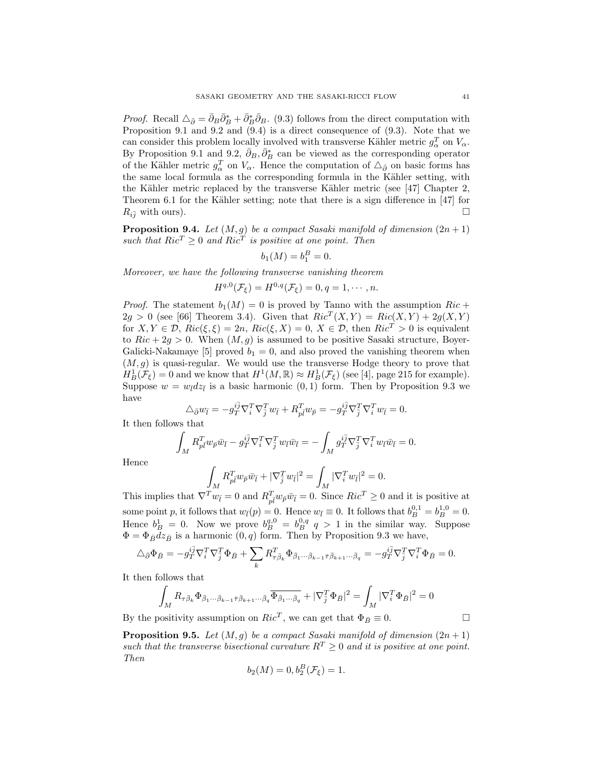*Proof.* Recall $\triangle_{\bar\partial} = \bar\partial_B \bar\partial_B^* + \bar\partial_B^* \bar\partial_B$. (9.3) follows from the direct computation with Proposition 9.1 and 9.2 and (9.4) is a direct consequence of (9.3). Note that we can consider this problem locally involved with transverse Kähler metric $g^T_\alpha$ on $V_\alpha$. By Proposition 9.1 and 9.2, $\bar\partial_B, \bar\partial_B^*$ can be viewed as the corresponding operator of the Kähler metric $g^T_\alpha$ on $V_\alpha$. Hence the computation of $\triangle_{\bar\partial}$ on basic forms has the same local formula as the corresponding formula in the Kähler setting, with the Kähler metric replaced by the transverse Kähler metric (see [47] Chapter 2, Theorem 6.1 for the Kähler setting; note that there is a sign difference in [47] for $R_{i\bar j}$ with ours). □

**Proposition 9.4.** *Let $(M, g)$ be a compact Sasaki manifold of dimension $(2n+1)$ such that $Ric^T \geq 0$ and $Ric^T$ is positive at one point. Then*

$$b_1(M) = b_1^B = 0.$$

*Moreover, we have the following transverse vanishing theorem*

$$H^{q,0}(\mathcal{F}_\xi) = H^{0,q}(\mathcal{F}_\xi) = 0, q = 1, \cdots, n.$$

*Proof.* The statement $b_1(M) = 0$ is proved by Tanno with the assumption $Ric + 2g > 0$ (see [66] Theorem 3.4). Given that $Ric^T(X, Y) = Ric(X, Y) + 2g(X, Y)$ for $X, Y \in \mathcal{D}$, $Ric(\xi, \xi) = 2n$, $Ric(\xi, X) = 0$, $X \in \mathcal{D}$, then $Ric^T > 0$ is equivalent to $Ric + 2g > 0$. When $(M, g)$ is assumed to be positive Sasaki structure, Boyer-Galicki-Nakamaye [5] proved $b_1 = 0$, and also proved the vanishing theorem when $(M, g)$ is quasi-regular. We would use the transverse Hodge theory to prove that $H^1_B(\mathcal{F}_\xi) = 0$ and we know that $H^1(M, \mathbb{R}) \approx H^1_B(\mathcal{F}_\xi)$ (see [4], page 215 for example). Suppose $w = w_{\bar l} dz_{\bar l}$ is a basic harmonic $(0, 1)$ form. Then by Proposition 9.3 we have

$$\triangle_{\bar\partial} w_{\bar l} = -g_T^{i\bar j} \nabla^T_i \nabla^T_{\bar j} w_{\bar l} + R^T_{p\bar l} w_{\bar p} = -g_T^{i\bar j} \nabla^T_{\bar j} \nabla^T_i w_{\bar l} = 0.$$

It then follows that

$$\int_M R^T_{p\bar l} w_{\bar p} \bar w_{\bar l} - g_T^{i\bar j} \nabla^T_i \nabla^T_{\bar j} w_{\bar l} \bar w_{\bar l} = -\int_M g_T^{i\bar j} \nabla^T_{\bar j} \nabla^T_i w_{\bar l} \bar w_{\bar l} = 0.$$

Hence

$$\int_M R^T_{p\bar l} w_{\bar p} \bar w_{\bar l} + |\nabla^T_{\bar j} w_{\bar l}|^2 = \int_M |\nabla^T_i w_{\bar l}|^2 = 0.$$

This implies that $\nabla^T w_{\bar l} = 0$ and $R^T_{p\bar l} w_{\bar p} \bar w_{\bar l} = 0$. Since $Ric^T \geq 0$ and it is positive at some point $p$, it follows that $w_{\bar l}(p) = 0$. Hence $w_{\bar l} \equiv 0$. It follows that $b_B^{0,1} = b_B^{1,0} = 0$. Hence $b^1_B = 0$. Now we prove $b_B^{q,0} = b_B^{0,q}$ $q > 1$ in the similar way. Suppose $\Phi = \Phi_{\bar B} dz_{\bar B}$ is a harmonic $(0, q)$ form. Then by Proposition 9.3 we have,

$$\triangle_{\bar\partial} \Phi_{\bar B} = -g_T^{i\bar j} \nabla^T_i \nabla^T_{\bar j} \Phi_{\bar B} + \sum_k R^T_{\tau\bar\beta_k} \Phi_{\bar\beta_1 \cdots \bar\beta_{k-1} \bar\tau \bar\beta_{k+1} \cdots \bar\beta_q} = -g_T^{i\bar j} \nabla^T_{\bar j} \nabla^T_i \Phi_{\bar B} = 0.$$

It then follows that

$$\int_M R_{\tau\bar\beta_k} \Phi_{\bar\beta_1 \cdots \bar\beta_{k-1} \bar\tau \bar\beta_{k+1} \cdots \bar\beta_q} \overline{\Phi_{\bar\beta_1 \cdots \bar\beta_q}} + |\nabla^T_{\bar j} \Phi_{\bar B}|^2 = \int_M |\nabla^T_i \Phi_{\bar B}|^2 = 0$$

By the positivity assumption on $Ric^T$, we can get that $\Phi_{\bar B} \equiv 0$. □

**Proposition 9.5.** *Let $(M, g)$ be a compact Sasaki manifold of dimension $(2n+1)$ such that the transverse bisectional curvature $R^T \geq 0$ and it is positive at one point. Then*

$$b_2(M) = 0, b_2^B(\mathcal{F}_\xi) = 1.$$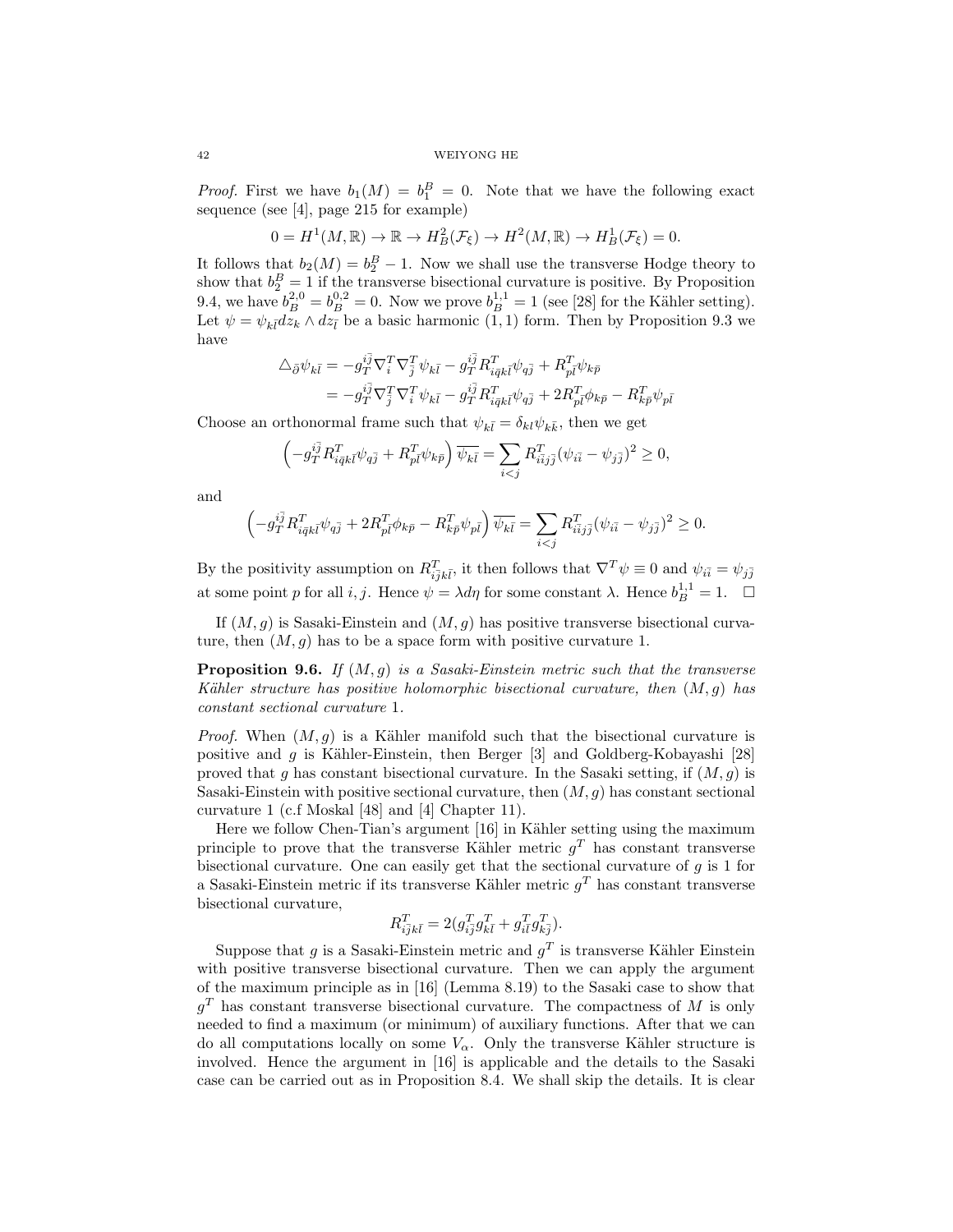*Proof.* First we have $b_1(M) = b_1^B = 0$. Note that we have the following exact sequence (see [4], page 215 for example)

$$0 = H^1(M, \mathbb{R}) \to \mathbb{R} \to H^2_B(\mathcal{F}_\xi) \to H^2(M, \mathbb{R}) \to H^1_B(\mathcal{F}_\xi) = 0.$$

It follows that $b_2(M) = b_2^B - 1$. Now we shall use the transverse Hodge theory to show that $b_2^B = 1$ if the transverse bisectional curvature is positive. By Proposition 9.4, we have $b_B^{2,0} = b_B^{0,2} = 0$. Now we prove $b_B^{1,1} = 1$ (see [28] for the Kähler setting). Let $\psi = \psi_{k\bar{l}} dz_k \wedge dz_{\bar{l}}$ be a basic harmonic $(1,1)$ form. Then by Proposition 9.3 we have

$$\begin{aligned}
\triangle_{\bar\partial} \psi_{k\bar{l}} &= -g_T^{i\bar{j}} \nabla^T_i \nabla^T_{\bar{j}} \psi_{k\bar{l}} - g_T^{i\bar{j}} R^T_{i\bar{q}k\bar{l}} \psi_{q\bar{j}} + R^T_{p\bar{l}} \psi_{k\bar{p}} \\
&= -g_T^{i\bar{j}} \nabla^T_{\bar{j}} \nabla^T_i \psi_{k\bar{l}} - g_T^{i\bar{j}} R^T_{i\bar{q}k\bar{l}} \psi_{q\bar{j}} + 2R^T_{p\bar{l}} \phi_{k\bar{p}} - R^T_{k\bar{p}} \psi_{p\bar{l}}
\end{aligned}$$

Choose an orthonormal frame such that $\psi_{k\bar{l}} = \delta_{kl} \psi_{k\bar{k}}$, then we get

$$\left(-g_T^{i\bar{j}} R^T_{i\bar{q}k\bar{l}} \psi_{q\bar{j}} + R^T_{p\bar{l}} \psi_{k\bar{p}}\right) \overline{\psi_{k\bar{l}}} = \sum_{i<j} R^T_{i\bar{i}j\bar{j}} (\psi_{i\bar{i}} - \psi_{j\bar{j}})^2 \geq 0,$$

and

$$\left(-g_T^{i\bar{j}} R^T_{i\bar{q}k\bar{l}} \psi_{q\bar{j}} + 2R^T_{p\bar{l}} \phi_{k\bar{p}} - R^T_{k\bar{p}} \psi_{p\bar{l}}\right) \overline{\psi_{k\bar{l}}} = \sum_{i<j} R^T_{i\bar{i}j\bar{j}} (\psi_{i\bar{i}} - \psi_{j\bar{j}})^2 \geq 0.$$

By the positivity assumption on $R^T_{i\bar{j}k\bar{l}}$, it then follows that $\nabla^T \psi \equiv 0$ and $\psi_{i\bar{i}} = \psi_{j\bar{j}}$ at some point $p$ for all $i, j$. Hence $\psi = \lambda d\eta$ for some constant $\lambda$. Hence $b_B^{1,1} = 1$. $\square$

If $(M, g)$ is Sasaki-Einstein and $(M, g)$ has positive transverse bisectional curvature, then $(M, g)$ has to be a space form with positive curvature 1.

**Proposition 9.6.** *If $(M, g)$ is a Sasaki-Einstein metric such that the transverse Kähler structure has positive holomorphic bisectional curvature, then $(M, g)$ has constant sectional curvature* 1.

*Proof.* When $(M, g)$ is a Kähler manifold such that the bisectional curvature is positive and $g$ is Kähler-Einstein, then Berger [3] and Goldberg-Kobayashi [28] proved that $g$ has constant bisectional curvature. In the Sasaki setting, if $(M, g)$ is Sasaki-Einstein with positive sectional curvature, then $(M, g)$ has constant sectional curvature 1 (c.f Moskal [48] and [4] Chapter 11).

Here we follow Chen-Tian's argument [16] in Kähler setting using the maximum principle to prove that the transverse Kähler metric $g^T$ has constant transverse bisectional curvature. One can easily get that the sectional curvature of $g$ is 1 for a Sasaki-Einstein metric if its transverse Kähler metric $g^T$ has constant transverse bisectional curvature,

$$R^T_{i\bar{j}k\bar{l}} = 2(g^T_{i\bar{j}} g^T_{k\bar{l}} + g^T_{i\bar{l}} g^T_{k\bar{j}}).$$

Suppose that $g$ is a Sasaki-Einstein metric and $g^T$ is transverse Kähler Einstein with positive transverse bisectional curvature. Then we can apply the argument of the maximum principle as in [16] (Lemma 8.19) to the Sasaki case to show that $g^T$ has constant transverse bisectional curvature. The compactness of $M$ is only needed to find a maximum (or minimum) of auxiliary functions. After that we can do all computations locally on some $V_\alpha$. Only the transverse Kähler structure is involved. Hence the argument in [16] is applicable and the details to the Sasaki case can be carried out as in Proposition 8.4. We shall skip the details. It is clear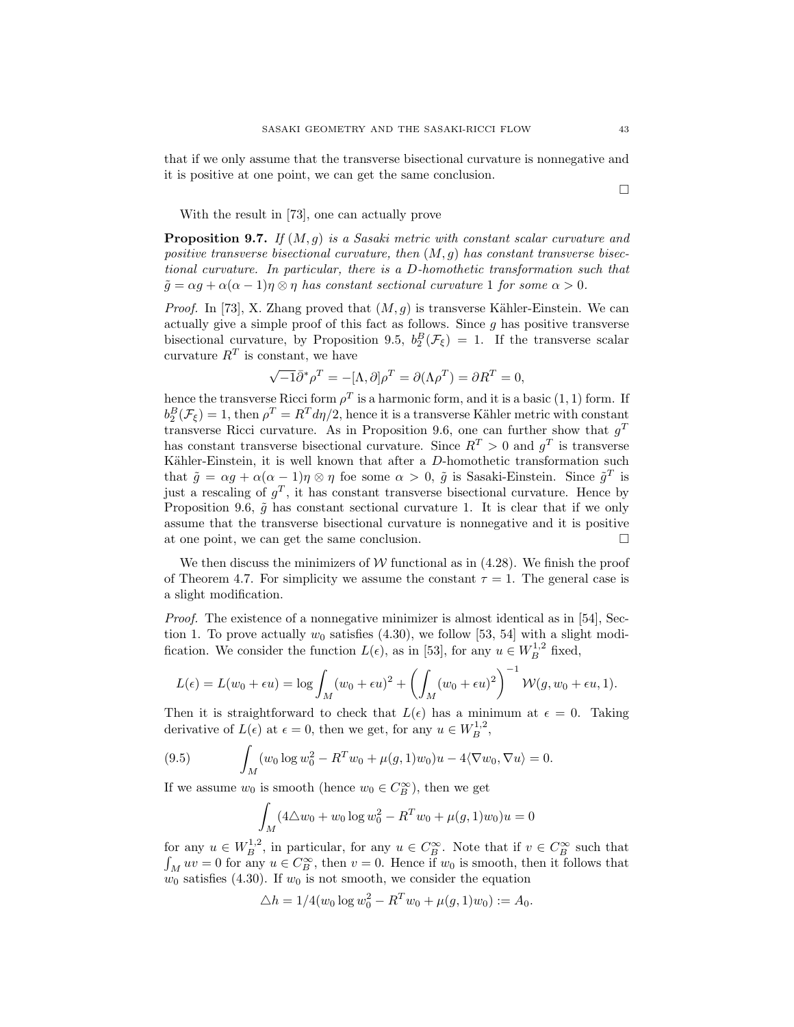that if we only assume that the transverse bisectional curvature is nonnegative and it is positive at one point, we can get the same conclusion.

□

With the result in [73], one can actually prove

**Proposition 9.7.** *If $(M, g)$ is a Sasaki metric with constant scalar curvature and positive transverse bisectional curvature, then $(M, g)$ has constant transverse bisectional curvature. In particular, there is a $D$-homothetic transformation such that $\tilde{g} = \alpha g + \alpha(\alpha - 1)\eta \otimes \eta$ has constant sectional curvature 1 for some $\alpha > 0$.*

*Proof.* In [73], X. Zhang proved that $(M, g)$ is transverse Kähler-Einstein. We can actually give a simple proof of this fact as follows. Since $g$ has positive transverse bisectional curvature, by Proposition 9.5, $b_2^B(\mathcal{F}_\xi) = 1$. If the transverse scalar curvature $R^T$ is constant, we have

$$\sqrt{-1}\bar{\partial}^* \rho^T = -[\Lambda, \partial]\rho^T = \partial(\Lambda \rho^T) = \partial R^T = 0,$$

hence the transverse Ricci form $\rho^T$ is a harmonic form, and it is a basic $(1,1)$ form. If $b_2^B(\mathcal{F}_\xi) = 1$, then $\rho^T = R^T d\eta/2$, hence it is a transverse Kähler metric with constant transverse Ricci curvature. As in Proposition 9.6, one can further show that $g^T$ has constant transverse bisectional curvature. Since $R^T > 0$ and $g^T$ is transverse Kähler-Einstein, it is well known that after a $D$-homothetic transformation such that $\tilde{g} = \alpha g + \alpha(\alpha - 1)\eta \otimes \eta$ foe some $\alpha > 0$, $\tilde{g}$ is Sasaki-Einstein. Since $\tilde{g}^T$ is just a rescaling of $g^T$, it has constant transverse bisectional curvature. Hence by Proposition 9.6, $\tilde{g}$ has constant sectional curvature 1. It is clear that if we only assume that the transverse bisectional curvature is nonnegative and it is positive at one point, we can get the same conclusion. □

We then discuss the minimizers of $\mathcal{W}$ functional as in (4.28). We finish the proof of Theorem 4.7. For simplicity we assume the constant $\tau = 1$. The general case is a slight modification.

*Proof.* The existence of a nonnegative minimizer is almost identical as in [54], Section 1. To prove actually $w_0$ satisfies (4.30), we follow [53, 54] with a slight modification. We consider the function $L(\epsilon)$, as in [53], for any $u \in W_B^{1,2}$ fixed,

$$L(\epsilon) = L(w_0 + \epsilon u) = \log \int_M (w_0 + \epsilon u)^2 + \left( \int_M (w_0 + \epsilon u)^2 \right)^{-1} \mathcal{W}(g, w_0 + \epsilon u, 1).$$

Then it is straightforward to check that $L(\epsilon)$ has a minimum at $\epsilon = 0$. Taking derivative of $L(\epsilon)$ at $\epsilon = 0$, then we get, for any $u \in W_B^{1,2}$,

$$\int_M (w_0 \log w_0^2 - R^T w_0 + \mu(g,1) w_0) u - 4\langle \nabla w_0, \nabla u \rangle = 0. \tag{9.5}$$

If we assume $w_0$ is smooth (hence $w_0 \in C_B^\infty$), then we get

$$\int_M (4\triangle w_0 + w_0 \log w_0^2 - R^T w_0 + \mu(g,1) w_0) u = 0$$

for any $u \in W_B^{1,2}$, in particular, for any $u \in C_B^\infty$. Note that if $v \in C_B^\infty$ such that $\int_M uv = 0$ for any $u \in C_B^\infty$, then $v = 0$. Hence if $w_0$ is smooth, then it follows that $w_0$ satisfies (4.30). If $w_0$ is not smooth, we consider the equation

$$\triangle h = 1/4(w_0 \log w_0^2 - R^T w_0 + \mu(g,1) w_0) := A_0.$$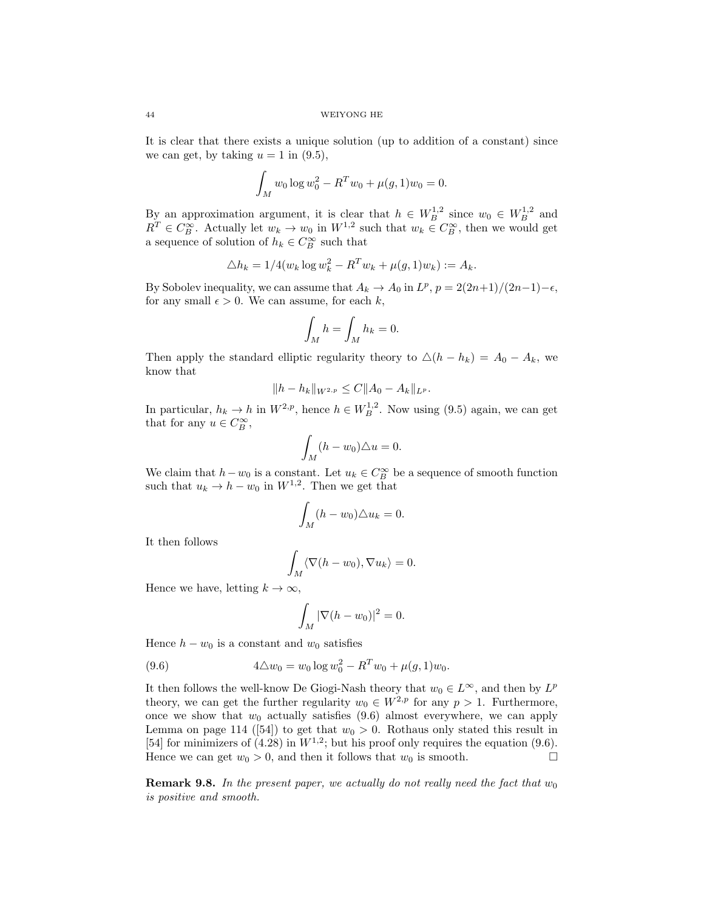It is clear that there exists a unique solution (up to addition of a constant) since we can get, by taking $u = 1$ in (9.5),

$$\int_M w_0 \log w_0^2 - R^T w_0 + \mu(g, 1) w_0 = 0.$$

By an approximation argument, it is clear that $h \in W^{1,2}_B$ since $w_0 \in W^{1,2}_B$ and $R^T \in C^\infty_B$. Actually let $w_k \to w_0$ in $W^{1,2}$ such that $w_k \in C^\infty_B$, then we would get a sequence of solution of $h_k \in C^\infty_B$ such that

$$\triangle h_k = 1/4(w_k \log w_k^2 - R^T w_k + \mu(g, 1) w_k) := A_k.$$

By Sobolev inequality, we can assume that $A_k \to A_0$ in $L^p$, $p = 2(2n+1)/(2n-1) - \epsilon$, for any small $\epsilon > 0$. We can assume, for each $k$,

$$\int_M h = \int_M h_k = 0.$$

Then apply the standard elliptic regularity theory to $\triangle(h - h_k) = A_0 - A_k$, we know that

$$\|h - h_k\|_{W^{2,p}} \leq C \|A_0 - A_k\|_{L^p}.$$

In particular, $h_k \to h$ in $W^{2,p}$, hence $h \in W^{1,2}_B$. Now using (9.5) again, we can get that for any $u \in C^\infty_B$,

$$\int_M (h - w_0) \triangle u = 0.$$

We claim that $h - w_0$ is a constant. Let $u_k \in C^\infty_B$ be a sequence of smooth function such that $u_k \to h - w_0$ in $W^{1,2}$. Then we get that

$$\int_M (h - w_0) \triangle u_k = 0.$$

It then follows

$$\int_M \langle \nabla (h - w_0), \nabla u_k \rangle = 0.$$

Hence we have, letting $k \to \infty$,

$$\int_M |\nabla (h - w_0)|^2 = 0.$$

Hence $h - w_0$ is a constant and $w_0$ satisfies

$$4 \triangle w_0 = w_0 \log w_0^2 - R^T w_0 + \mu(g, 1) w_0. \tag{9.6}$$

It then follows the well-know De Giogi-Nash theory that $w_0 \in L^\infty$, and then by $L^p$ theory, we can get the further regularity $w_0 \in W^{2,p}$ for any $p > 1$. Furthermore, once we show that $w_0$ actually satisfies (9.6) almost everywhere, we can apply Lemma on page 114 ([54]) to get that $w_0 > 0$. Rothaus only stated this result in [54] for minimizers of (4.28) in $W^{1,2}$; but his proof only requires the equation (9.6). Hence we can get $w_0 > 0$, and then it follows that $w_0$ is smooth. □

**Remark 9.8.** *In the present paper, we actually do not really need the fact that $w_0$ is positive and smooth.*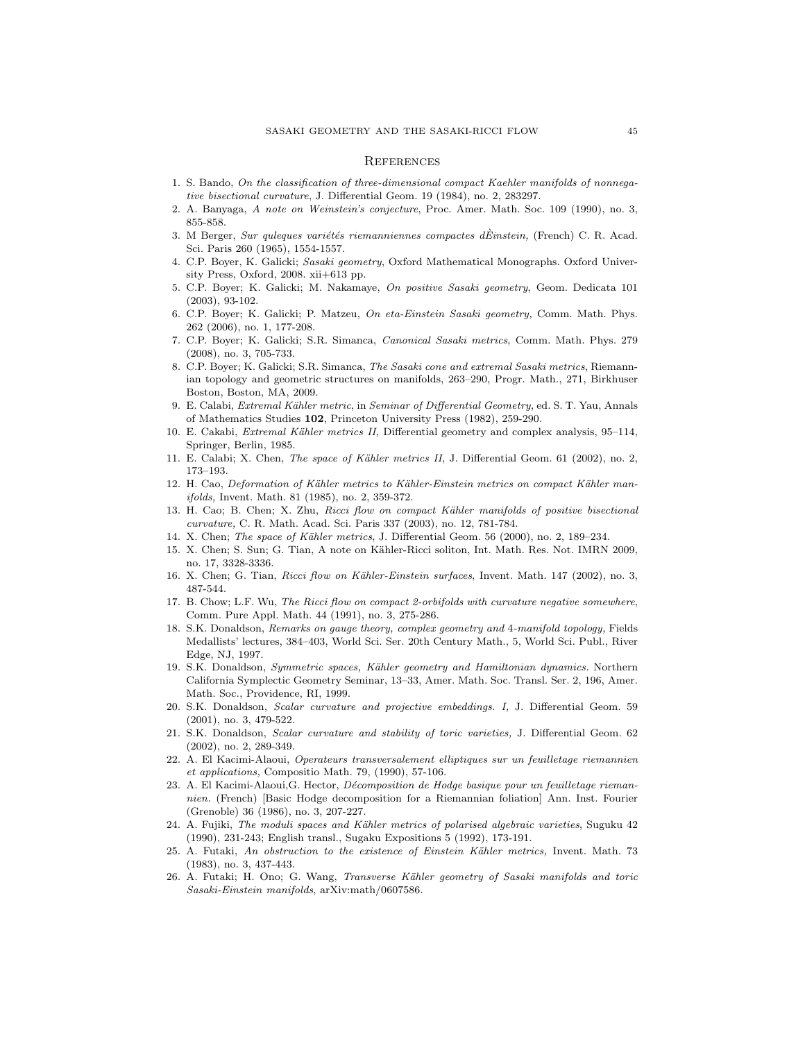## References

1. S. Bando, *On the classification of three-dimensional compact Kaehler manifolds of nonnegative bisectional curvature*, J. Differential Geom. 19 (1984), no. 2, 283297.
2. A. Banyaga, *A note on Weinstein's conjecture*, Proc. Amer. Math. Soc. 109 (1990), no. 3, 855-858.
3. M Berger, *Sur quleques variétés riemanniennes compactes dÈinstein,* (French) C. R. Acad. Sci. Paris 260 (1965), 1554-1557.
4. C.P. Boyer, K. Galicki; *Sasaki geometry*, Oxford Mathematical Monographs. Oxford University Press, Oxford, 2008. xii+613 pp.
5. C.P. Boyer; K. Galicki; M. Nakamaye, *On positive Sasaki geometry*, Geom. Dedicata 101 (2003), 93-102.
6. C.P. Boyer; K. Galicki; P. Matzeu, *On eta-Einstein Sasaki geometry,* Comm. Math. Phys. 262 (2006), no. 1, 177-208.
7. C.P. Boyer; K. Galicki; S.R. Simanca, *Canonical Sasaki metrics*, Comm. Math. Phys. 279 (2008), no. 3, 705-733.
8. C.P. Boyer; K. Galicki; S.R. Simanca, *The Sasaki cone and extremal Sasaki metrics*, Riemannian topology and geometric structures on manifolds, 263–290, Progr. Math., 271, Birkhuser Boston, Boston, MA, 2009.
9. E. Calabi, *Extremal Kähler metric*, in *Seminar of Differential Geometry*, ed. S. T. Yau, Annals of Mathematics Studies **102**, Princeton University Press (1982), 259-290.
10. E. Cakabi, *Extremal Kähler metrics II,* Differential geometry and complex analysis, 95–114, Springer, Berlin, 1985.
11. E. Calabi; X. Chen, *The space of Kähler metrics II*, J. Differential Geom. 61 (2002), no. 2, 173–193.
12. H. Cao, *Deformation of Kähler metrics to Kähler-Einstein metrics on compact Kähler manifolds,* Invent. Math. 81 (1985), no. 2, 359-372.
13. H. Cao; B. Chen; X. Zhu, *Ricci flow on compact Kähler manifolds of positive bisectional curvature,* C. R. Math. Acad. Sci. Paris 337 (2003), no. 12, 781-784.
14. X. Chen; *The space of Kähler metrics*, J. Differential Geom. 56 (2000), no. 2, 189–234.
15. X. Chen; S. Sun; G. Tian, A note on Kähler-Ricci soliton, Int. Math. Res. Not. IMRN 2009, no. 17, 3328-3336.
16. X. Chen; G. Tian, *Ricci flow on Kähler-Einstein surfaces*, Invent. Math. 147 (2002), no. 3, 487-544.
17. B. Chow; L.F. Wu, *The Ricci flow on compact 2-orbifolds with curvature negative somewhere*, Comm. Pure Appl. Math. 44 (1991), no. 3, 275-286.
18. S.K. Donaldson, *Remarks on gauge theory, complex geometry and 4-manifold topology,* Fields Medallists' lectures, 384–403, World Sci. Ser. 20th Century Math., 5, World Sci. Publ., River Edge, NJ, 1997.
19. S.K. Donaldson, *Symmetric spaces, Kähler geometry and Hamiltonian dynamics.* Northern California Symplectic Geometry Seminar, 13–33, Amer. Math. Soc. Transl. Ser. 2, 196, Amer. Math. Soc., Providence, RI, 1999.
20. S.K. Donaldson, *Scalar curvature and projective embeddings. I,* J. Differential Geom. 59 (2001), no. 3, 479-522.
21. S.K. Donaldson, *Scalar curvature and stability of toric varieties,* J. Differential Geom. 62 (2002), no. 2, 289-349.
22. A. El Kacimi-Alaoui, *Operateurs transversalement elliptiques sur un feuilletage riemannien et applications,* Compositio Math. 79, (1990), 57-106.
23. A. El Kacimi-Alaoui,G. Hector, *Décomposition de Hodge basique pour un feuilletage riemannien.* (French) [Basic Hodge decomposition for a Riemannian foliation] Ann. Inst. Fourier (Grenoble) 36 (1986), no. 3, 207-227.
24. A. Fujiki, *The moduli spaces and Kähler metrics of polarised algebraic varieties*, Suguku 42 (1990), 231-243; English transl., Sugaku Expositions 5 (1992), 173-191.
25. A. Futaki, *An obstruction to the existence of Einstein Kähler metrics,* Invent. Math. 73 (1983), no. 3, 437-443.
26. A. Futaki; H. Ono; G. Wang, *Transverse Kähler geometry of Sasaki manifolds and toric Sasaki-Einstein manifolds*, arXiv:math/0607586.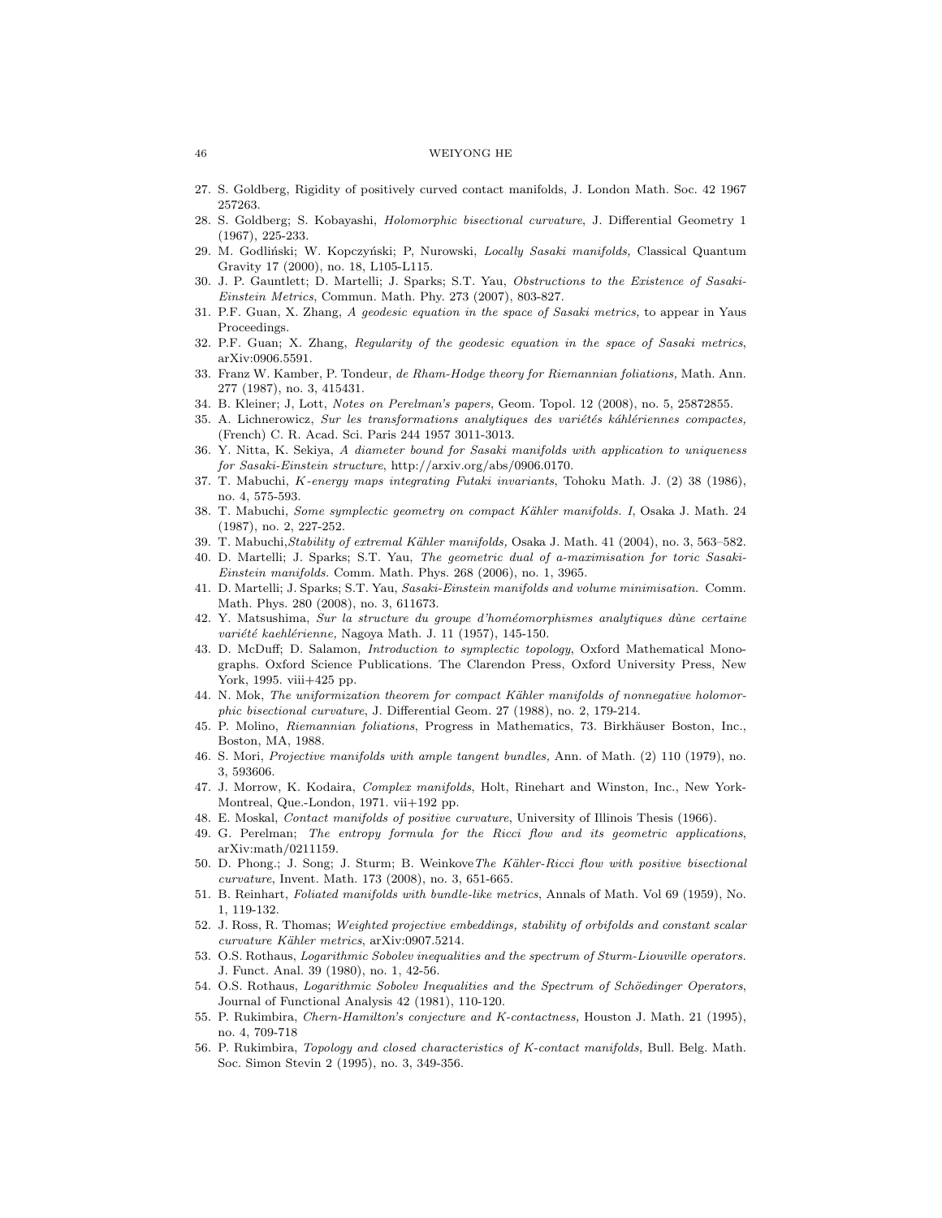27. S. Goldberg, Rigidity of positively curved contact manifolds, J. London Math. Soc. 42 1967 257263.
28. S. Goldberg; S. Kobayashi, *Holomorphic bisectional curvature*, J. Differential Geometry 1 (1967), 225-233.
29. M. Godliński; W. Kopczyński; P, Nurowski, *Locally Sasaki manifolds,* Classical Quantum Gravity 17 (2000), no. 18, L105-L115.
30. J. P. Gauntlett; D. Martelli; J. Sparks; S.T. Yau, *Obstructions to the Existence of Sasaki-Einstein Metrics*, Commun. Math. Phy. 273 (2007), 803-827.
31. P.F. Guan, X. Zhang, *A geodesic equation in the space of Sasaki metrics,* to appear in Yaus Proceedings.
32. P.F. Guan; X. Zhang, *Regularity of the geodesic equation in the space of Sasaki metrics*, arXiv:0906.5591.
33. Franz W. Kamber, P. Tondeur, *de Rham-Hodge theory for Riemannian foliations,* Math. Ann. 277 (1987), no. 3, 415431.
34. B. Kleiner; J, Lott, *Notes on Perelman's papers*, Geom. Topol. 12 (2008), no. 5, 25872855.
35. A. Lichnerowicz, *Sur les transformations analytiques des variétés kählériennes compactes,* (French) C. R. Acad. Sci. Paris 244 1957 3011-3013.
36. Y. Nitta, K. Sekiya, *A diameter bound for Sasaki manifolds with application to uniqueness for Sasaki-Einstein structure*, http://arxiv.org/abs/0906.0170.
37. T. Mabuchi, *K-energy maps integrating Futaki invariants*, Tohoku Math. J. (2) 38 (1986), no. 4, 575-593.
38. T. Mabuchi, *Some symplectic geometry on compact Kähler manifolds. I*, Osaka J. Math. 24 (1987), no. 2, 227-252.
39. T. Mabuchi,*Stability of extremal Kähler manifolds,* Osaka J. Math. 41 (2004), no. 3, 563–582.
40. D. Martelli; J. Sparks; S.T. Yau, *The geometric dual of a-maximisation for toric Sasaki-Einstein manifolds.* Comm. Math. Phys. 268 (2006), no. 1, 3965.
41. D. Martelli; J. Sparks; S.T. Yau, *Sasaki-Einstein manifolds and volume minimisation.* Comm. Math. Phys. 280 (2008), no. 3, 611673.
42. Y. Matsushima, *Sur la structure du groupe d'homéomorphismes analytiques dùne certaine variété kaehlérienne,* Nagoya Math. J. 11 (1957), 145-150.
43. D. McDuff; D. Salamon, *Introduction to symplectic topology*, Oxford Mathematical Monographs. Oxford Science Publications. The Clarendon Press, Oxford University Press, New York, 1995. viii+425 pp.
44. N. Mok, *The uniformization theorem for compact Kähler manifolds of nonnegative holomorphic bisectional curvature*, J. Differential Geom. 27 (1988), no. 2, 179-214.
45. P. Molino, *Riemannian foliations*, Progress in Mathematics, 73. Birkhäuser Boston, Inc., Boston, MA, 1988.
46. S. Mori, *Projective manifolds with ample tangent bundles,* Ann. of Math. (2) 110 (1979), no. 3, 593606.
47. J. Morrow, K. Kodaira, *Complex manifolds*, Holt, Rinehart and Winston, Inc., New York-Montreal, Que.-London, 1971. vii+192 pp.
48. E. Moskal, *Contact manifolds of positive curvature*, University of Illinois Thesis (1966).
49. G. Perelman; *The entropy formula for the Ricci flow and its geometric applications*, arXiv:math/0211159.
50. D. Phong.; J. Song; J. Sturm; B. Weinkove*The Kähler-Ricci flow with positive bisectional curvature*, Invent. Math. 173 (2008), no. 3, 651-665.
51. B. Reinhart, *Foliated manifolds with bundle-like metrics*, Annals of Math. Vol 69 (1959), No. 1, 119-132.
52. J. Ross, R. Thomas; *Weighted projective embeddings, stability of orbifolds and constant scalar curvature Kähler metrics*, arXiv:0907.5214.
53. O.S. Rothaus, *Logarithmic Sobolev inequalities and the spectrum of Sturm-Liouville operators.* J. Funct. Anal. 39 (1980), no. 1, 42-56.
54. O.S. Rothaus, *Logarithmic Sobolev Inequalities and the Spectrum of Schöedinger Operators*, Journal of Functional Analysis 42 (1981), 110-120.
55. P. Rukimbira, *Chern-Hamilton's conjecture and K-contactness,* Houston J. Math. 21 (1995), no. 4, 709-718
56. P. Rukimbira, *Topology and closed characteristics of K-contact manifolds,* Bull. Belg. Math. Soc. Simon Stevin 2 (1995), no. 3, 349-356.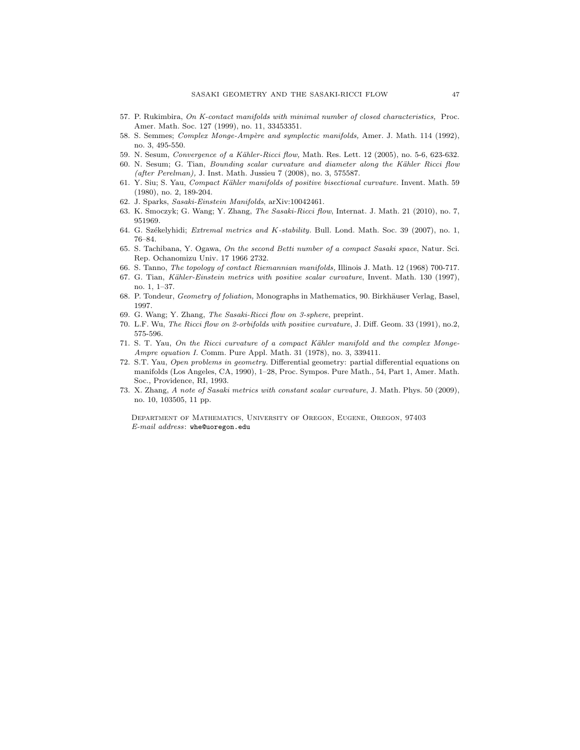57. P. Rukimbira, *On K-contact manifolds with minimal number of closed characteristics,* Proc. Amer. Math. Soc. 127 (1999), no. 11, 33453351.
58. S. Semmes; *Complex Monge-Ampère and symplectic manifolds,* Amer. J. Math. 114 (1992), no. 3, 495-550.
59. N. Sesum, *Convergence of a Kähler-Ricci flow,* Math. Res. Lett. 12 (2005), no. 5-6, 623-632.
60. N. Sesum; G. Tian, *Bounding scalar curvature and diameter along the Kähler Ricci flow (after Perelman),* J. Inst. Math. Jussieu 7 (2008), no. 3, 575587.
61. Y. Siu; S. Yau, *Compact Kähler manifolds of positive bisectional curvature.* Invent. Math. 59 (1980), no. 2, 189-204.
62. J. Sparks, *Sasaki-Einstein Manifolds*, arXiv:10042461.
63. K. Smoczyk; G. Wang; Y. Zhang, *The Sasaki-Ricci flow*, Internat. J. Math. 21 (2010), no. 7, 951969.
64. G. Székelyhidi; *Extremal metrics and K-stability.* Bull. Lond. Math. Soc. 39 (2007), no. 1, 76–84.
65. S. Tachibana, Y. Ogawa, *On the second Betti number of a compact Sasaki space*, Natur. Sci. Rep. Ochanomizu Univ. 17 1966 2732.
66. S. Tanno, *The topology of contact Riemannian manifolds,* Illinois J. Math. 12 (1968) 700-717.
67. G. Tian, *Kähler-Einstein metrics with positive scalar curvature*, Invent. Math. 130 (1997), no. 1, 1–37.
68. P. Tondeur, *Geometry of foliation,* Monographs in Mathematics, 90. Birkhäuser Verlag, Basel, 1997.
69. G. Wang; Y. Zhang, *The Sasaki-Ricci flow on 3-sphere*, preprint.
70. L.F. Wu, *The Ricci flow on 2-orbifolds with positive curvature*, J. Diff. Geom. 33 (1991), no.2, 575-596.
71. S. T. Yau, *On the Ricci curvature of a compact Kähler manifold and the complex Monge-Ampre equation I.* Comm. Pure Appl. Math. 31 (1978), no. 3, 339411.
72. S.T. Yau, *Open problems in geometry.* Differential geometry: partial differential equations on manifolds (Los Angeles, CA, 1990), 1–28, Proc. Sympos. Pure Math., 54, Part 1, Amer. Math. Soc., Providence, RI, 1993.
73. X. Zhang, *A note of Sasaki metrics with constant scalar curvature*, J. Math. Phys. 50 (2009), no. 10, 103505, 11 pp.

Department of Mathematics, University of Oregon, Eugene, Oregon, 97403
*E-mail address*: whe@uoregon.edu